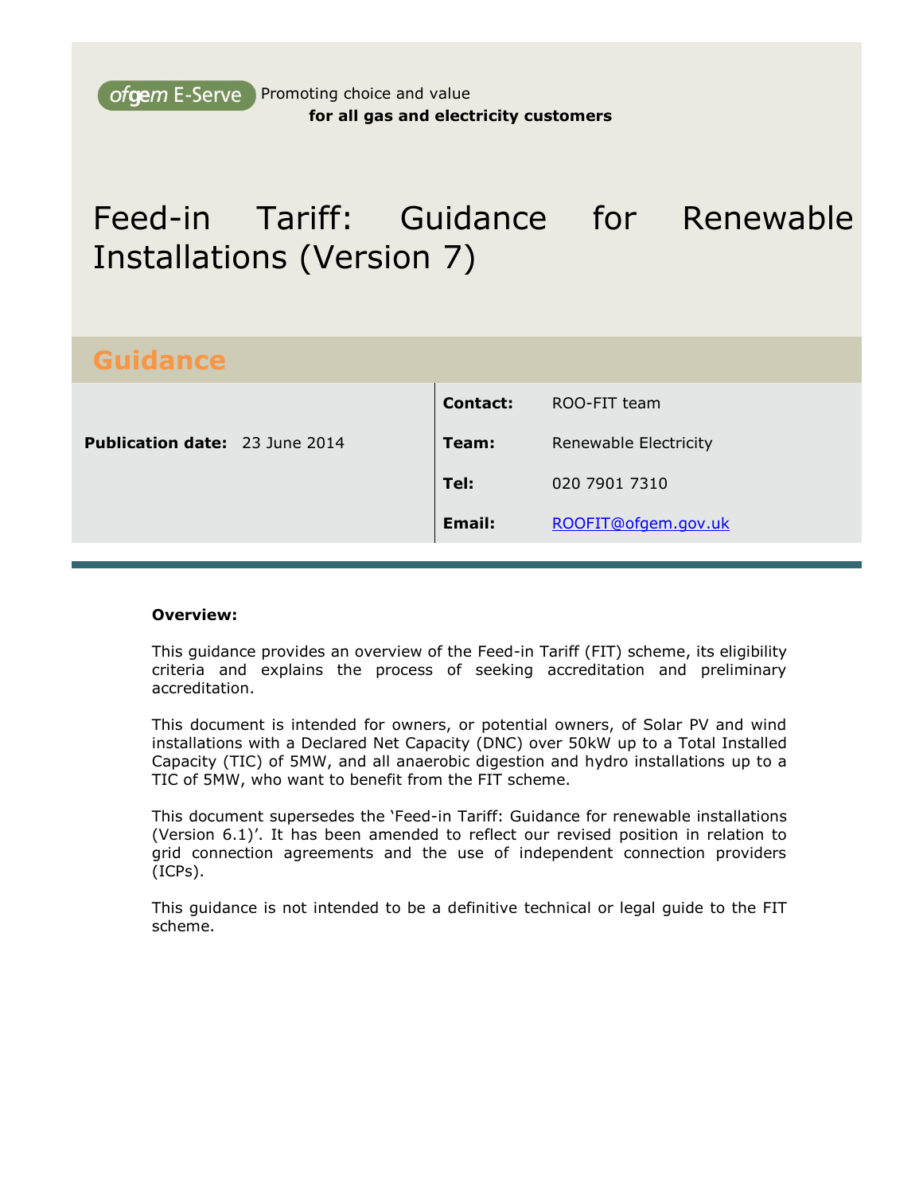ofgem E-Serve Promoting choice and value
**for all gas and electricity customers**

# Feed-in Tariff: Guidance for Renewable Installations (Version 7)

## Guidance

| | | | |
|---|---|---|---|
| **Publication date:** | 23 June 2014 | **Contact:** | ROO-FIT team |
| | | **Team:** | Renewable Electricity |
| | | **Tel:** | 020 7901 7310 |
| | | **Email:** | ROOFIT@ofgem.gov.uk |

**Overview:**

This guidance provides an overview of the Feed-in Tariff (FIT) scheme, its eligibility criteria and explains the process of seeking accreditation and preliminary accreditation.

This document is intended for owners, or potential owners, of Solar PV and wind installations with a Declared Net Capacity (DNC) over 50kW up to a Total Installed Capacity (TIC) of 5MW, and all anaerobic digestion and hydro installations up to a TIC of 5MW, who want to benefit from the FIT scheme.

This document supersedes the 'Feed-in Tariff: Guidance for renewable installations (Version 6.1)'. It has been amended to reflect our revised position in relation to grid connection agreements and the use of independent connection providers (ICPs).

This guidance is not intended to be a definitive technical or legal guide to the FIT scheme.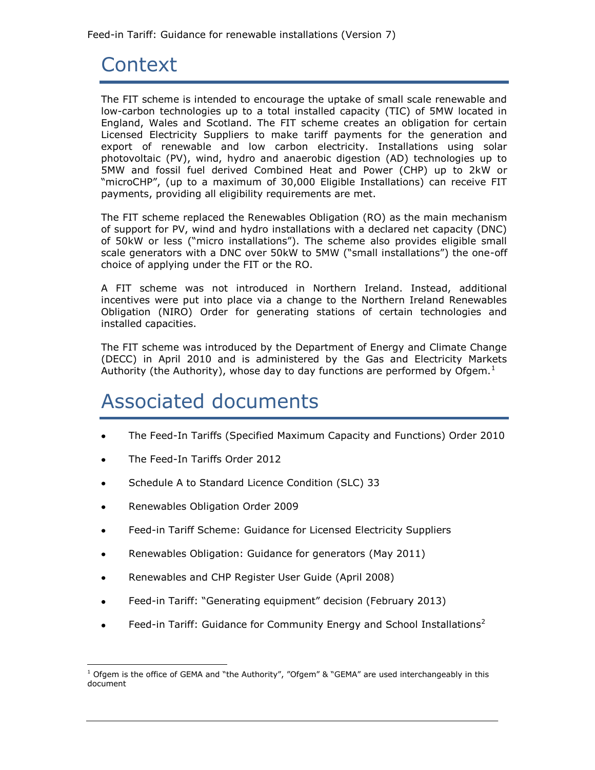# Context

The FIT scheme is intended to encourage the uptake of small scale renewable and low-carbon technologies up to a total installed capacity (TIC) of 5MW located in England, Wales and Scotland. The FIT scheme creates an obligation for certain Licensed Electricity Suppliers to make tariff payments for the generation and export of renewable and low carbon electricity. Installations using solar photovoltaic (PV), wind, hydro and anaerobic digestion (AD) technologies up to 5MW and fossil fuel derived Combined Heat and Power (CHP) up to 2kW or "microCHP", (up to a maximum of 30,000 Eligible Installations) can receive FIT payments, providing all eligibility requirements are met.

The FIT scheme replaced the Renewables Obligation (RO) as the main mechanism of support for PV, wind and hydro installations with a declared net capacity (DNC) of 50kW or less ("micro installations"). The scheme also provides eligible small scale generators with a DNC over 50kW to 5MW ("small installations") the one-off choice of applying under the FIT or the RO.

A FIT scheme was not introduced in Northern Ireland. Instead, additional incentives were put into place via a change to the Northern Ireland Renewables Obligation (NIRO) Order for generating stations of certain technologies and installed capacities.

The FIT scheme was introduced by the Department of Energy and Climate Change (DECC) in April 2010 and is administered by the Gas and Electricity Markets Authority (the Authority), whose day to day functions are performed by Ofgem.[1]

# Associated documents

- The Feed-In Tariffs (Specified Maximum Capacity and Functions) Order 2010
- The Feed-In Tariffs Order 2012
- Schedule A to Standard Licence Condition (SLC) 33
- Renewables Obligation Order 2009
- Feed-in Tariff Scheme: Guidance for Licensed Electricity Suppliers
- Renewables Obligation: Guidance for generators (May 2011)
- Renewables and CHP Register User Guide (April 2008)
- Feed-in Tariff: "Generating equipment" decision (February 2013)
- Feed-in Tariff: Guidance for Community Energy and School Installations[2]

[1] Ofgem is the office of GEMA and "the Authority", "Ofgem" & "GEMA" are used interchangeably in this document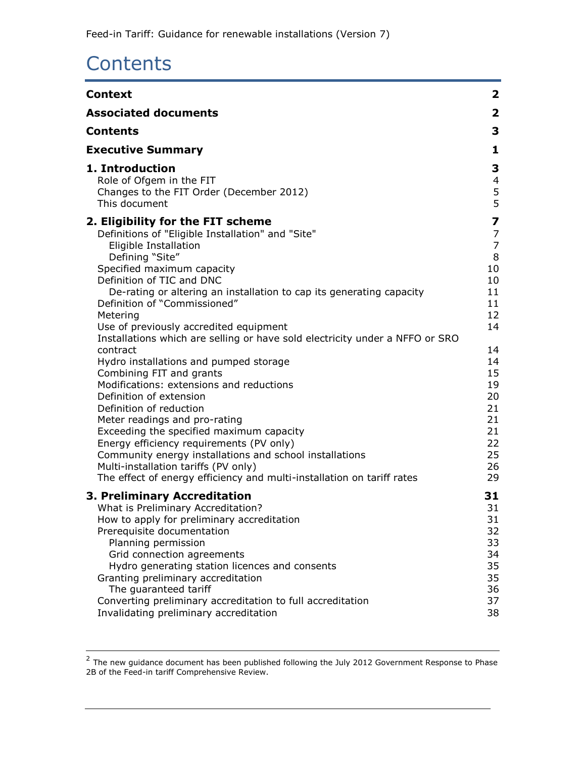# Contents

| | |
|---|---|
| **Context** | **2** |
| **Associated documents** | **2** |
| **Contents** | **3** |
| **Executive Summary** | **1** |
| **1. Introduction** | **3** |
| Role of Ofgem in the FIT | 4 |
| Changes to the FIT Order (December 2012) | 5 |
| This document | 5 |
| **2. Eligibility for the FIT scheme** | **7** |
| Definitions of "Eligible Installation" and "Site" | 7 |
| Eligible Installation | 7 |
| Defining "Site" | 8 |
| Specified maximum capacity | 10 |
| Definition of TIC and DNC | 10 |
| De-rating or altering an installation to cap its generating capacity | 11 |
| Definition of "Commissioned" | 11 |
| Metering | 12 |
| Use of previously accredited equipment | 14 |
| Installations which are selling or have sold electricity under a NFFO or SRO contract | 14 |
| Hydro installations and pumped storage | 14 |
| Combining FIT and grants | 15 |
| Modifications: extensions and reductions | 19 |
| Definition of extension | 20 |
| Definition of reduction | 21 |
| Meter readings and pro-rating | 21 |
| Exceeding the specified maximum capacity | 21 |
| Energy efficiency requirements (PV only) | 22 |
| Community energy installations and school installations | 25 |
| Multi-installation tariffs (PV only) | 26 |
| The effect of energy efficiency and multi-installation on tariff rates | 29 |
| **3. Preliminary Accreditation** | **31** |
| What is Preliminary Accreditation? | 31 |
| How to apply for preliminary accreditation | 31 |
| Prerequisite documentation | 32 |
| Planning permission | 33 |
| Grid connection agreements | 34 |
| Hydro generating station licences and consents | 35 |
| Granting preliminary accreditation | 35 |
| The guaranteed tariff | 36 |
| Converting preliminary accreditation to full accreditation | 37 |
| Invalidating preliminary accreditation | 38 |

[2] The new guidance document has been published following the July 2012 Government Response to Phase 2B of the Feed-in tariff Comprehensive Review.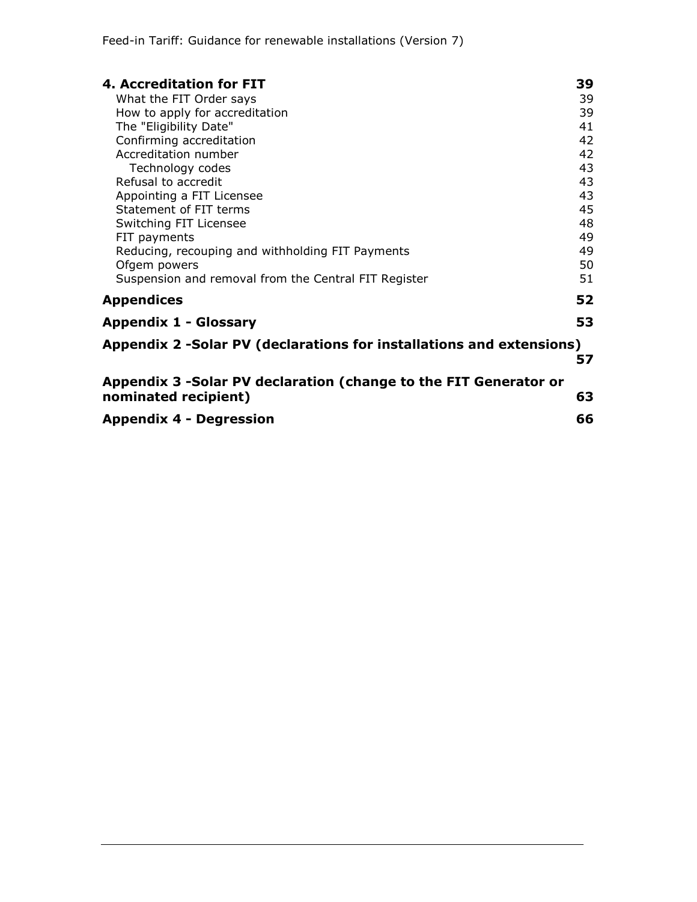**4. Accreditation for FIT** **39**

What the FIT Order says 39
How to apply for accreditation 39
The "Eligibility Date" 41
Confirming accreditation 42
Accreditation number 42
  Technology codes 43
Refusal to accredit 43
Appointing a FIT Licensee 43
Statement of FIT terms 45
Switching FIT Licensee 48
FIT payments 49
Reducing, recouping and withholding FIT Payments 49
Ofgem powers 50
Suspension and removal from the Central FIT Register 51

**Appendices** **52**

**Appendix 1 - Glossary** **53**

**Appendix 2 -Solar PV (declarations for installations and extensions)** **57**

**Appendix 3 -Solar PV declaration (change to the FIT Generator or nominated recipient)** **63**

**Appendix 4 - Degression** **66**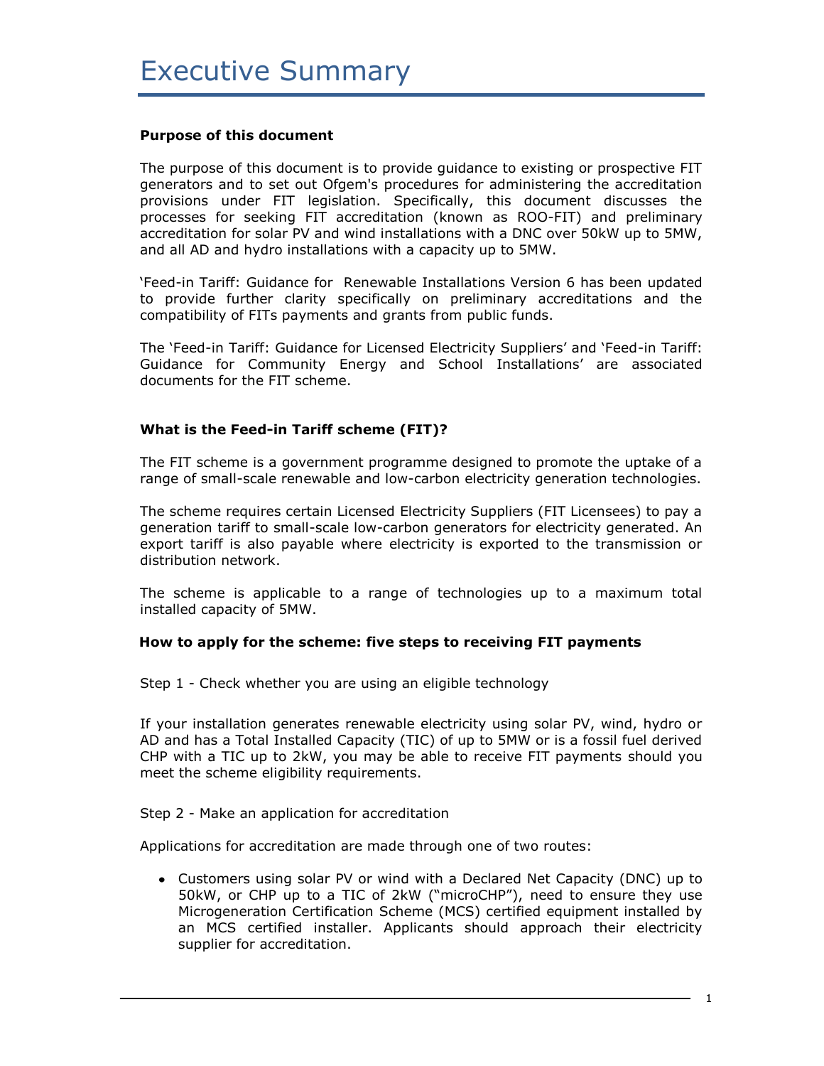# Executive Summary

**Purpose of this document**

The purpose of this document is to provide guidance to existing or prospective FIT generators and to set out Ofgem's procedures for administering the accreditation provisions under FIT legislation. Specifically, this document discusses the processes for seeking FIT accreditation (known as ROO-FIT) and preliminary accreditation for solar PV and wind installations with a DNC over 50kW up to 5MW, and all AD and hydro installations with a capacity up to 5MW.

'Feed-in Tariff: Guidance for Renewable Installations Version 6 has been updated to provide further clarity specifically on preliminary accreditations and the compatibility of FITs payments and grants from public funds.

The 'Feed-in Tariff: Guidance for Licensed Electricity Suppliers' and 'Feed-in Tariff: Guidance for Community Energy and School Installations' are associated documents for the FIT scheme.

**What is the Feed-in Tariff scheme (FIT)?**

The FIT scheme is a government programme designed to promote the uptake of a range of small-scale renewable and low-carbon electricity generation technologies.

The scheme requires certain Licensed Electricity Suppliers (FIT Licensees) to pay a generation tariff to small-scale low-carbon generators for electricity generated. An export tariff is also payable where electricity is exported to the transmission or distribution network.

The scheme is applicable to a range of technologies up to a maximum total installed capacity of 5MW.

**How to apply for the scheme: five steps to receiving FIT payments**

Step 1 - Check whether you are using an eligible technology

If your installation generates renewable electricity using solar PV, wind, hydro or AD and has a Total Installed Capacity (TIC) of up to 5MW or is a fossil fuel derived CHP with a TIC up to 2kW, you may be able to receive FIT payments should you meet the scheme eligibility requirements.

Step 2 - Make an application for accreditation

Applications for accreditation are made through one of two routes:

- Customers using solar PV or wind with a Declared Net Capacity (DNC) up to 50kW, or CHP up to a TIC of 2kW ("microCHP"), need to ensure they use Microgeneration Certification Scheme (MCS) certified equipment installed by an MCS certified installer. Applicants should approach their electricity supplier for accreditation.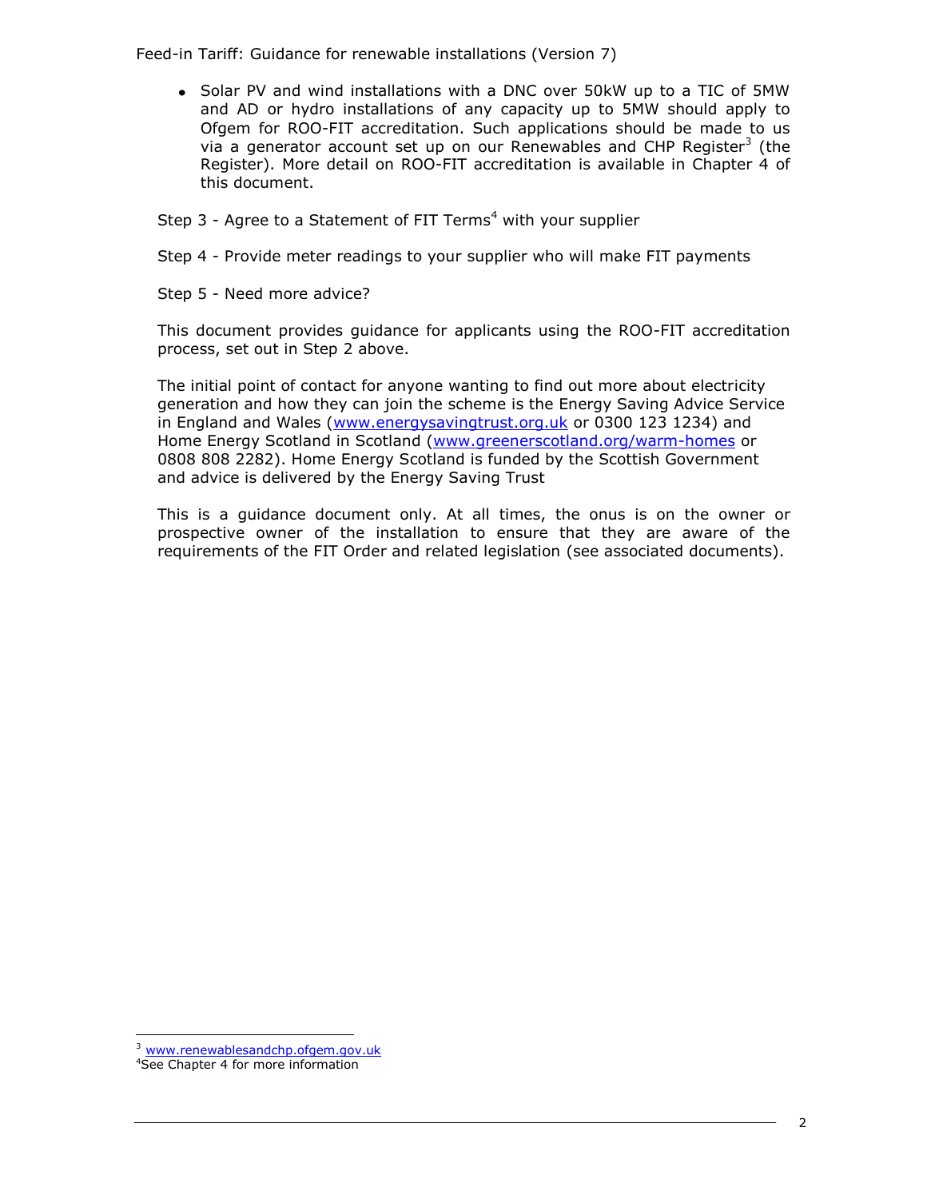- Solar PV and wind installations with a DNC over 50kW up to a TIC of 5MW and AD or hydro installations of any capacity up to 5MW should apply to Ofgem for ROO-FIT accreditation. Such applications should be made to us via a generator account set up on our Renewables and CHP Register[3] (the Register). More detail on ROO-FIT accreditation is available in Chapter 4 of this document.

Step 3 - Agree to a Statement of FIT Terms[4] with your supplier

Step 4 - Provide meter readings to your supplier who will make FIT payments

Step 5 - Need more advice?

This document provides guidance for applicants using the ROO-FIT accreditation process, set out in Step 2 above.

The initial point of contact for anyone wanting to find out more about electricity generation and how they can join the scheme is the Energy Saving Advice Service in England and Wales (www.energysavingtrust.org.uk or 0300 123 1234) and Home Energy Scotland in Scotland (www.greenerscotland.org/warm-homes or 0808 808 2282). Home Energy Scotland is funded by the Scottish Government and advice is delivered by the Energy Saving Trust

This is a guidance document only. At all times, the onus is on the owner or prospective owner of the installation to ensure that they are aware of the requirements of the FIT Order and related legislation (see associated documents).

---

[3] www.renewablesandchp.ofgem.gov.uk

[4] See Chapter 4 for more information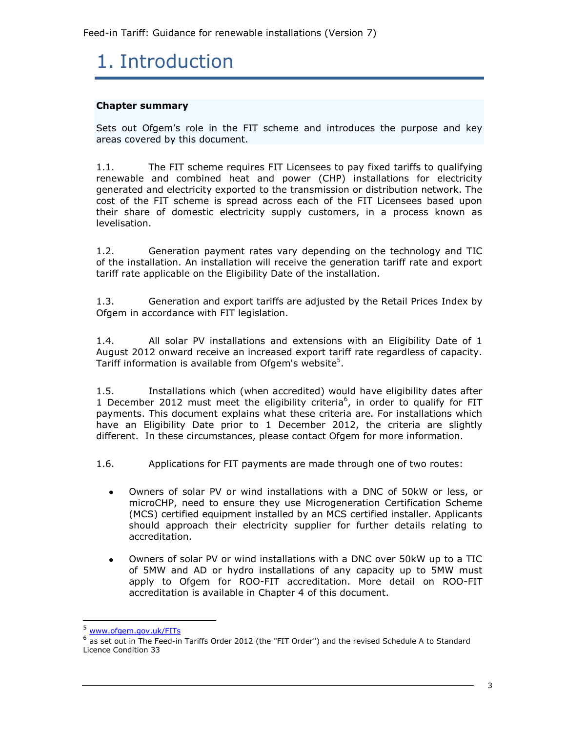# 1. Introduction

**Chapter summary**

Sets out Ofgem's role in the FIT scheme and introduces the purpose and key areas covered by this document.

1.1. The FIT scheme requires FIT Licensees to pay fixed tariffs to qualifying renewable and combined heat and power (CHP) installations for electricity generated and electricity exported to the transmission or distribution network. The cost of the FIT scheme is spread across each of the FIT Licensees based upon their share of domestic electricity supply customers, in a process known as levelisation.

1.2. Generation payment rates vary depending on the technology and TIC of the installation. An installation will receive the generation tariff rate and export tariff rate applicable on the Eligibility Date of the installation.

1.3. Generation and export tariffs are adjusted by the Retail Prices Index by Ofgem in accordance with FIT legislation.

1.4. All solar PV installations and extensions with an Eligibility Date of 1 August 2012 onward receive an increased export tariff rate regardless of capacity. Tariff information is available from Ofgem's website[5].

1.5. Installations which (when accredited) would have eligibility dates after 1 December 2012 must meet the eligibility criteria[6], in order to qualify for FIT payments. This document explains what these criteria are. For installations which have an Eligibility Date prior to 1 December 2012, the criteria are slightly different. In these circumstances, please contact Ofgem for more information.

1.6. Applications for FIT payments are made through one of two routes:

- Owners of solar PV or wind installations with a DNC of 50kW or less, or microCHP, need to ensure they use Microgeneration Certification Scheme (MCS) certified equipment installed by an MCS certified installer. Applicants should approach their electricity supplier for further details relating to accreditation.
- Owners of solar PV or wind installations with a DNC over 50kW up to a TIC of 5MW and AD or hydro installations of any capacity up to 5MW must apply to Ofgem for ROO-FIT accreditation. More detail on ROO-FIT accreditation is available in Chapter 4 of this document.

[5] www.ofgem.gov.uk/FITs

[6] as set out in The Feed-in Tariffs Order 2012 (the "FIT Order") and the revised Schedule A to Standard Licence Condition 33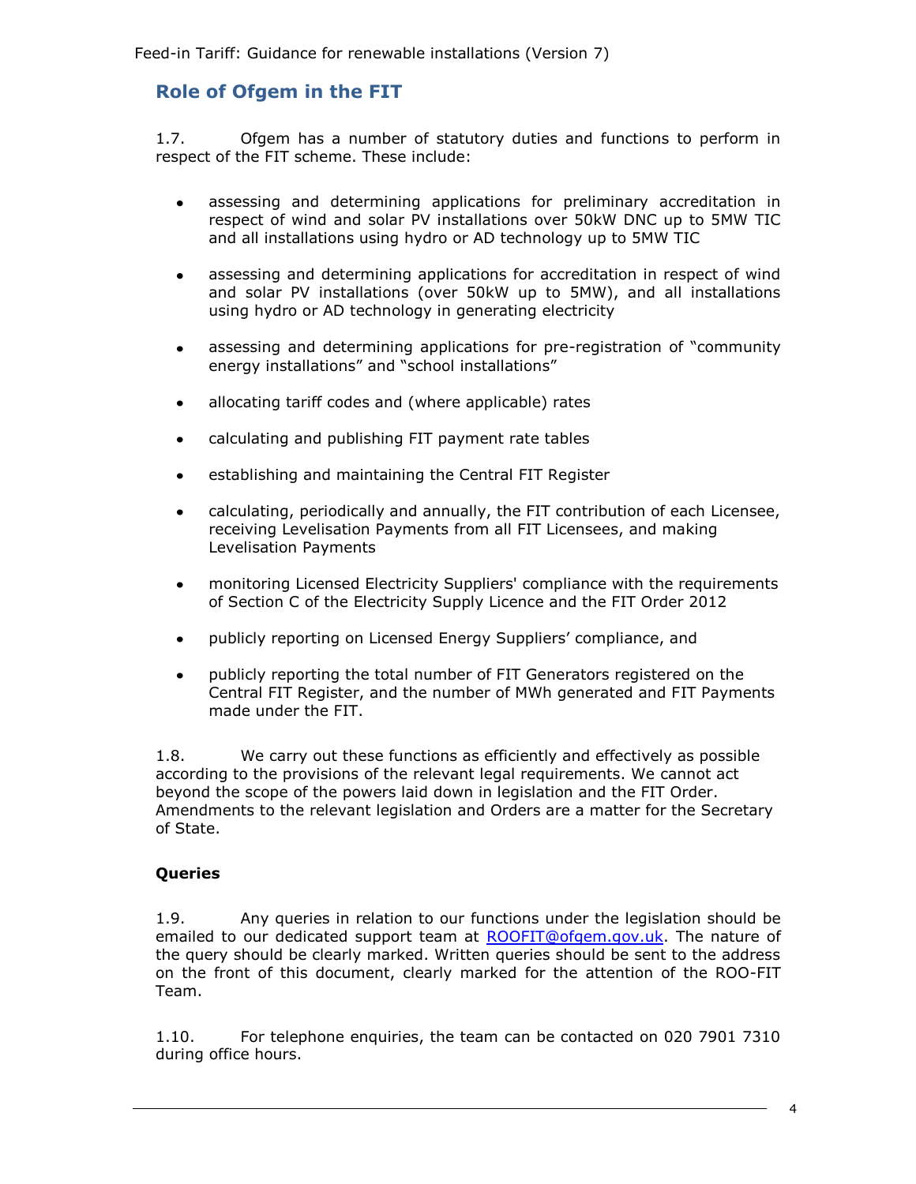## Role of Ofgem in the FIT

1.7. Ofgem has a number of statutory duties and functions to perform in respect of the FIT scheme. These include:

- assessing and determining applications for preliminary accreditation in respect of wind and solar PV installations over 50kW DNC up to 5MW TIC and all installations using hydro or AD technology up to 5MW TIC
- assessing and determining applications for accreditation in respect of wind and solar PV installations (over 50kW up to 5MW), and all installations using hydro or AD technology in generating electricity
- assessing and determining applications for pre-registration of "community energy installations" and "school installations"
- allocating tariff codes and (where applicable) rates
- calculating and publishing FIT payment rate tables
- establishing and maintaining the Central FIT Register
- calculating, periodically and annually, the FIT contribution of each Licensee, receiving Levelisation Payments from all FIT Licensees, and making Levelisation Payments
- monitoring Licensed Electricity Suppliers' compliance with the requirements of Section C of the Electricity Supply Licence and the FIT Order 2012
- publicly reporting on Licensed Energy Suppliers' compliance, and
- publicly reporting the total number of FIT Generators registered on the Central FIT Register, and the number of MWh generated and FIT Payments made under the FIT.

1.8. We carry out these functions as efficiently and effectively as possible according to the provisions of the relevant legal requirements. We cannot act beyond the scope of the powers laid down in legislation and the FIT Order. Amendments to the relevant legislation and Orders are a matter for the Secretary of State.

### Queries

1.9. Any queries in relation to our functions under the legislation should be emailed to our dedicated support team at ROOFIT@ofgem.gov.uk. The nature of the query should be clearly marked. Written queries should be sent to the address on the front of this document, clearly marked for the attention of the ROO-FIT Team.

1.10. For telephone enquiries, the team can be contacted on 020 7901 7310 during office hours.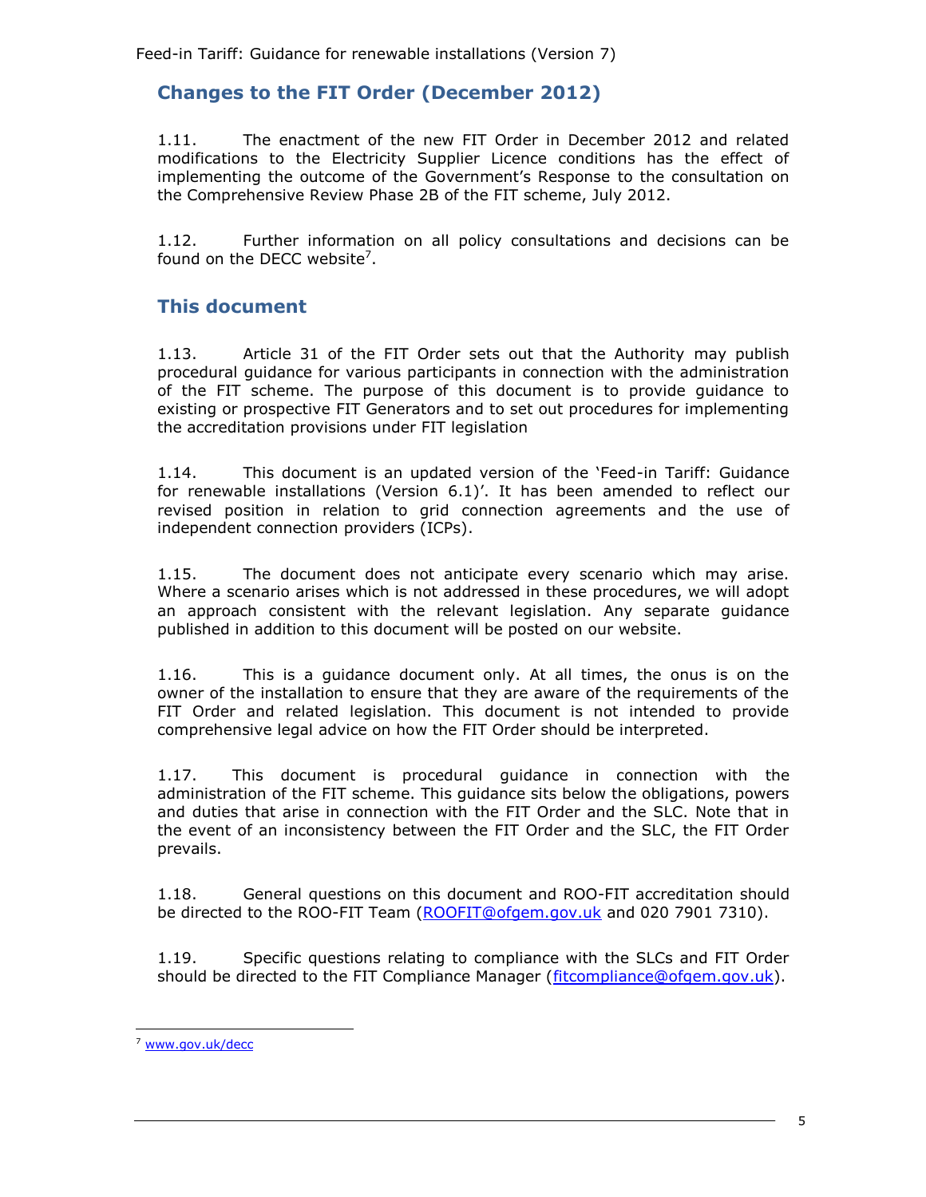## Changes to the FIT Order (December 2012)

1.11. The enactment of the new FIT Order in December 2012 and related modifications to the Electricity Supplier Licence conditions has the effect of implementing the outcome of the Government's Response to the consultation on the Comprehensive Review Phase 2B of the FIT scheme, July 2012.

1.12. Further information on all policy consultations and decisions can be found on the DECC website[7].

## This document

1.13. Article 31 of the FIT Order sets out that the Authority may publish procedural guidance for various participants in connection with the administration of the FIT scheme. The purpose of this document is to provide guidance to existing or prospective FIT Generators and to set out procedures for implementing the accreditation provisions under FIT legislation

1.14. This document is an updated version of the 'Feed-in Tariff: Guidance for renewable installations (Version 6.1)'. It has been amended to reflect our revised position in relation to grid connection agreements and the use of independent connection providers (ICPs).

1.15. The document does not anticipate every scenario which may arise. Where a scenario arises which is not addressed in these procedures, we will adopt an approach consistent with the relevant legislation. Any separate guidance published in addition to this document will be posted on our website.

1.16. This is a guidance document only. At all times, the onus is on the owner of the installation to ensure that they are aware of the requirements of the FIT Order and related legislation. This document is not intended to provide comprehensive legal advice on how the FIT Order should be interpreted.

1.17. This document is procedural guidance in connection with the administration of the FIT scheme. This guidance sits below the obligations, powers and duties that arise in connection with the FIT Order and the SLC. Note that in the event of an inconsistency between the FIT Order and the SLC, the FIT Order prevails.

1.18. General questions on this document and ROO-FIT accreditation should be directed to the ROO-FIT Team (ROOFIT@ofgem.gov.uk and 020 7901 7310).

1.19. Specific questions relating to compliance with the SLCs and FIT Order should be directed to the FIT Compliance Manager (fitcompliance@ofgem.gov.uk).

---

[7] www.gov.uk/decc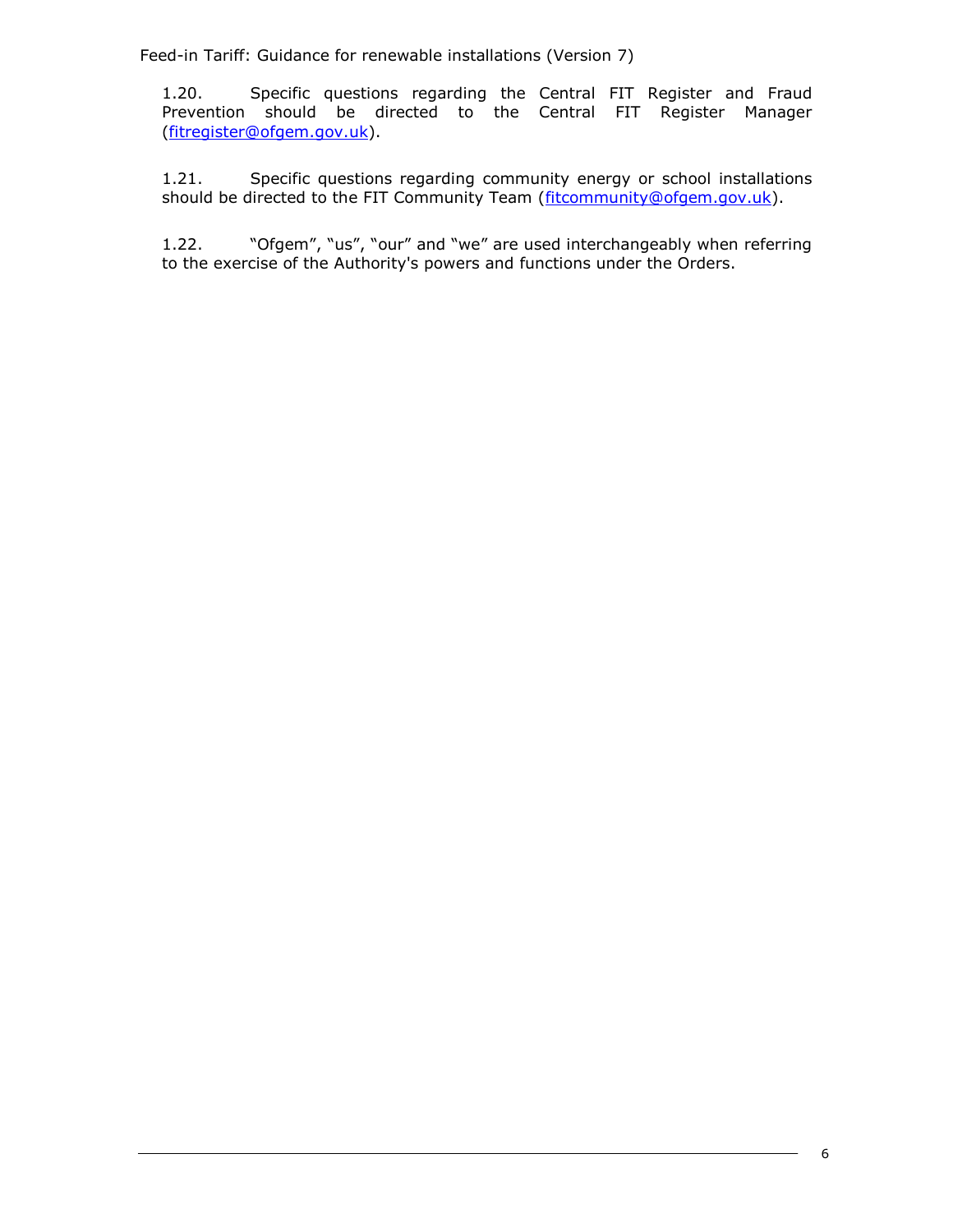1.20. Specific questions regarding the Central FIT Register and Fraud Prevention should be directed to the Central FIT Register Manager (fitregister@ofgem.gov.uk).

1.21. Specific questions regarding community energy or school installations should be directed to the FIT Community Team (fitcommunity@ofgem.gov.uk).

1.22. "Ofgem", "us", "our" and "we" are used interchangeably when referring to the exercise of the Authority's powers and functions under the Orders.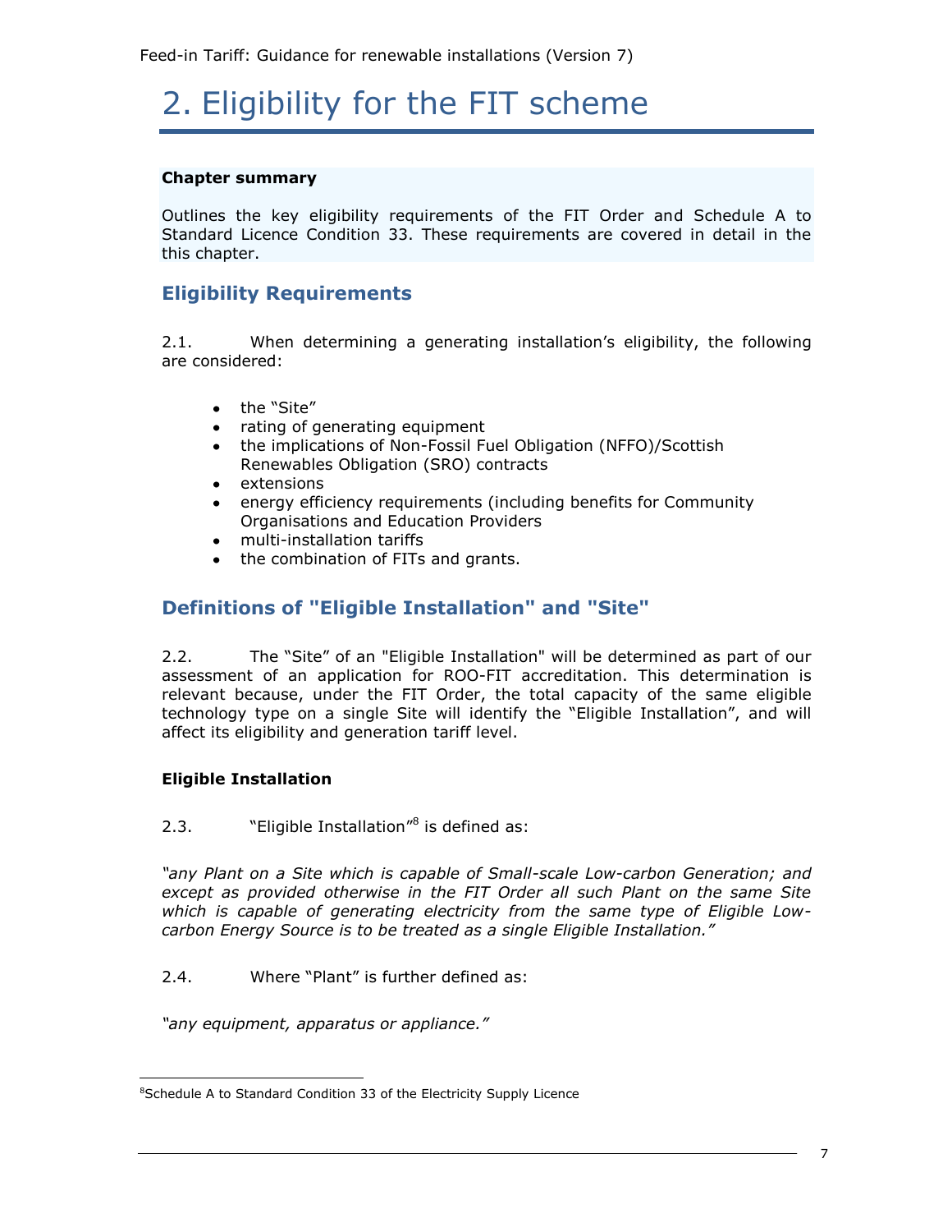# 2. Eligibility for the FIT scheme

**Chapter summary**

Outlines the key eligibility requirements of the FIT Order and Schedule A to Standard Licence Condition 33. These requirements are covered in detail in the this chapter.

## Eligibility Requirements

2.1. When determining a generating installation's eligibility, the following are considered:

- the "Site"
- rating of generating equipment
- the implications of Non-Fossil Fuel Obligation (NFFO)/Scottish Renewables Obligation (SRO) contracts
- extensions
- energy efficiency requirements (including benefits for Community Organisations and Education Providers
- multi-installation tariffs
- the combination of FITs and grants.

## Definitions of "Eligible Installation" and "Site"

2.2. The "Site" of an "Eligible Installation" will be determined as part of our assessment of an application for ROO-FIT accreditation. This determination is relevant because, under the FIT Order, the total capacity of the same eligible technology type on a single Site will identify the "Eligible Installation", and will affect its eligibility and generation tariff level.

### Eligible Installation

2.3. "Eligible Installation"[8] is defined as:

*"any Plant on a Site which is capable of Small-scale Low-carbon Generation; and except as provided otherwise in the FIT Order all such Plant on the same Site which is capable of generating electricity from the same type of Eligible Low-carbon Energy Source is to be treated as a single Eligible Installation."*

2.4. Where "Plant" is further defined as:

*"any equipment, apparatus or appliance."*

[8] Schedule A to Standard Condition 33 of the Electricity Supply Licence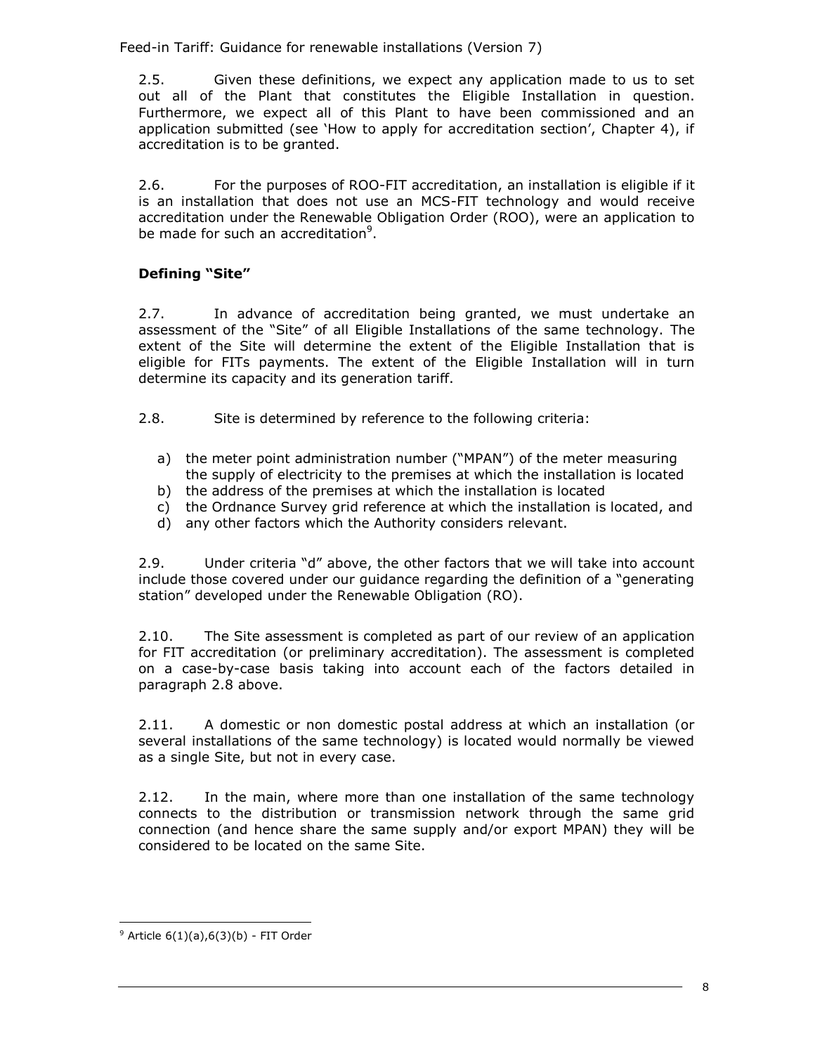2.5. Given these definitions, we expect any application made to us to set out all of the Plant that constitutes the Eligible Installation in question. Furthermore, we expect all of this Plant to have been commissioned and an application submitted (see 'How to apply for accreditation section', Chapter 4), if accreditation is to be granted.

2.6. For the purposes of ROO-FIT accreditation, an installation is eligible if it is an installation that does not use an MCS-FIT technology and would receive accreditation under the Renewable Obligation Order (ROO), were an application to be made for such an accreditation[9].

### Defining "Site"

2.7. In advance of accreditation being granted, we must undertake an assessment of the "Site" of all Eligible Installations of the same technology. The extent of the Site will determine the extent of the Eligible Installation that is eligible for FITs payments. The extent of the Eligible Installation will in turn determine its capacity and its generation tariff.

2.8. Site is determined by reference to the following criteria:

a) the meter point administration number ("MPAN") of the meter measuring the supply of electricity to the premises at which the installation is located
b) the address of the premises at which the installation is located
c) the Ordnance Survey grid reference at which the installation is located, and
d) any other factors which the Authority considers relevant.

2.9. Under criteria "d" above, the other factors that we will take into account include those covered under our guidance regarding the definition of a "generating station" developed under the Renewable Obligation (RO).

2.10. The Site assessment is completed as part of our review of an application for FIT accreditation (or preliminary accreditation). The assessment is completed on a case-by-case basis taking into account each of the factors detailed in paragraph 2.8 above.

2.11. A domestic or non domestic postal address at which an installation (or several installations of the same technology) is located would normally be viewed as a single Site, but not in every case.

2.12. In the main, where more than one installation of the same technology connects to the distribution or transmission network through the same grid connection (and hence share the same supply and/or export MPAN) they will be considered to be located on the same Site.

[9] Article 6(1)(a),6(3)(b) - FIT Order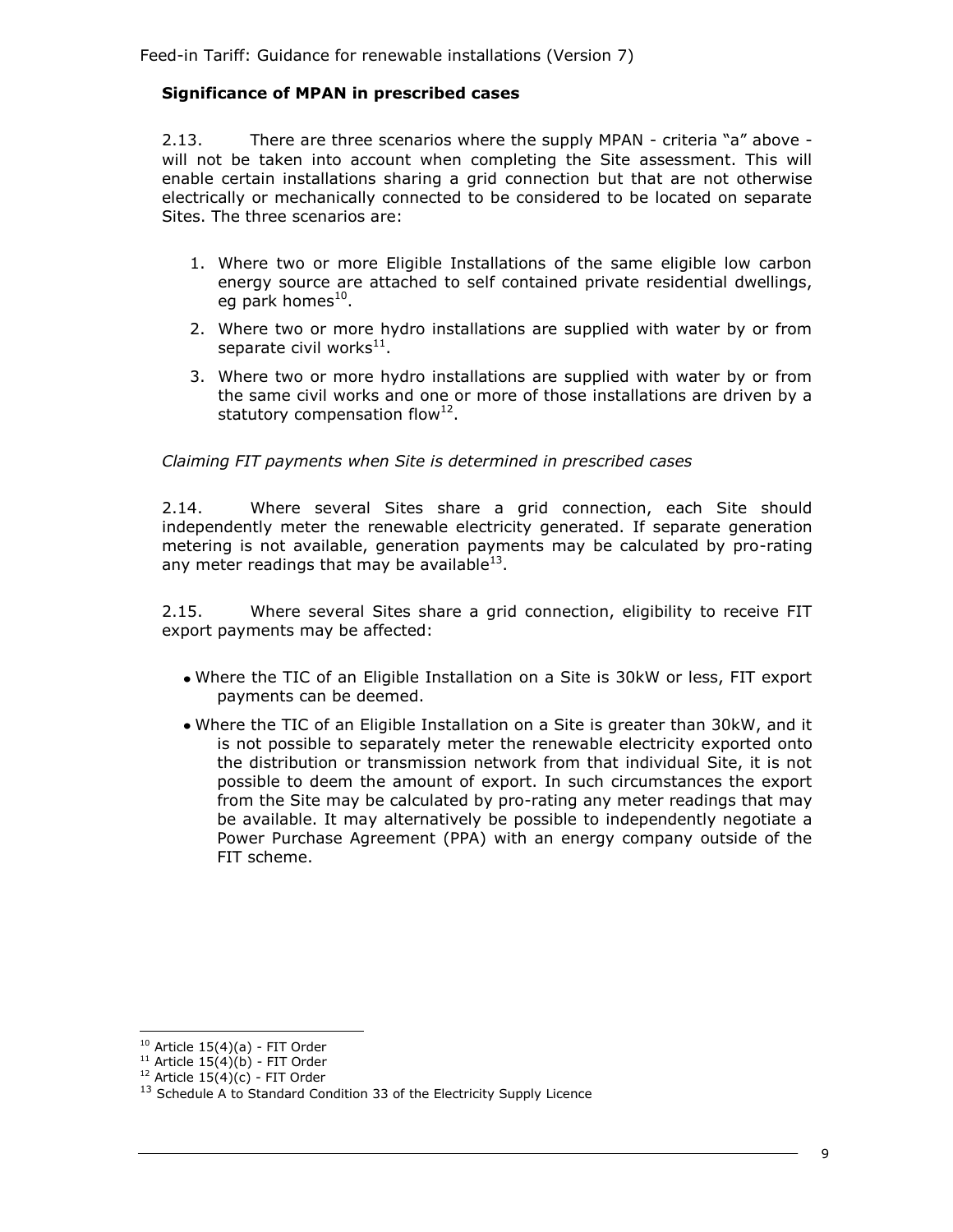### Significance of MPAN in prescribed cases

2.13. There are three scenarios where the supply MPAN - criteria "a" above - will not be taken into account when completing the Site assessment. This will enable certain installations sharing a grid connection but that are not otherwise electrically or mechanically connected to be considered to be located on separate Sites. The three scenarios are:

1. Where two or more Eligible Installations of the same eligible low carbon energy source are attached to self contained private residential dwellings, eg park homes[10].
2. Where two or more hydro installations are supplied with water by or from separate civil works[11].
3. Where two or more hydro installations are supplied with water by or from the same civil works and one or more of those installations are driven by a statutory compensation flow[12].

*Claiming FIT payments when Site is determined in prescribed cases*

2.14. Where several Sites share a grid connection, each Site should independently meter the renewable electricity generated. If separate generation metering is not available, generation payments may be calculated by pro-rating any meter readings that may be available[13].

2.15. Where several Sites share a grid connection, eligibility to receive FIT export payments may be affected:

- Where the TIC of an Eligible Installation on a Site is 30kW or less, FIT export payments can be deemed.
- Where the TIC of an Eligible Installation on a Site is greater than 30kW, and it is not possible to separately meter the renewable electricity exported onto the distribution or transmission network from that individual Site, it is not possible to deem the amount of export. In such circumstances the export from the Site may be calculated by pro-rating any meter readings that may be available. It may alternatively be possible to independently negotiate a Power Purchase Agreement (PPA) with an energy company outside of the FIT scheme.

---

[10] Article 15(4)(a) - FIT Order
[11] Article 15(4)(b) - FIT Order
[12] Article 15(4)(c) - FIT Order
[13] Schedule A to Standard Condition 33 of the Electricity Supply Licence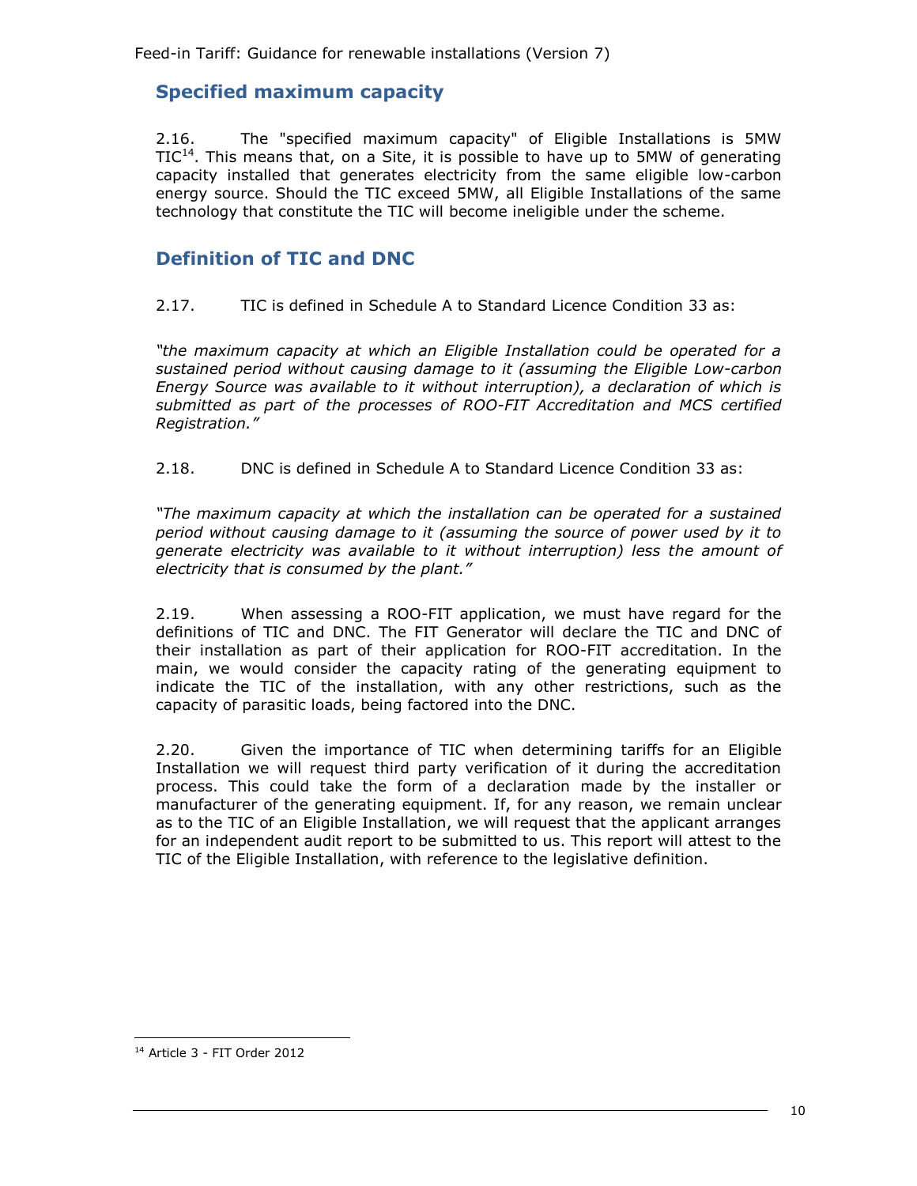## Specified maximum capacity

2.16. The "specified maximum capacity" of Eligible Installations is 5MW TIC[14]. This means that, on a Site, it is possible to have up to 5MW of generating capacity installed that generates electricity from the same eligible low-carbon energy source. Should the TIC exceed 5MW, all Eligible Installations of the same technology that constitute the TIC will become ineligible under the scheme.

## Definition of TIC and DNC

2.17. TIC is defined in Schedule A to Standard Licence Condition 33 as:

*"the maximum capacity at which an Eligible Installation could be operated for a sustained period without causing damage to it (assuming the Eligible Low-carbon Energy Source was available to it without interruption), a declaration of which is submitted as part of the processes of ROO-FIT Accreditation and MCS certified Registration."*

2.18. DNC is defined in Schedule A to Standard Licence Condition 33 as:

*"The maximum capacity at which the installation can be operated for a sustained period without causing damage to it (assuming the source of power used by it to generate electricity was available to it without interruption) less the amount of electricity that is consumed by the plant."*

2.19. When assessing a ROO-FIT application, we must have regard for the definitions of TIC and DNC. The FIT Generator will declare the TIC and DNC of their installation as part of their application for ROO-FIT accreditation. In the main, we would consider the capacity rating of the generating equipment to indicate the TIC of the installation, with any other restrictions, such as the capacity of parasitic loads, being factored into the DNC.

2.20. Given the importance of TIC when determining tariffs for an Eligible Installation we will request third party verification of it during the accreditation process. This could take the form of a declaration made by the installer or manufacturer of the generating equipment. If, for any reason, we remain unclear as to the TIC of an Eligible Installation, we will request that the applicant arranges for an independent audit report to be submitted to us. This report will attest to the TIC of the Eligible Installation, with reference to the legislative definition.

[14] Article 3 - FIT Order 2012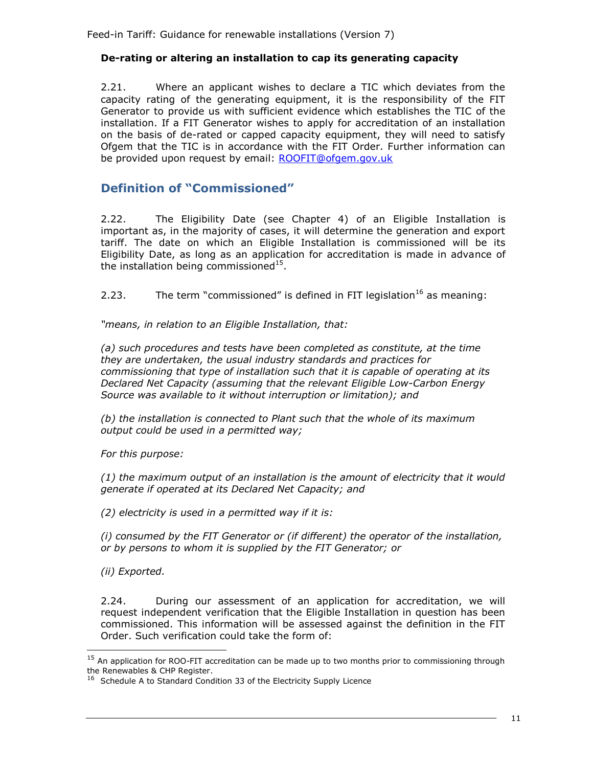### De-rating or altering an installation to cap its generating capacity

2.21. Where an applicant wishes to declare a TIC which deviates from the capacity rating of the generating equipment, it is the responsibility of the FIT Generator to provide us with sufficient evidence which establishes the TIC of the installation. If a FIT Generator wishes to apply for accreditation of an installation on the basis of de-rated or capped capacity equipment, they will need to satisfy Ofgem that the TIC is in accordance with the FIT Order. Further information can be provided upon request by email: ROOFIT@ofgem.gov.uk

## Definition of "Commissioned"

2.22. The Eligibility Date (see Chapter 4) of an Eligible Installation is important as, in the majority of cases, it will determine the generation and export tariff. The date on which an Eligible Installation is commissioned will be its Eligibility Date, as long as an application for accreditation is made in advance of the installation being commissioned[15].

2.23. The term "commissioned" is defined in FIT legislation[16] as meaning:

*"means, in relation to an Eligible Installation, that:*

*(a) such procedures and tests have been completed as constitute, at the time they are undertaken, the usual industry standards and practices for commissioning that type of installation such that it is capable of operating at its Declared Net Capacity (assuming that the relevant Eligible Low-Carbon Energy Source was available to it without interruption or limitation); and*

*(b) the installation is connected to Plant such that the whole of its maximum output could be used in a permitted way;*

*For this purpose:*

*(1) the maximum output of an installation is the amount of electricity that it would generate if operated at its Declared Net Capacity; and*

*(2) electricity is used in a permitted way if it is:*

*(i) consumed by the FIT Generator or (if different) the operator of the installation, or by persons to whom it is supplied by the FIT Generator; or*

*(ii) Exported.*

2.24. During our assessment of an application for accreditation, we will request independent verification that the Eligible Installation in question has been commissioned. This information will be assessed against the definition in the FIT Order. Such verification could take the form of:

---

[15] An application for ROO-FIT accreditation can be made up to two months prior to commissioning through the Renewables & CHP Register.

[16] Schedule A to Standard Condition 33 of the Electricity Supply Licence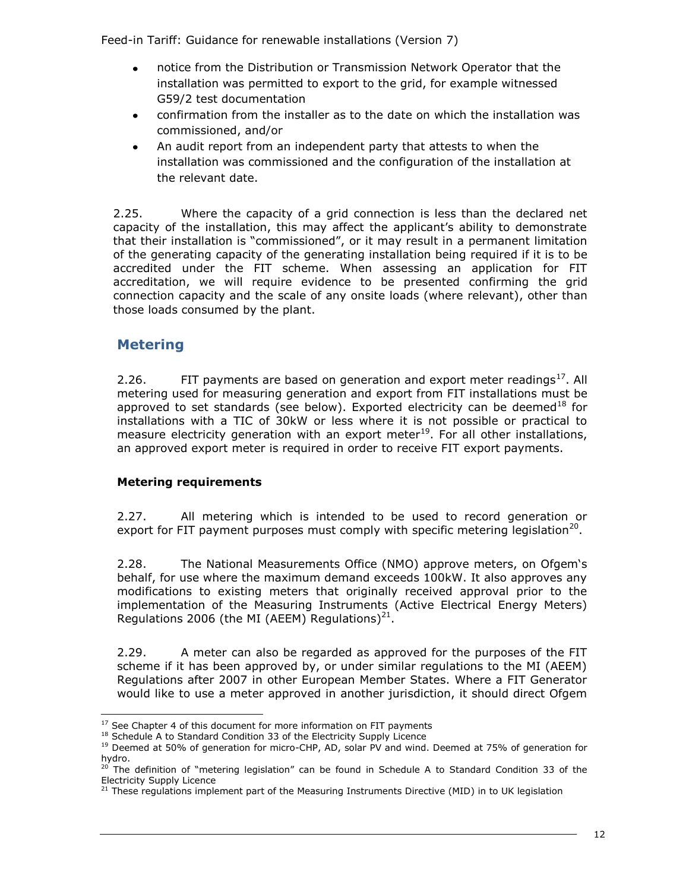- notice from the Distribution or Transmission Network Operator that the installation was permitted to export to the grid, for example witnessed G59/2 test documentation
- confirmation from the installer as to the date on which the installation was commissioned, and/or
- An audit report from an independent party that attests to when the installation was commissioned and the configuration of the installation at the relevant date.

2.25. Where the capacity of a grid connection is less than the declared net capacity of the installation, this may affect the applicant's ability to demonstrate that their installation is "commissioned", or it may result in a permanent limitation of the generating capacity of the generating installation being required if it is to be accredited under the FIT scheme. When assessing an application for FIT accreditation, we will require evidence to be presented confirming the grid connection capacity and the scale of any onsite loads (where relevant), other than those loads consumed by the plant.

## Metering

2.26. FIT payments are based on generation and export meter readings[17]. All metering used for measuring generation and export from FIT installations must be approved to set standards (see below). Exported electricity can be deemed[18] for installations with a TIC of 30kW or less where it is not possible or practical to measure electricity generation with an export meter[19]. For all other installations, an approved export meter is required in order to receive FIT export payments.

### Metering requirements

2.27. All metering which is intended to be used to record generation or export for FIT payment purposes must comply with specific metering legislation[20].

2.28. The National Measurements Office (NMO) approve meters, on Ofgem's behalf, for use where the maximum demand exceeds 100kW. It also approves any modifications to existing meters that originally received approval prior to the implementation of the Measuring Instruments (Active Electrical Energy Meters) Regulations 2006 (the MI (AEEM) Regulations)[21].

2.29. A meter can also be regarded as approved for the purposes of the FIT scheme if it has been approved by, or under similar regulations to the MI (AEEM) Regulations after 2007 in other European Member States. Where a FIT Generator would like to use a meter approved in another jurisdiction, it should direct Ofgem

---

[17] See Chapter 4 of this document for more information on FIT payments

[18] Schedule A to Standard Condition 33 of the Electricity Supply Licence

[19] Deemed at 50% of generation for micro-CHP, AD, solar PV and wind. Deemed at 75% of generation for hydro.

[20] The definition of "metering legislation" can be found in Schedule A to Standard Condition 33 of the Electricity Supply Licence

[21] These regulations implement part of the Measuring Instruments Directive (MID) in to UK legislation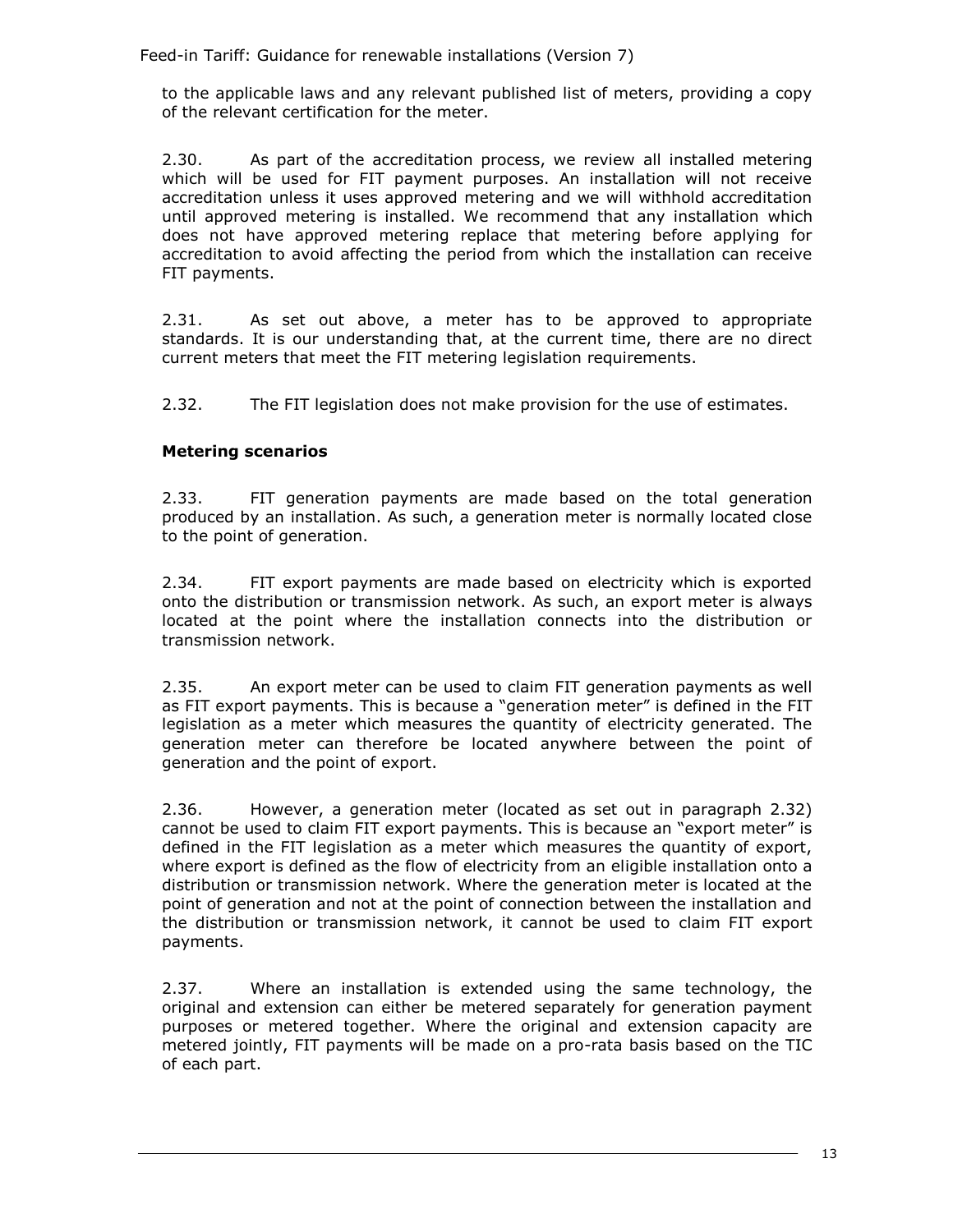to the applicable laws and any relevant published list of meters, providing a copy of the relevant certification for the meter.

2.30. As part of the accreditation process, we review all installed metering which will be used for FIT payment purposes. An installation will not receive accreditation unless it uses approved metering and we will withhold accreditation until approved metering is installed. We recommend that any installation which does not have approved metering replace that metering before applying for accreditation to avoid affecting the period from which the installation can receive FIT payments.

2.31. As set out above, a meter has to be approved to appropriate standards. It is our understanding that, at the current time, there are no direct current meters that meet the FIT metering legislation requirements.

2.32. The FIT legislation does not make provision for the use of estimates.

### Metering scenarios

2.33. FIT generation payments are made based on the total generation produced by an installation. As such, a generation meter is normally located close to the point of generation.

2.34. FIT export payments are made based on electricity which is exported onto the distribution or transmission network. As such, an export meter is always located at the point where the installation connects into the distribution or transmission network.

2.35. An export meter can be used to claim FIT generation payments as well as FIT export payments. This is because a "generation meter" is defined in the FIT legislation as a meter which measures the quantity of electricity generated. The generation meter can therefore be located anywhere between the point of generation and the point of export.

2.36. However, a generation meter (located as set out in paragraph 2.32) cannot be used to claim FIT export payments. This is because an "export meter" is defined in the FIT legislation as a meter which measures the quantity of export, where export is defined as the flow of electricity from an eligible installation onto a distribution or transmission network. Where the generation meter is located at the point of generation and not at the point of connection between the installation and the distribution or transmission network, it cannot be used to claim FIT export payments.

2.37. Where an installation is extended using the same technology, the original and extension can either be metered separately for generation payment purposes or metered together. Where the original and extension capacity are metered jointly, FIT payments will be made on a pro-rata basis based on the TIC of each part.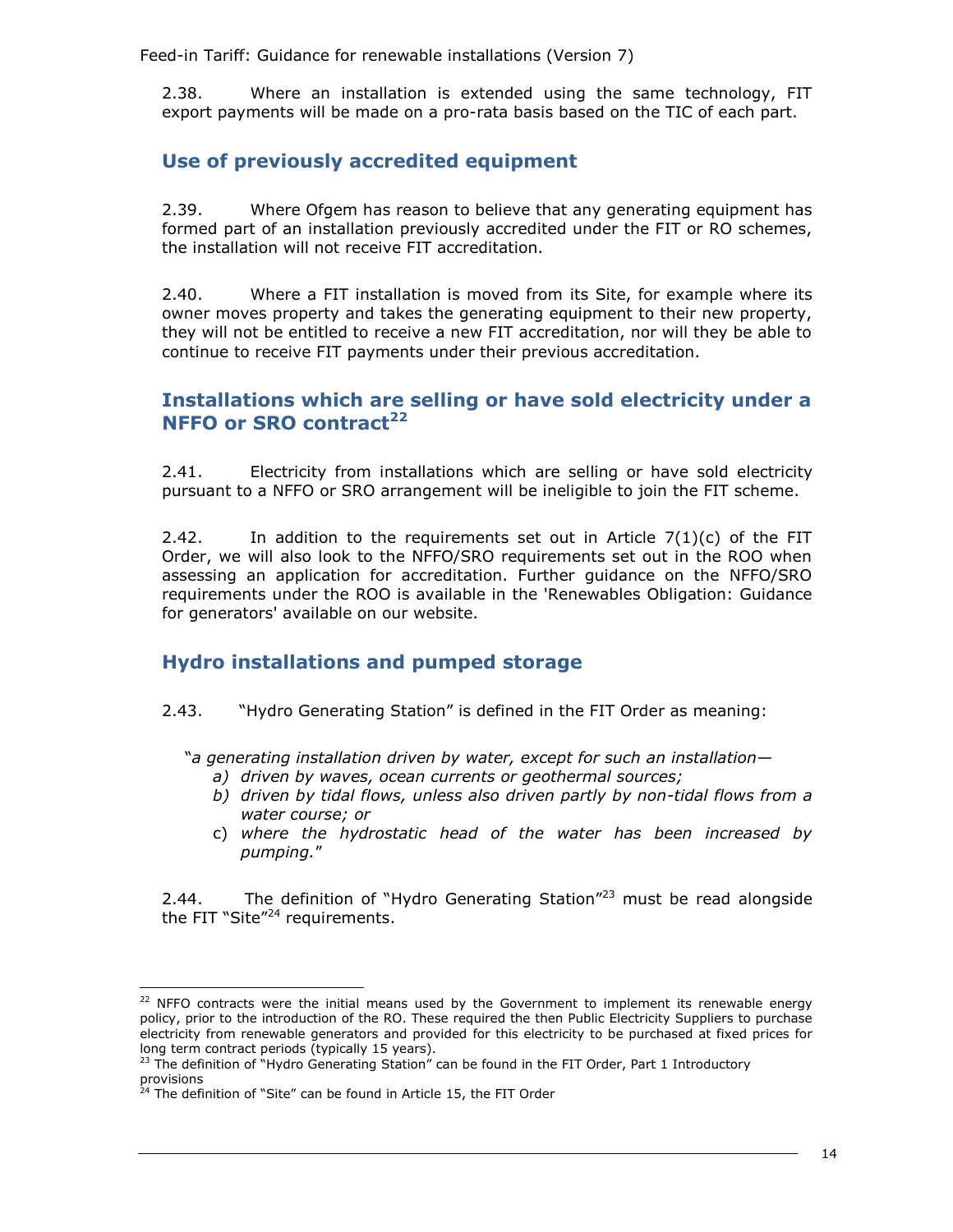2.38. Where an installation is extended using the same technology, FIT export payments will be made on a pro-rata basis based on the TIC of each part.

## Use of previously accredited equipment

2.39. Where Ofgem has reason to believe that any generating equipment has formed part of an installation previously accredited under the FIT or RO schemes, the installation will not receive FIT accreditation.

2.40. Where a FIT installation is moved from its Site, for example where its owner moves property and takes the generating equipment to their new property, they will not be entitled to receive a new FIT accreditation, nor will they be able to continue to receive FIT payments under their previous accreditation.

## Installations which are selling or have sold electricity under a NFFO or SRO contract[22]

2.41. Electricity from installations which are selling or have sold electricity pursuant to a NFFO or SRO arrangement will be ineligible to join the FIT scheme.

2.42. In addition to the requirements set out in Article 7(1)(c) of the FIT Order, we will also look to the NFFO/SRO requirements set out in the ROO when assessing an application for accreditation. Further guidance on the NFFO/SRO requirements under the ROO is available in the 'Renewables Obligation: Guidance for generators' available on our website.

## Hydro installations and pumped storage

2.43. "Hydro Generating Station" is defined in the FIT Order as meaning:

"*a generating installation driven by water, except for such an installation—*

a) *driven by waves, ocean currents or geothermal sources;*
b) *driven by tidal flows, unless also driven partly by non-tidal flows from a water course; or*
c) *where the hydrostatic head of the water has been increased by pumping.*"

2.44. The definition of "Hydro Generating Station"[23] must be read alongside the FIT "Site"[24] requirements.

---

[22] NFFO contracts were the initial means used by the Government to implement its renewable energy policy, prior to the introduction of the RO. These required the then Public Electricity Suppliers to purchase electricity from renewable generators and provided for this electricity to be purchased at fixed prices for long term contract periods (typically 15 years).

[23] The definition of "Hydro Generating Station" can be found in the FIT Order, Part 1 Introductory provisions

[24] The definition of "Site" can be found in Article 15, the FIT Order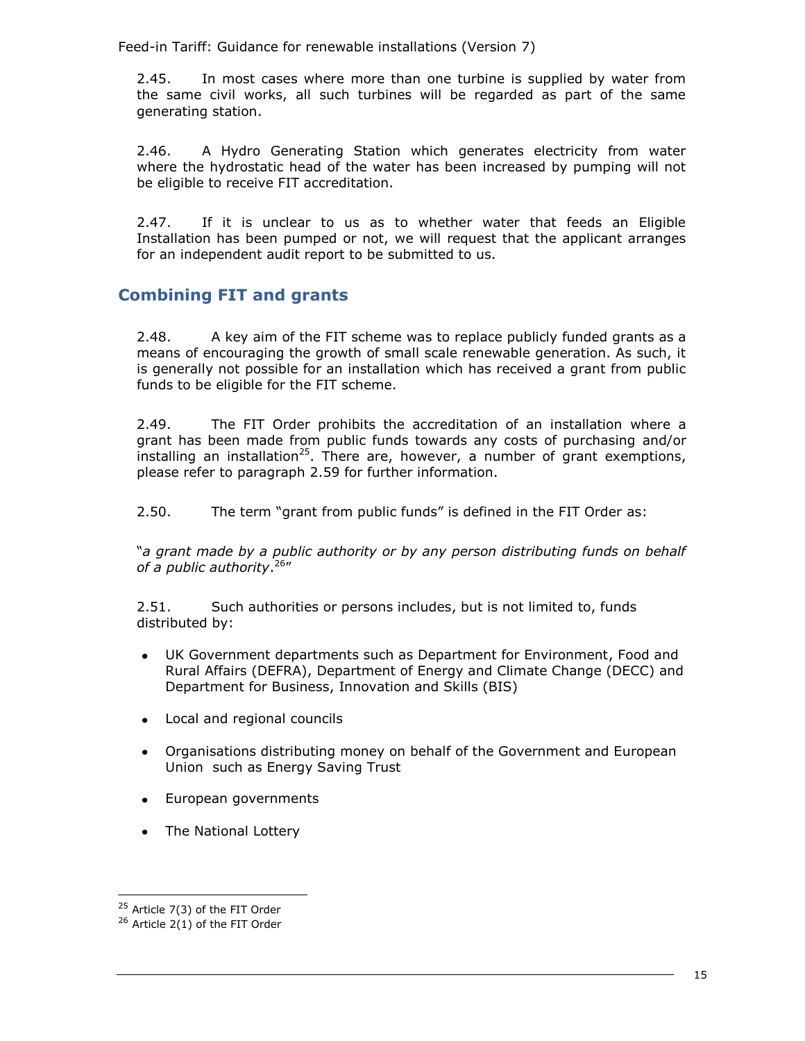2.45. In most cases where more than one turbine is supplied by water from the same civil works, all such turbines will be regarded as part of the same generating station.

2.46. A Hydro Generating Station which generates electricity from water where the hydrostatic head of the water has been increased by pumping will not be eligible to receive FIT accreditation.

2.47. If it is unclear to us as to whether water that feeds an Eligible Installation has been pumped or not, we will request that the applicant arranges for an independent audit report to be submitted to us.

## Combining FIT and grants

2.48. A key aim of the FIT scheme was to replace publicly funded grants as a means of encouraging the growth of small scale renewable generation. As such, it is generally not possible for an installation which has received a grant from public funds to be eligible for the FIT scheme.

2.49. The FIT Order prohibits the accreditation of an installation where a grant has been made from public funds towards any costs of purchasing and/or installing an installation[25]. There are, however, a number of grant exemptions, please refer to paragraph 2.59 for further information.

2.50. The term "grant from public funds" is defined in the FIT Order as:

"*a grant made by a public authority or by any person distributing funds on behalf of a public authority*.[26]"

2.51. Such authorities or persons includes, but is not limited to, funds distributed by:

- UK Government departments such as Department for Environment, Food and Rural Affairs (DEFRA), Department of Energy and Climate Change (DECC) and Department for Business, Innovation and Skills (BIS)
- Local and regional councils
- Organisations distributing money on behalf of the Government and European Union such as Energy Saving Trust
- European governments
- The National Lottery

---

[25] Article 7(3) of the FIT Order

[26] Article 2(1) of the FIT Order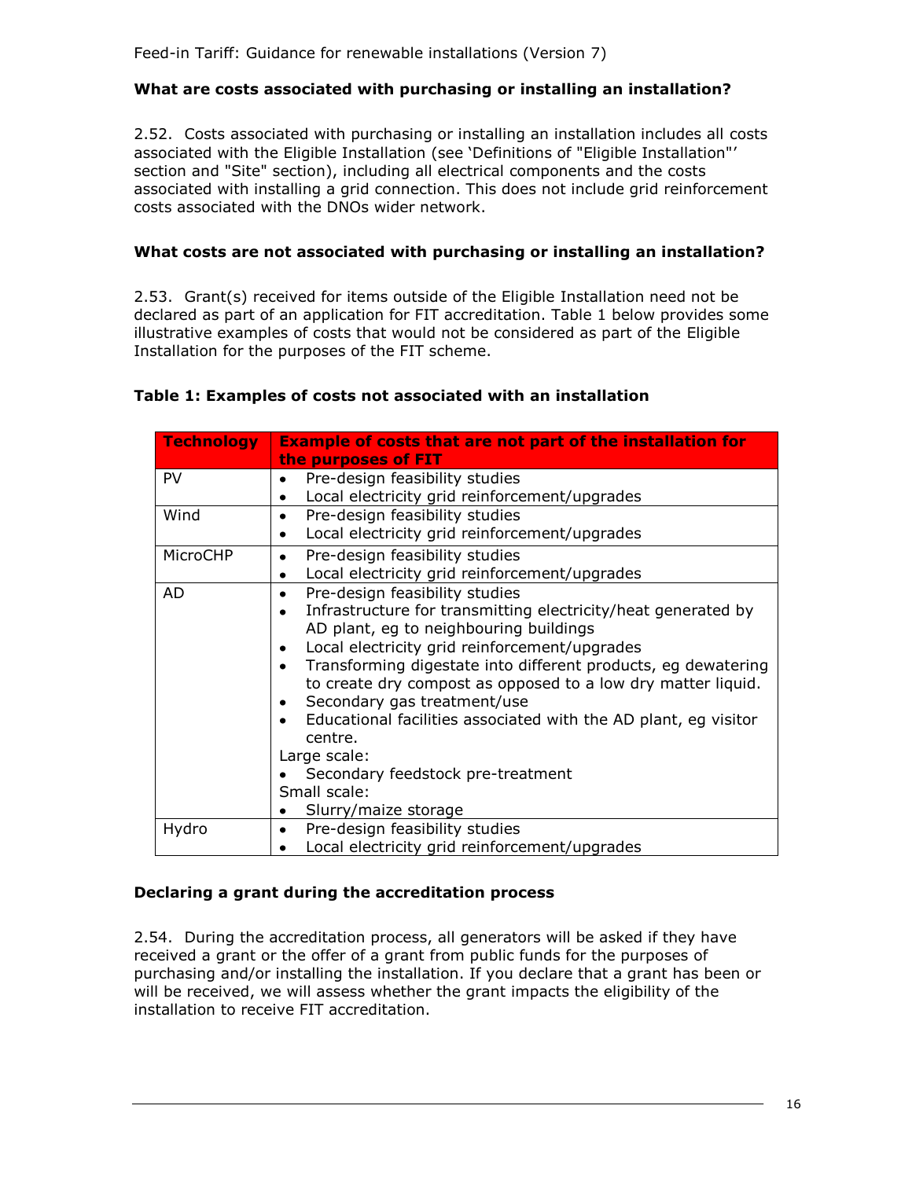### What are costs associated with purchasing or installing an installation?

2.52. Costs associated with purchasing or installing an installation includes all costs associated with the Eligible Installation (see 'Definitions of "Eligible Installation"' section and "Site" section), including all electrical components and the costs associated with installing a grid connection. This does not include grid reinforcement costs associated with the DNOs wider network.

### What costs are not associated with purchasing or installing an installation?

2.53. Grant(s) received for items outside of the Eligible Installation need not be declared as part of an application for FIT accreditation. Table 1 below provides some illustrative examples of costs that would not be considered as part of the Eligible Installation for the purposes of the FIT scheme.

**Table 1: Examples of costs not associated with an installation**

| Technology | Example of costs that are not part of the installation for the purposes of FIT |
|---|---|
| PV | • Pre-design feasibility studies<br>• Local electricity grid reinforcement/upgrades |
| Wind | • Pre-design feasibility studies<br>• Local electricity grid reinforcement/upgrades |
| MicroCHP | • Pre-design feasibility studies<br>• Local electricity grid reinforcement/upgrades |
| AD | • Pre-design feasibility studies<br>• Infrastructure for transmitting electricity/heat generated by AD plant, eg to neighbouring buildings<br>• Local electricity grid reinforcement/upgrades<br>• Transforming digestate into different products, eg dewatering to create dry compost as opposed to a low dry matter liquid.<br>• Secondary gas treatment/use<br>• Educational facilities associated with the AD plant, eg visitor centre.<br>Large scale:<br>• Secondary feedstock pre-treatment<br>Small scale:<br>• Slurry/maize storage |
| Hydro | • Pre-design feasibility studies<br>• Local electricity grid reinforcement/upgrades |

### Declaring a grant during the accreditation process

2.54. During the accreditation process, all generators will be asked if they have received a grant or the offer of a grant from public funds for the purposes of purchasing and/or installing the installation. If you declare that a grant has been or will be received, we will assess whether the grant impacts the eligibility of the installation to receive FIT accreditation.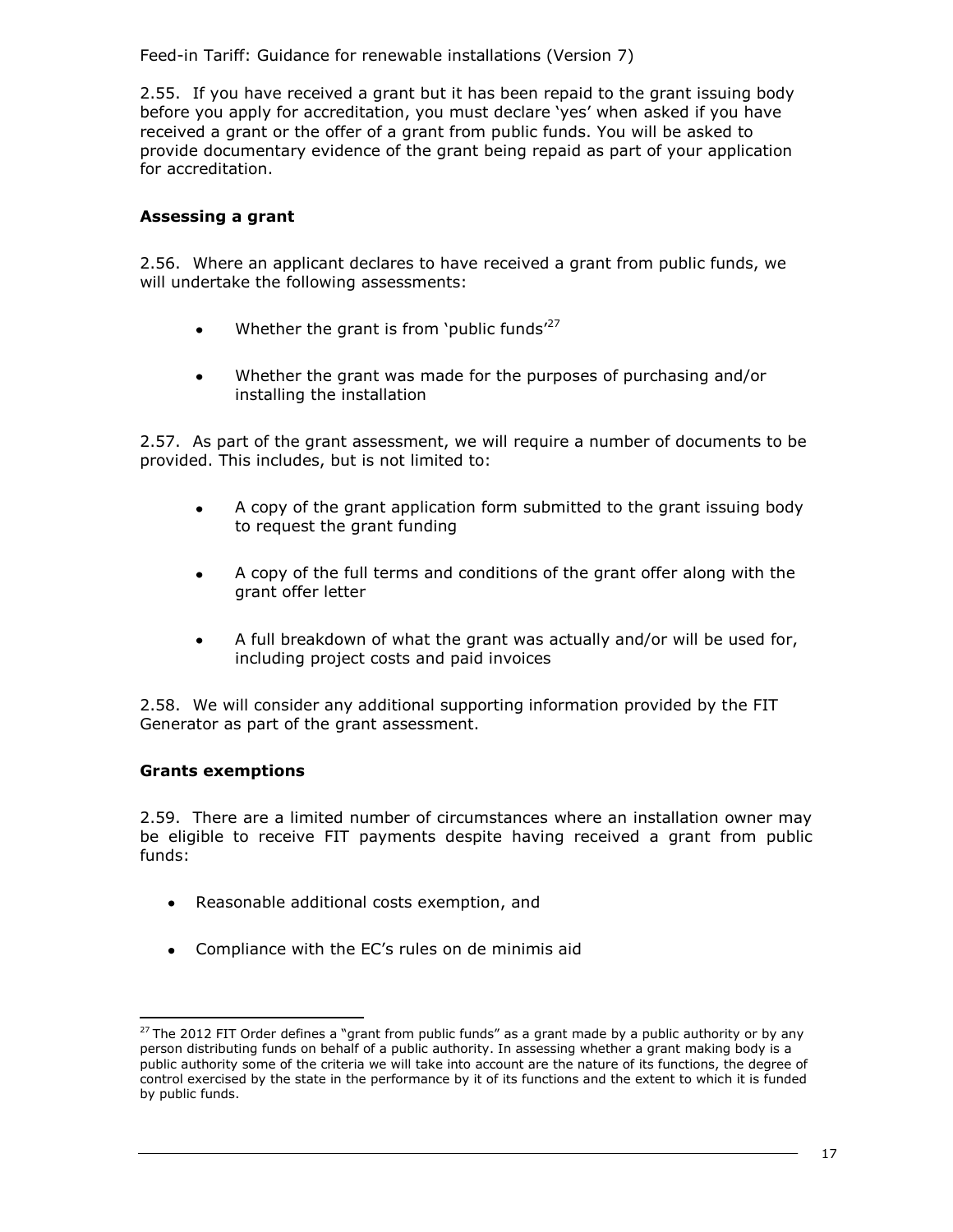2.55. If you have received a grant but it has been repaid to the grant issuing body before you apply for accreditation, you must declare 'yes' when asked if you have received a grant or the offer of a grant from public funds. You will be asked to provide documentary evidence of the grant being repaid as part of your application for accreditation.

### Assessing a grant

2.56. Where an applicant declares to have received a grant from public funds, we will undertake the following assessments:

- Whether the grant is from 'public funds'[27]
- Whether the grant was made for the purposes of purchasing and/or installing the installation

2.57. As part of the grant assessment, we will require a number of documents to be provided. This includes, but is not limited to:

- A copy of the grant application form submitted to the grant issuing body to request the grant funding
- A copy of the full terms and conditions of the grant offer along with the grant offer letter
- A full breakdown of what the grant was actually and/or will be used for, including project costs and paid invoices

2.58. We will consider any additional supporting information provided by the FIT Generator as part of the grant assessment.

### Grants exemptions

2.59. There are a limited number of circumstances where an installation owner may be eligible to receive FIT payments despite having received a grant from public funds:

- Reasonable additional costs exemption, and
- Compliance with the EC's rules on de minimis aid

[27] The 2012 FIT Order defines a "grant from public funds" as a grant made by a public authority or by any person distributing funds on behalf of a public authority. In assessing whether a grant making body is a public authority some of the criteria we will take into account are the nature of its functions, the degree of control exercised by the state in the performance by it of its functions and the extent to which it is funded by public funds.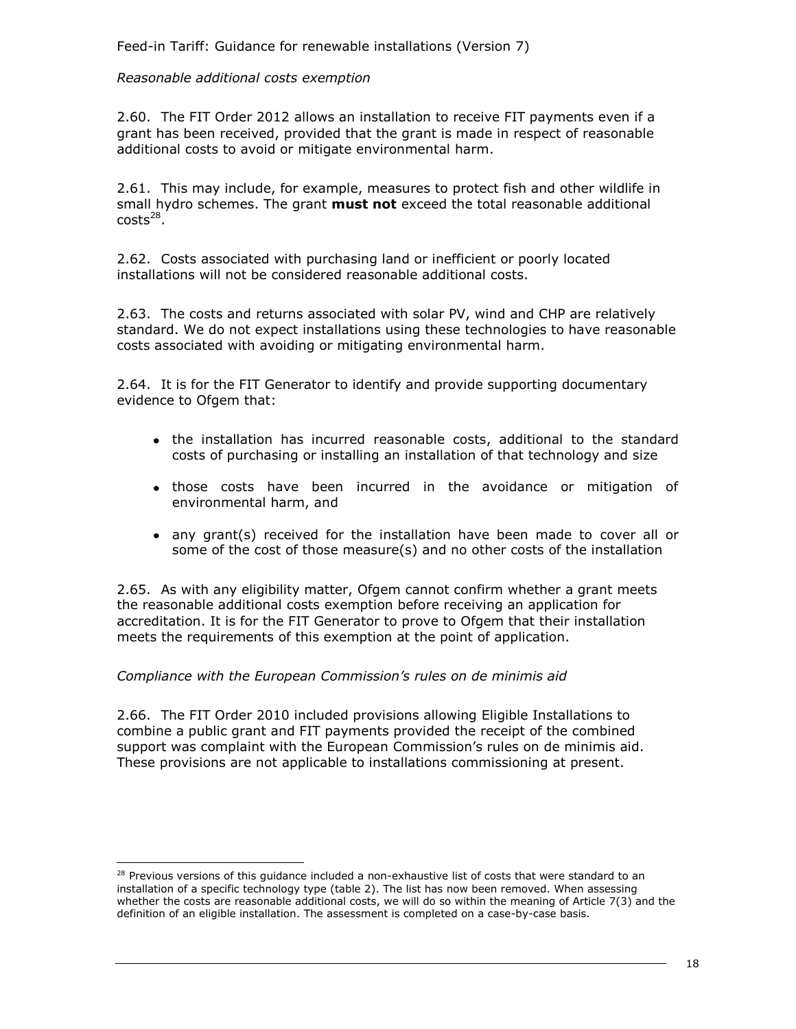*Reasonable additional costs exemption*

2.60. The FIT Order 2012 allows an installation to receive FIT payments even if a grant has been received, provided that the grant is made in respect of reasonable additional costs to avoid or mitigate environmental harm.

2.61. This may include, for example, measures to protect fish and other wildlife in small hydro schemes. The grant **must not** exceed the total reasonable additional costs[28].

2.62. Costs associated with purchasing land or inefficient or poorly located installations will not be considered reasonable additional costs.

2.63. The costs and returns associated with solar PV, wind and CHP are relatively standard. We do not expect installations using these technologies to have reasonable costs associated with avoiding or mitigating environmental harm.

2.64. It is for the FIT Generator to identify and provide supporting documentary evidence to Ofgem that:

- the installation has incurred reasonable costs, additional to the standard costs of purchasing or installing an installation of that technology and size
- those costs have been incurred in the avoidance or mitigation of environmental harm, and
- any grant(s) received for the installation have been made to cover all or some of the cost of those measure(s) and no other costs of the installation

2.65. As with any eligibility matter, Ofgem cannot confirm whether a grant meets the reasonable additional costs exemption before receiving an application for accreditation. It is for the FIT Generator to prove to Ofgem that their installation meets the requirements of this exemption at the point of application.

*Compliance with the European Commission's rules on de minimis aid*

2.66. The FIT Order 2010 included provisions allowing Eligible Installations to combine a public grant and FIT payments provided the receipt of the combined support was complaint with the European Commission's rules on de minimis aid. These provisions are not applicable to installations commissioning at present.

[28] Previous versions of this guidance included a non-exhaustive list of costs that were standard to an installation of a specific technology type (table 2). The list has now been removed. When assessing whether the costs are reasonable additional costs, we will do so within the meaning of Article 7(3) and the definition of an eligible installation. The assessment is completed on a case-by-case basis.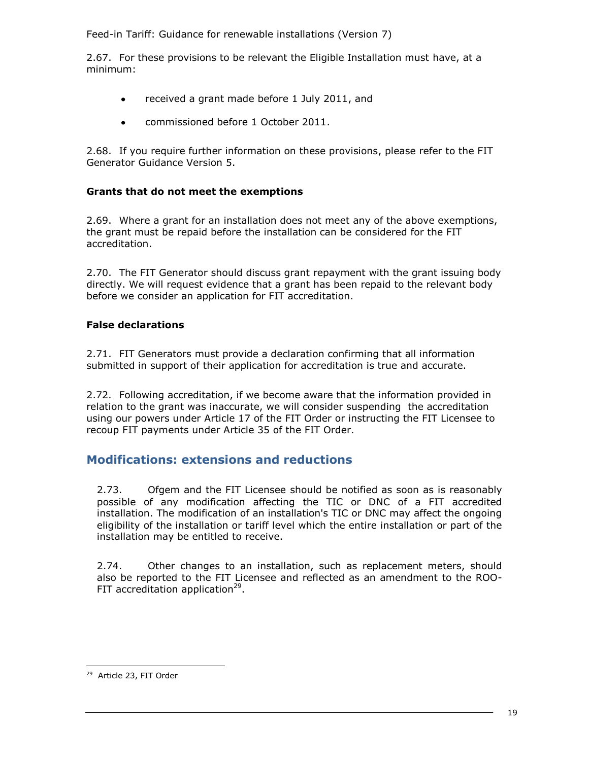2.67. For these provisions to be relevant the Eligible Installation must have, at a minimum:

- received a grant made before 1 July 2011, and
- commissioned before 1 October 2011.

2.68. If you require further information on these provisions, please refer to the FIT Generator Guidance Version 5.

**Grants that do not meet the exemptions**

2.69. Where a grant for an installation does not meet any of the above exemptions, the grant must be repaid before the installation can be considered for the FIT accreditation.

2.70. The FIT Generator should discuss grant repayment with the grant issuing body directly. We will request evidence that a grant has been repaid to the relevant body before we consider an application for FIT accreditation.

**False declarations**

2.71. FIT Generators must provide a declaration confirming that all information submitted in support of their application for accreditation is true and accurate.

2.72. Following accreditation, if we become aware that the information provided in relation to the grant was inaccurate, we will consider suspending the accreditation using our powers under Article 17 of the FIT Order or instructing the FIT Licensee to recoup FIT payments under Article 35 of the FIT Order.

## Modifications: extensions and reductions

2.73. Ofgem and the FIT Licensee should be notified as soon as is reasonably possible of any modification affecting the TIC or DNC of a FIT accredited installation. The modification of an installation's TIC or DNC may affect the ongoing eligibility of the installation or tariff level which the entire installation or part of the installation may be entitled to receive.

2.74. Other changes to an installation, such as replacement meters, should also be reported to the FIT Licensee and reflected as an amendment to the ROO-FIT accreditation application[29].

[29] Article 23, FIT Order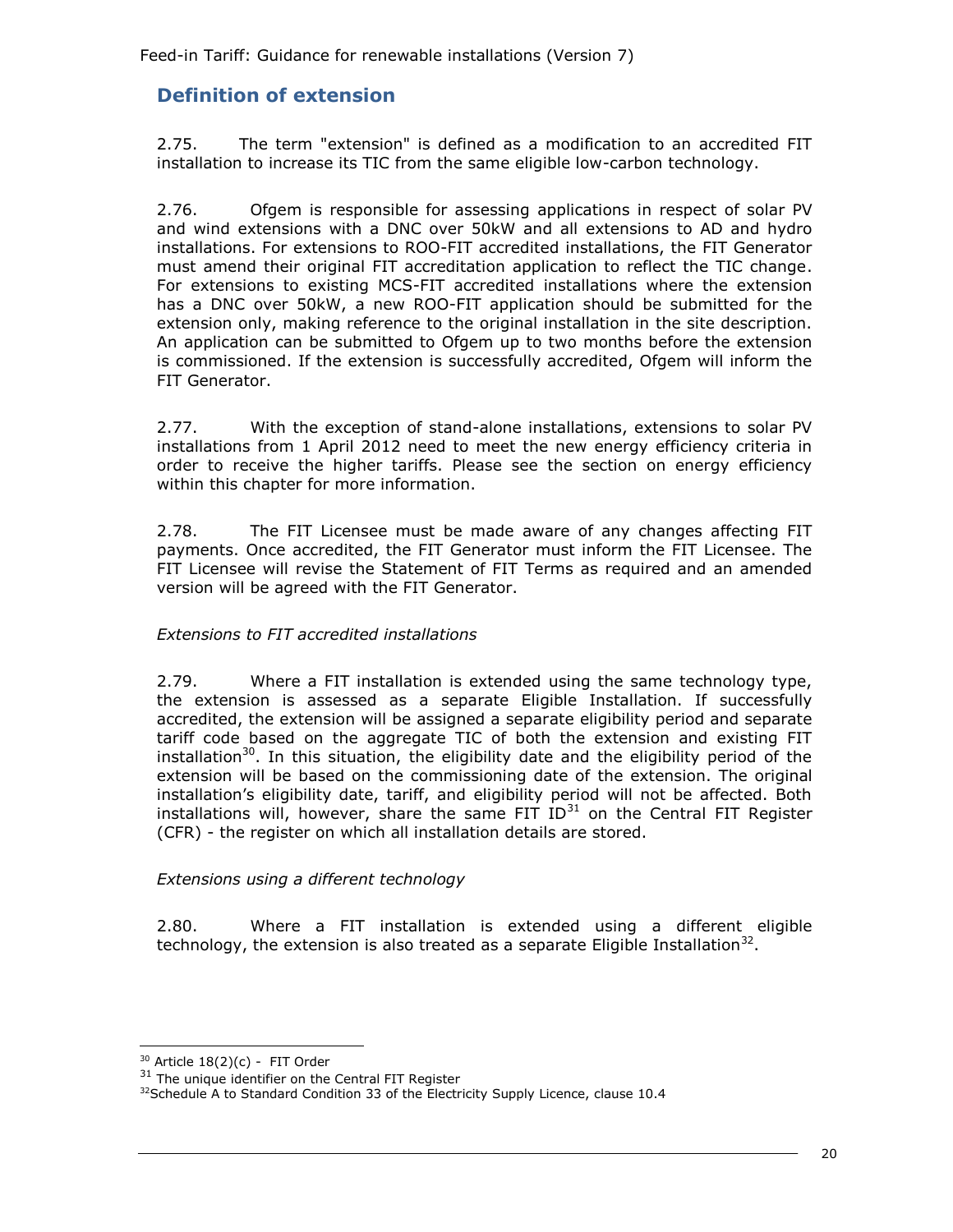## Definition of extension

2.75. The term "extension" is defined as a modification to an accredited FIT installation to increase its TIC from the same eligible low-carbon technology.

2.76. Ofgem is responsible for assessing applications in respect of solar PV and wind extensions with a DNC over 50kW and all extensions to AD and hydro installations. For extensions to ROO-FIT accredited installations, the FIT Generator must amend their original FIT accreditation application to reflect the TIC change. For extensions to existing MCS-FIT accredited installations where the extension has a DNC over 50kW, a new ROO-FIT application should be submitted for the extension only, making reference to the original installation in the site description. An application can be submitted to Ofgem up to two months before the extension is commissioned. If the extension is successfully accredited, Ofgem will inform the FIT Generator.

2.77. With the exception of stand-alone installations, extensions to solar PV installations from 1 April 2012 need to meet the new energy efficiency criteria in order to receive the higher tariffs. Please see the section on energy efficiency within this chapter for more information.

2.78. The FIT Licensee must be made aware of any changes affecting FIT payments. Once accredited, the FIT Generator must inform the FIT Licensee. The FIT Licensee will revise the Statement of FIT Terms as required and an amended version will be agreed with the FIT Generator.

*Extensions to FIT accredited installations*

2.79. Where a FIT installation is extended using the same technology type, the extension is assessed as a separate Eligible Installation. If successfully accredited, the extension will be assigned a separate eligibility period and separate tariff code based on the aggregate TIC of both the extension and existing FIT installation[30]. In this situation, the eligibility date and the eligibility period of the extension will be based on the commissioning date of the extension. The original installation's eligibility date, tariff, and eligibility period will not be affected. Both installations will, however, share the same FIT ID[31] on the Central FIT Register (CFR) - the register on which all installation details are stored.

*Extensions using a different technology*

2.80. Where a FIT installation is extended using a different eligible technology, the extension is also treated as a separate Eligible Installation[32].

---

[30] Article 18(2)(c) - FIT Order

[31] The unique identifier on the Central FIT Register

[32] Schedule A to Standard Condition 33 of the Electricity Supply Licence, clause 10.4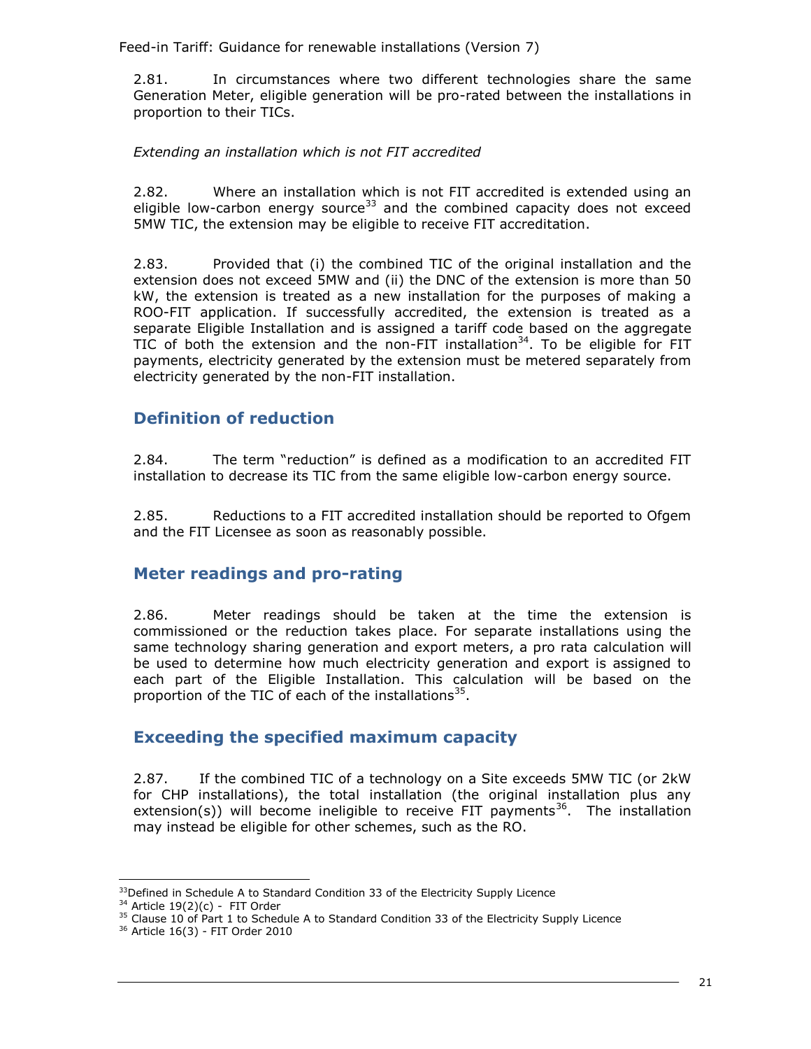2.81. In circumstances where two different technologies share the same Generation Meter, eligible generation will be pro-rated between the installations in proportion to their TICs.

*Extending an installation which is not FIT accredited*

2.82. Where an installation which is not FIT accredited is extended using an eligible low-carbon energy source[33] and the combined capacity does not exceed 5MW TIC, the extension may be eligible to receive FIT accreditation.

2.83. Provided that (i) the combined TIC of the original installation and the extension does not exceed 5MW and (ii) the DNC of the extension is more than 50 kW, the extension is treated as a new installation for the purposes of making a ROO-FIT application. If successfully accredited, the extension is treated as a separate Eligible Installation and is assigned a tariff code based on the aggregate TIC of both the extension and the non-FIT installation[34]. To be eligible for FIT payments, electricity generated by the extension must be metered separately from electricity generated by the non-FIT installation.

## Definition of reduction

2.84. The term "reduction" is defined as a modification to an accredited FIT installation to decrease its TIC from the same eligible low-carbon energy source.

2.85. Reductions to a FIT accredited installation should be reported to Ofgem and the FIT Licensee as soon as reasonably possible.

## Meter readings and pro-rating

2.86. Meter readings should be taken at the time the extension is commissioned or the reduction takes place. For separate installations using the same technology sharing generation and export meters, a pro rata calculation will be used to determine how much electricity generation and export is assigned to each part of the Eligible Installation. This calculation will be based on the proportion of the TIC of each of the installations[35].

## Exceeding the specified maximum capacity

2.87. If the combined TIC of a technology on a Site exceeds 5MW TIC (or 2kW for CHP installations), the total installation (the original installation plus any extension(s)) will become ineligible to receive FIT payments[36]. The installation may instead be eligible for other schemes, such as the RO.

---

[33] Defined in Schedule A to Standard Condition 33 of the Electricity Supply Licence

[34] Article 19(2)(c) - FIT Order

[35] Clause 10 of Part 1 to Schedule A to Standard Condition 33 of the Electricity Supply Licence

[36] Article 16(3) - FIT Order 2010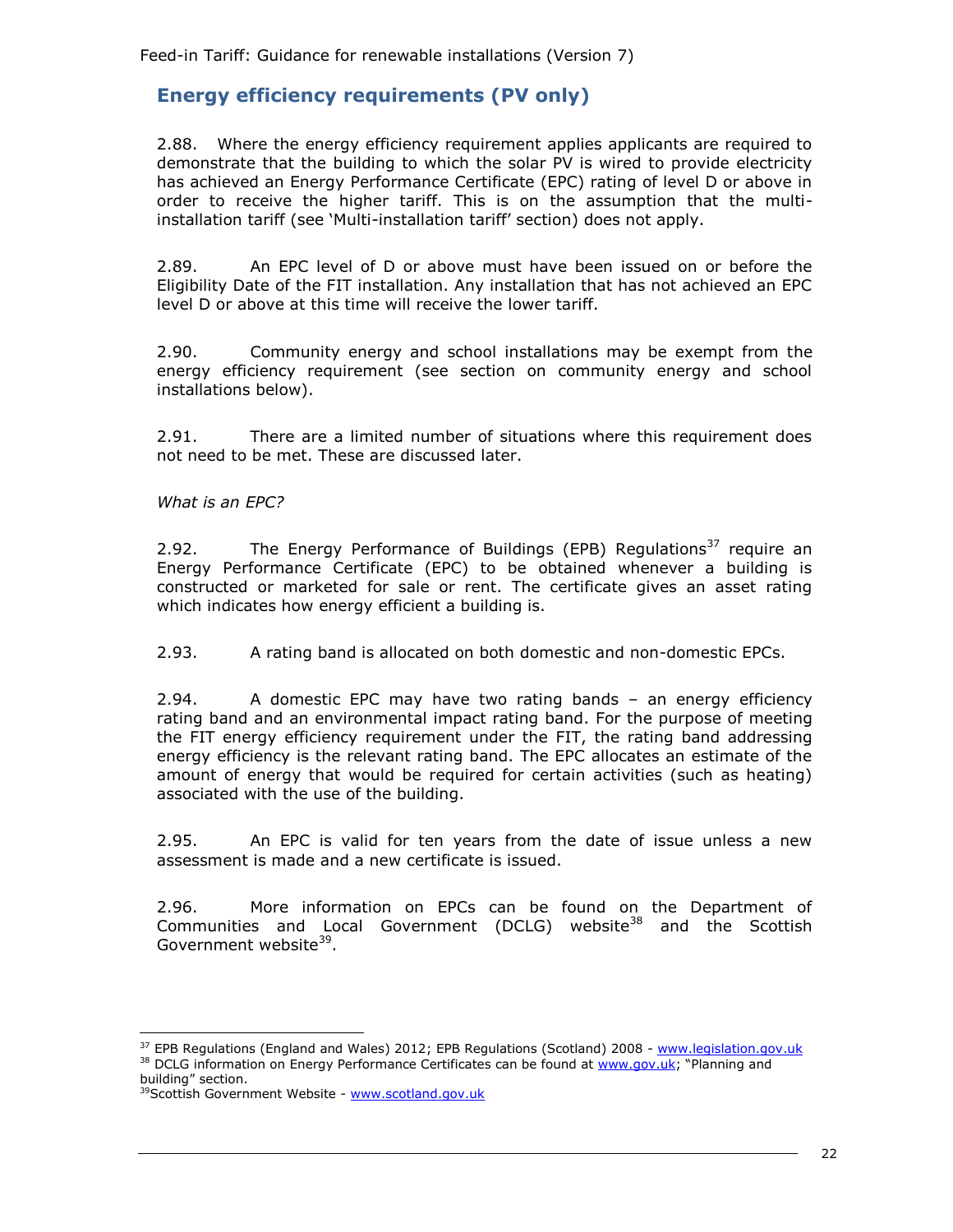## Energy efficiency requirements (PV only)

2.88. Where the energy efficiency requirement applies applicants are required to demonstrate that the building to which the solar PV is wired to provide electricity has achieved an Energy Performance Certificate (EPC) rating of level D or above in order to receive the higher tariff. This is on the assumption that the multi-installation tariff (see 'Multi-installation tariff' section) does not apply.

2.89. An EPC level of D or above must have been issued on or before the Eligibility Date of the FIT installation. Any installation that has not achieved an EPC level D or above at this time will receive the lower tariff.

2.90. Community energy and school installations may be exempt from the energy efficiency requirement (see section on community energy and school installations below).

2.91. There are a limited number of situations where this requirement does not need to be met. These are discussed later.

*What is an EPC?*

2.92. The Energy Performance of Buildings (EPB) Regulations[37] require an Energy Performance Certificate (EPC) to be obtained whenever a building is constructed or marketed for sale or rent. The certificate gives an asset rating which indicates how energy efficient a building is.

2.93. A rating band is allocated on both domestic and non-domestic EPCs.

2.94. A domestic EPC may have two rating bands – an energy efficiency rating band and an environmental impact rating band. For the purpose of meeting the FIT energy efficiency requirement under the FIT, the rating band addressing energy efficiency is the relevant rating band. The EPC allocates an estimate of the amount of energy that would be required for certain activities (such as heating) associated with the use of the building.

2.95. An EPC is valid for ten years from the date of issue unless a new assessment is made and a new certificate is issued.

2.96. More information on EPCs can be found on the Department of Communities and Local Government (DCLG) website[38] and the Scottish Government website[39].

---

[37] EPB Regulations (England and Wales) 2012; EPB Regulations (Scotland) 2008 - www.legislation.gov.uk

[38] DCLG information on Energy Performance Certificates can be found at www.gov.uk; "Planning and building" section.

[39] Scottish Government Website - www.scotland.gov.uk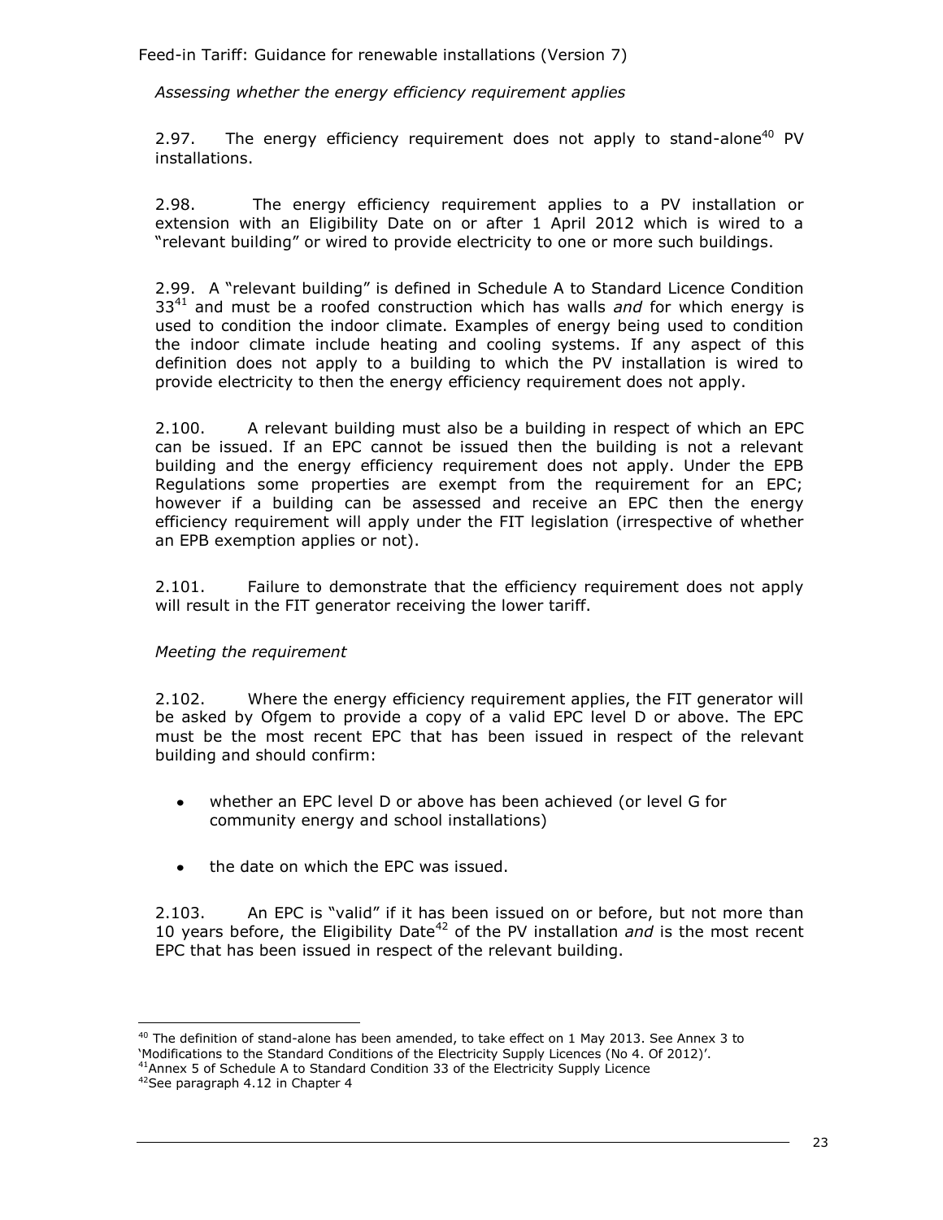*Assessing whether the energy efficiency requirement applies*

2.97. The energy efficiency requirement does not apply to stand-alone[40] PV installations.

2.98. The energy efficiency requirement applies to a PV installation or extension with an Eligibility Date on or after 1 April 2012 which is wired to a "relevant building" or wired to provide electricity to one or more such buildings.

2.99. A "relevant building" is defined in Schedule A to Standard Licence Condition 33[41] and must be a roofed construction which has walls *and* for which energy is used to condition the indoor climate. Examples of energy being used to condition the indoor climate include heating and cooling systems. If any aspect of this definition does not apply to a building to which the PV installation is wired to provide electricity to then the energy efficiency requirement does not apply.

2.100. A relevant building must also be a building in respect of which an EPC can be issued. If an EPC cannot be issued then the building is not a relevant building and the energy efficiency requirement does not apply. Under the EPB Regulations some properties are exempt from the requirement for an EPC; however if a building can be assessed and receive an EPC then the energy efficiency requirement will apply under the FIT legislation (irrespective of whether an EPB exemption applies or not).

2.101. Failure to demonstrate that the efficiency requirement does not apply will result in the FIT generator receiving the lower tariff.

*Meeting the requirement*

2.102. Where the energy efficiency requirement applies, the FIT generator will be asked by Ofgem to provide a copy of a valid EPC level D or above. The EPC must be the most recent EPC that has been issued in respect of the relevant building and should confirm:

- whether an EPC level D or above has been achieved (or level G for community energy and school installations)
- the date on which the EPC was issued.

2.103. An EPC is "valid" if it has been issued on or before, but not more than 10 years before, the Eligibility Date[42] of the PV installation *and* is the most recent EPC that has been issued in respect of the relevant building.

---

[40] The definition of stand-alone has been amended, to take effect on 1 May 2013. See Annex 3 to 'Modifications to the Standard Conditions of the Electricity Supply Licences (No 4. Of 2012)'.

[41] Annex 5 of Schedule A to Standard Condition 33 of the Electricity Supply Licence

[42] See paragraph 4.12 in Chapter 4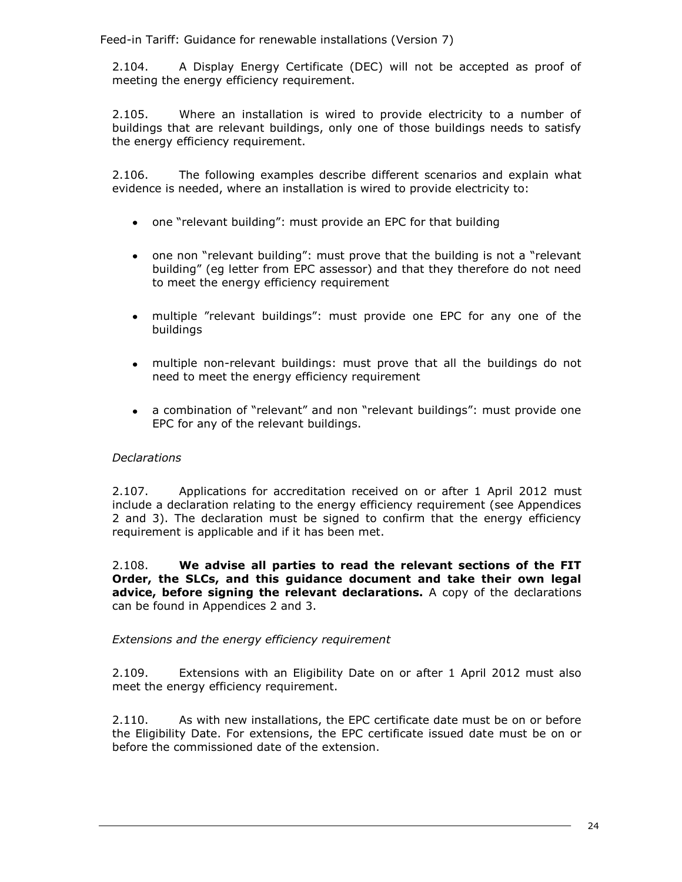2.104. A Display Energy Certificate (DEC) will not be accepted as proof of meeting the energy efficiency requirement.

2.105. Where an installation is wired to provide electricity to a number of buildings that are relevant buildings, only one of those buildings needs to satisfy the energy efficiency requirement.

2.106. The following examples describe different scenarios and explain what evidence is needed, where an installation is wired to provide electricity to:

- one "relevant building": must provide an EPC for that building
- one non "relevant building": must prove that the building is not a "relevant building" (eg letter from EPC assessor) and that they therefore do not need to meet the energy efficiency requirement
- multiple "relevant buildings": must provide one EPC for any one of the buildings
- multiple non-relevant buildings: must prove that all the buildings do not need to meet the energy efficiency requirement
- a combination of "relevant" and non "relevant buildings": must provide one EPC for any of the relevant buildings.

*Declarations*

2.107. Applications for accreditation received on or after 1 April 2012 must include a declaration relating to the energy efficiency requirement (see Appendices 2 and 3). The declaration must be signed to confirm that the energy efficiency requirement is applicable and if it has been met.

2.108. **We advise all parties to read the relevant sections of the FIT Order, the SLCs, and this guidance document and take their own legal advice, before signing the relevant declarations.** A copy of the declarations can be found in Appendices 2 and 3.

*Extensions and the energy efficiency requirement*

2.109. Extensions with an Eligibility Date on or after 1 April 2012 must also meet the energy efficiency requirement.

2.110. As with new installations, the EPC certificate date must be on or before the Eligibility Date. For extensions, the EPC certificate issued date must be on or before the commissioned date of the extension.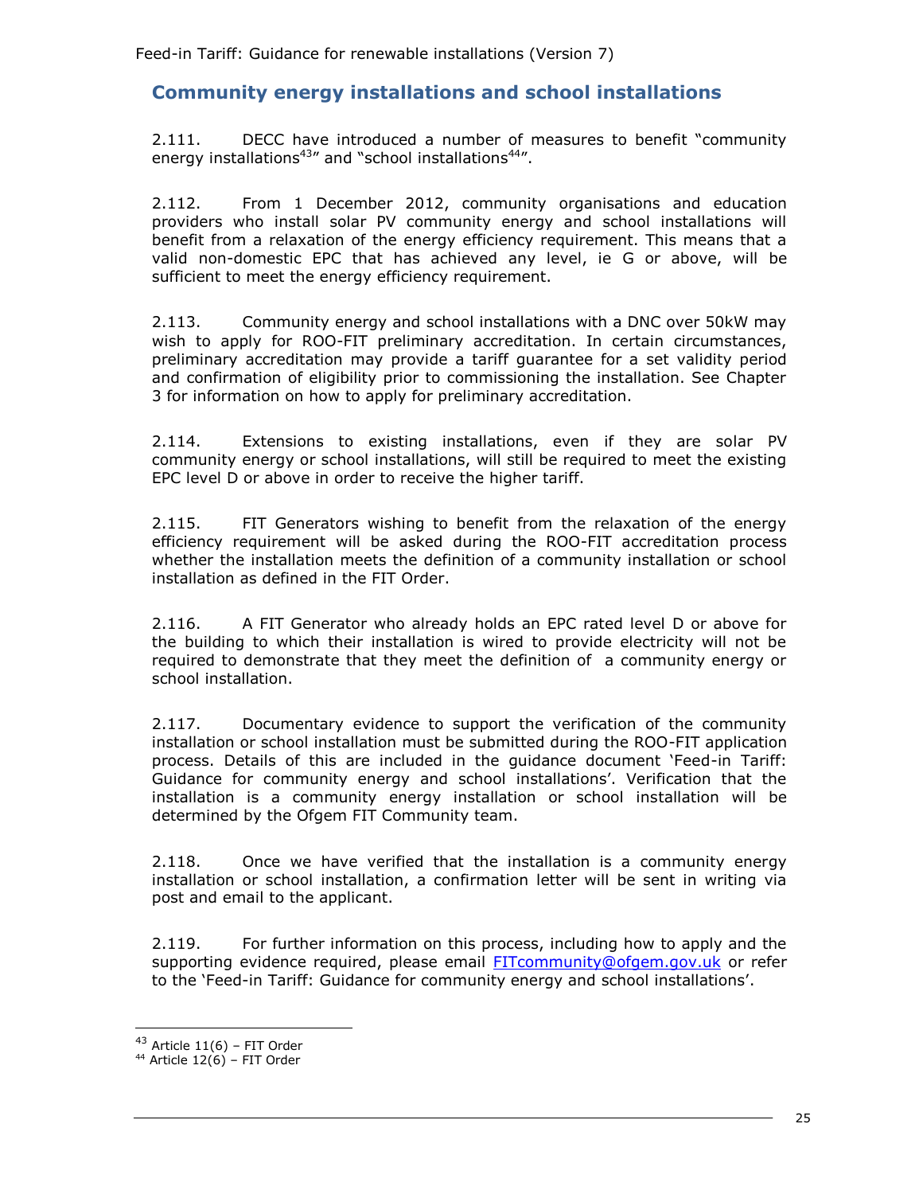## Community energy installations and school installations

2.111. DECC have introduced a number of measures to benefit "community energy installations[43]" and "school installations[44]".

2.112. From 1 December 2012, community organisations and education providers who install solar PV community energy and school installations will benefit from a relaxation of the energy efficiency requirement. This means that a valid non-domestic EPC that has achieved any level, ie G or above, will be sufficient to meet the energy efficiency requirement.

2.113. Community energy and school installations with a DNC over 50kW may wish to apply for ROO-FIT preliminary accreditation. In certain circumstances, preliminary accreditation may provide a tariff guarantee for a set validity period and confirmation of eligibility prior to commissioning the installation. See Chapter 3 for information on how to apply for preliminary accreditation.

2.114. Extensions to existing installations, even if they are solar PV community energy or school installations, will still be required to meet the existing EPC level D or above in order to receive the higher tariff.

2.115. FIT Generators wishing to benefit from the relaxation of the energy efficiency requirement will be asked during the ROO-FIT accreditation process whether the installation meets the definition of a community installation or school installation as defined in the FIT Order.

2.116. A FIT Generator who already holds an EPC rated level D or above for the building to which their installation is wired to provide electricity will not be required to demonstrate that they meet the definition of a community energy or school installation.

2.117. Documentary evidence to support the verification of the community installation or school installation must be submitted during the ROO-FIT application process. Details of this are included in the guidance document 'Feed-in Tariff: Guidance for community energy and school installations'. Verification that the installation is a community energy installation or school installation will be determined by the Ofgem FIT Community team.

2.118. Once we have verified that the installation is a community energy installation or school installation, a confirmation letter will be sent in writing via post and email to the applicant.

2.119. For further information on this process, including how to apply and the supporting evidence required, please email FITcommunity@ofgem.gov.uk or refer to the 'Feed-in Tariff: Guidance for community energy and school installations'.

[43] Article 11(6) – FIT Order

[44] Article 12(6) – FIT Order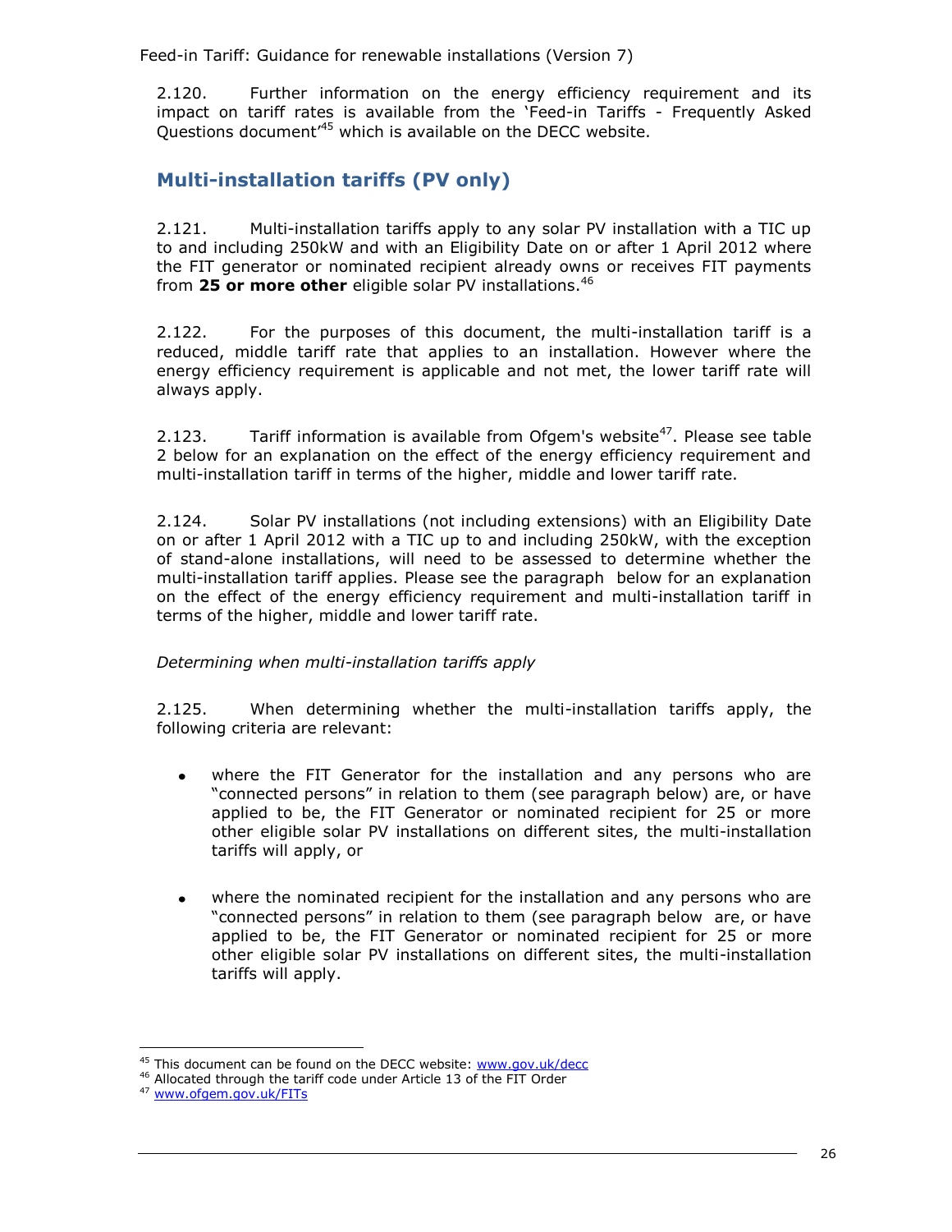2.120. Further information on the energy efficiency requirement and its impact on tariff rates is available from the 'Feed-in Tariffs - Frequently Asked Questions document'[45] which is available on the DECC website.

## Multi-installation tariffs (PV only)

2.121. Multi-installation tariffs apply to any solar PV installation with a TIC up to and including 250kW and with an Eligibility Date on or after 1 April 2012 where the FIT generator or nominated recipient already owns or receives FIT payments from **25 or more other** eligible solar PV installations.[46]

2.122. For the purposes of this document, the multi-installation tariff is a reduced, middle tariff rate that applies to an installation. However where the energy efficiency requirement is applicable and not met, the lower tariff rate will always apply.

2.123. Tariff information is available from Ofgem's website[47]. Please see table 2 below for an explanation on the effect of the energy efficiency requirement and multi-installation tariff in terms of the higher, middle and lower tariff rate.

2.124. Solar PV installations (not including extensions) with an Eligibility Date on or after 1 April 2012 with a TIC up to and including 250kW, with the exception of stand-alone installations, will need to be assessed to determine whether the multi-installation tariff applies. Please see the paragraph below for an explanation on the effect of the energy efficiency requirement and multi-installation tariff in terms of the higher, middle and lower tariff rate.

*Determining when multi-installation tariffs apply*

2.125. When determining whether the multi-installation tariffs apply, the following criteria are relevant:

- where the FIT Generator for the installation and any persons who are "connected persons" in relation to them (see paragraph below) are, or have applied to be, the FIT Generator or nominated recipient for 25 or more other eligible solar PV installations on different sites, the multi-installation tariffs will apply, or

- where the nominated recipient for the installation and any persons who are "connected persons" in relation to them (see paragraph below are, or have applied to be, the FIT Generator or nominated recipient for 25 or more other eligible solar PV installations on different sites, the multi-installation tariffs will apply.

[45] This document can be found on the DECC website: www.gov.uk/decc

[46] Allocated through the tariff code under Article 13 of the FIT Order

[47] www.ofgem.gov.uk/FITs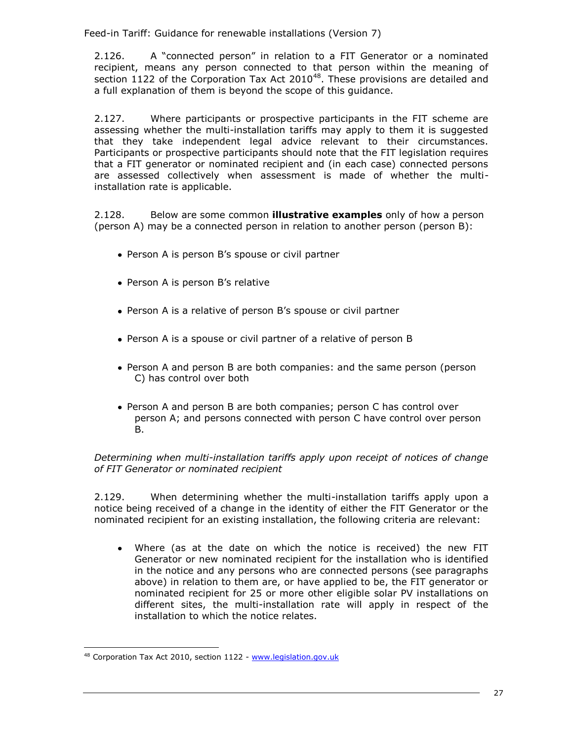2.126. A "connected person" in relation to a FIT Generator or a nominated recipient, means any person connected to that person within the meaning of section 1122 of the Corporation Tax Act 2010[48]. These provisions are detailed and a full explanation of them is beyond the scope of this guidance.

2.127. Where participants or prospective participants in the FIT scheme are assessing whether the multi-installation tariffs may apply to them it is suggested that they take independent legal advice relevant to their circumstances. Participants or prospective participants should note that the FIT legislation requires that a FIT generator or nominated recipient and (in each case) connected persons are assessed collectively when assessment is made of whether the multi-installation rate is applicable.

2.128. Below are some common **illustrative examples** only of how a person (person A) may be a connected person in relation to another person (person B):

- Person A is person B's spouse or civil partner
- Person A is person B's relative
- Person A is a relative of person B's spouse or civil partner
- Person A is a spouse or civil partner of a relative of person B
- Person A and person B are both companies: and the same person (person C) has control over both
- Person A and person B are both companies; person C has control over person A; and persons connected with person C have control over person B.

*Determining when multi-installation tariffs apply upon receipt of notices of change of FIT Generator or nominated recipient*

2.129. When determining whether the multi-installation tariffs apply upon a notice being received of a change in the identity of either the FIT Generator or the nominated recipient for an existing installation, the following criteria are relevant:

- Where (as at the date on which the notice is received) the new FIT Generator or new nominated recipient for the installation who is identified in the notice and any persons who are connected persons (see paragraphs above) in relation to them are, or have applied to be, the FIT generator or nominated recipient for 25 or more other eligible solar PV installations on different sites, the multi-installation rate will apply in respect of the installation to which the notice relates.

[48] Corporation Tax Act 2010, section 1122 - www.legislation.gov.uk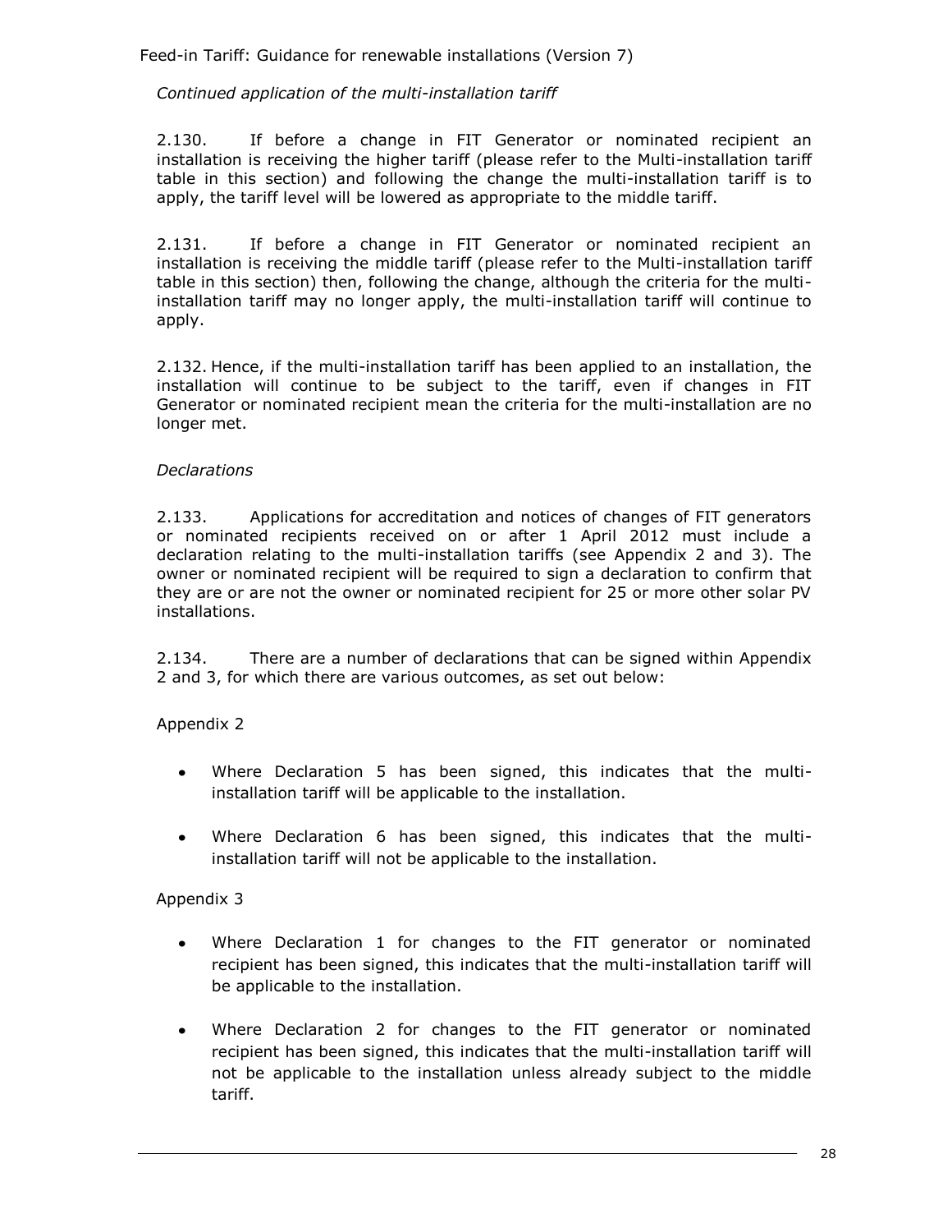*Continued application of the multi-installation tariff*

2.130. If before a change in FIT Generator or nominated recipient an installation is receiving the higher tariff (please refer to the Multi-installation tariff table in this section) and following the change the multi-installation tariff is to apply, the tariff level will be lowered as appropriate to the middle tariff.

2.131. If before a change in FIT Generator or nominated recipient an installation is receiving the middle tariff (please refer to the Multi-installation tariff table in this section) then, following the change, although the criteria for the multi-installation tariff may no longer apply, the multi-installation tariff will continue to apply.

2.132. Hence, if the multi-installation tariff has been applied to an installation, the installation will continue to be subject to the tariff, even if changes in FIT Generator or nominated recipient mean the criteria for the multi-installation are no longer met.

*Declarations*

2.133. Applications for accreditation and notices of changes of FIT generators or nominated recipients received on or after 1 April 2012 must include a declaration relating to the multi-installation tariffs (see Appendix 2 and 3). The owner or nominated recipient will be required to sign a declaration to confirm that they are or are not the owner or nominated recipient for 25 or more other solar PV installations.

2.134. There are a number of declarations that can be signed within Appendix 2 and 3, for which there are various outcomes, as set out below:

Appendix 2

- Where Declaration 5 has been signed, this indicates that the multi-installation tariff will be applicable to the installation.
- Where Declaration 6 has been signed, this indicates that the multi-installation tariff will not be applicable to the installation.

Appendix 3

- Where Declaration 1 for changes to the FIT generator or nominated recipient has been signed, this indicates that the multi-installation tariff will be applicable to the installation.
- Where Declaration 2 for changes to the FIT generator or nominated recipient has been signed, this indicates that the multi-installation tariff will not be applicable to the installation unless already subject to the middle tariff.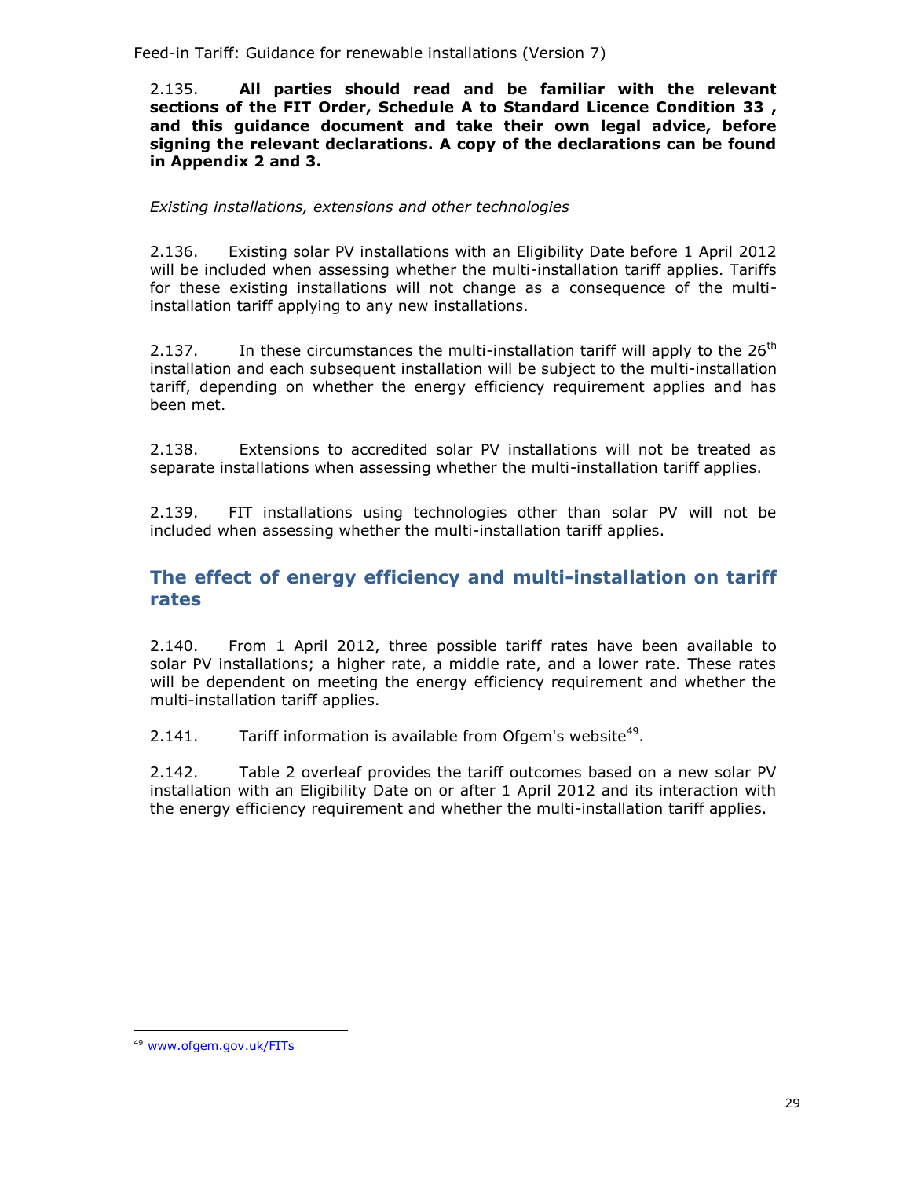2.135. **All parties should read and be familiar with the relevant sections of the FIT Order, Schedule A to Standard Licence Condition 33 , and this guidance document and take their own legal advice, before signing the relevant declarations. A copy of the declarations can be found in Appendix 2 and 3.**

*Existing installations, extensions and other technologies*

2.136. Existing solar PV installations with an Eligibility Date before 1 April 2012 will be included when assessing whether the multi-installation tariff applies. Tariffs for these existing installations will not change as a consequence of the multi-installation tariff applying to any new installations.

2.137. In these circumstances the multi-installation tariff will apply to the 26th installation and each subsequent installation will be subject to the multi-installation tariff, depending on whether the energy efficiency requirement applies and has been met.

2.138. Extensions to accredited solar PV installations will not be treated as separate installations when assessing whether the multi-installation tariff applies.

2.139. FIT installations using technologies other than solar PV will not be included when assessing whether the multi-installation tariff applies.

## The effect of energy efficiency and multi-installation on tariff rates

2.140. From 1 April 2012, three possible tariff rates have been available to solar PV installations; a higher rate, a middle rate, and a lower rate. These rates will be dependent on meeting the energy efficiency requirement and whether the multi-installation tariff applies.

2.141. Tariff information is available from Ofgem's website[49].

2.142. Table 2 overleaf provides the tariff outcomes based on a new solar PV installation with an Eligibility Date on or after 1 April 2012 and its interaction with the energy efficiency requirement and whether the multi-installation tariff applies.

[49] www.ofgem.gov.uk/FITs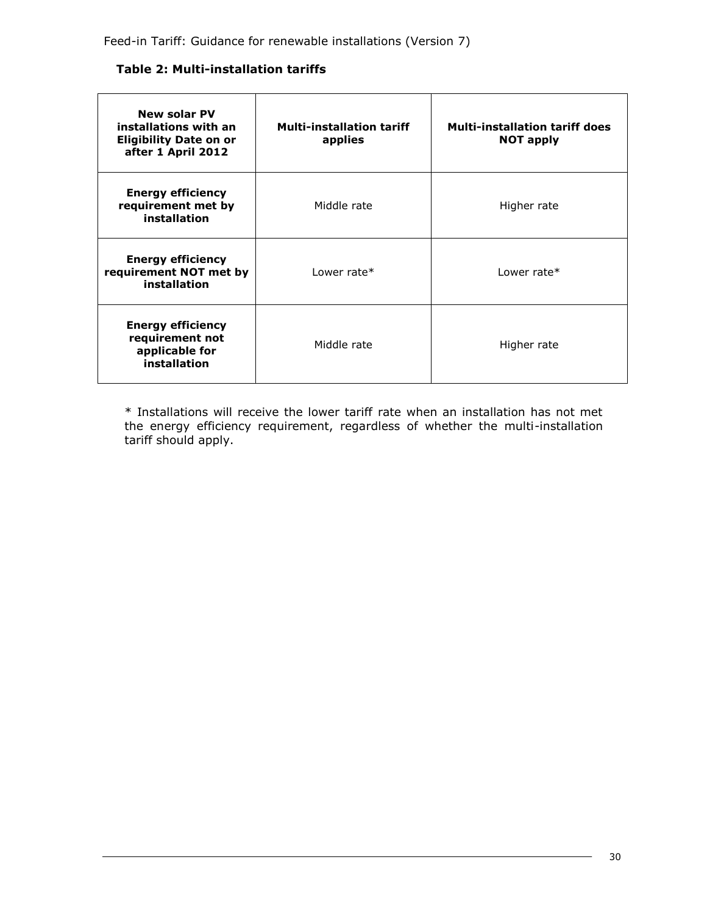**Table 2: Multi-installation tariffs**

| New solar PV installations with an Eligibility Date on or after 1 April 2012 | Multi-installation tariff applies | Multi-installation tariff does NOT apply |
|---|---|---|
| **Energy efficiency requirement met by installation** | Middle rate | Higher rate |
| **Energy efficiency requirement NOT met by installation** | Lower rate* | Lower rate* |
| **Energy efficiency requirement not applicable for installation** | Middle rate | Higher rate |

* Installations will receive the lower tariff rate when an installation has not met the energy efficiency requirement, regardless of whether the multi-installation tariff should apply.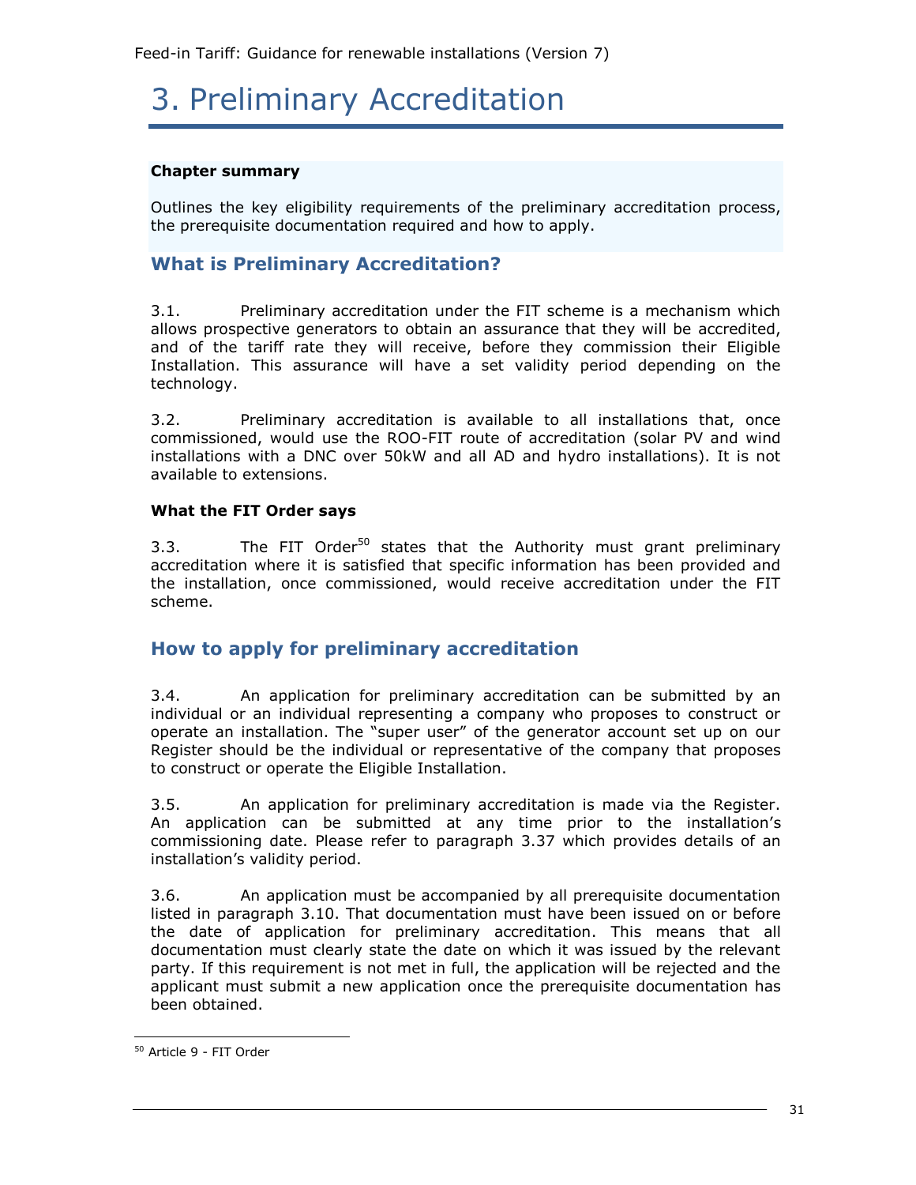# 3. Preliminary Accreditation

**Chapter summary**

Outlines the key eligibility requirements of the preliminary accreditation process, the prerequisite documentation required and how to apply.

## What is Preliminary Accreditation?

3.1. Preliminary accreditation under the FIT scheme is a mechanism which allows prospective generators to obtain an assurance that they will be accredited, and of the tariff rate they will receive, before they commission their Eligible Installation. This assurance will have a set validity period depending on the technology.

3.2. Preliminary accreditation is available to all installations that, once commissioned, would use the ROO-FIT route of accreditation (solar PV and wind installations with a DNC over 50kW and all AD and hydro installations). It is not available to extensions.

**What the FIT Order says**

3.3. The FIT Order[50] states that the Authority must grant preliminary accreditation where it is satisfied that specific information has been provided and the installation, once commissioned, would receive accreditation under the FIT scheme.

## How to apply for preliminary accreditation

3.4. An application for preliminary accreditation can be submitted by an individual or an individual representing a company who proposes to construct or operate an installation. The "super user" of the generator account set up on our Register should be the individual or representative of the company that proposes to construct or operate the Eligible Installation.

3.5. An application for preliminary accreditation is made via the Register. An application can be submitted at any time prior to the installation's commissioning date. Please refer to paragraph 3.37 which provides details of an installation's validity period.

3.6. An application must be accompanied by all prerequisite documentation listed in paragraph 3.10. That documentation must have been issued on or before the date of application for preliminary accreditation. This means that all documentation must clearly state the date on which it was issued by the relevant party. If this requirement is not met in full, the application will be rejected and the applicant must submit a new application once the prerequisite documentation has been obtained.

[50] Article 9 - FIT Order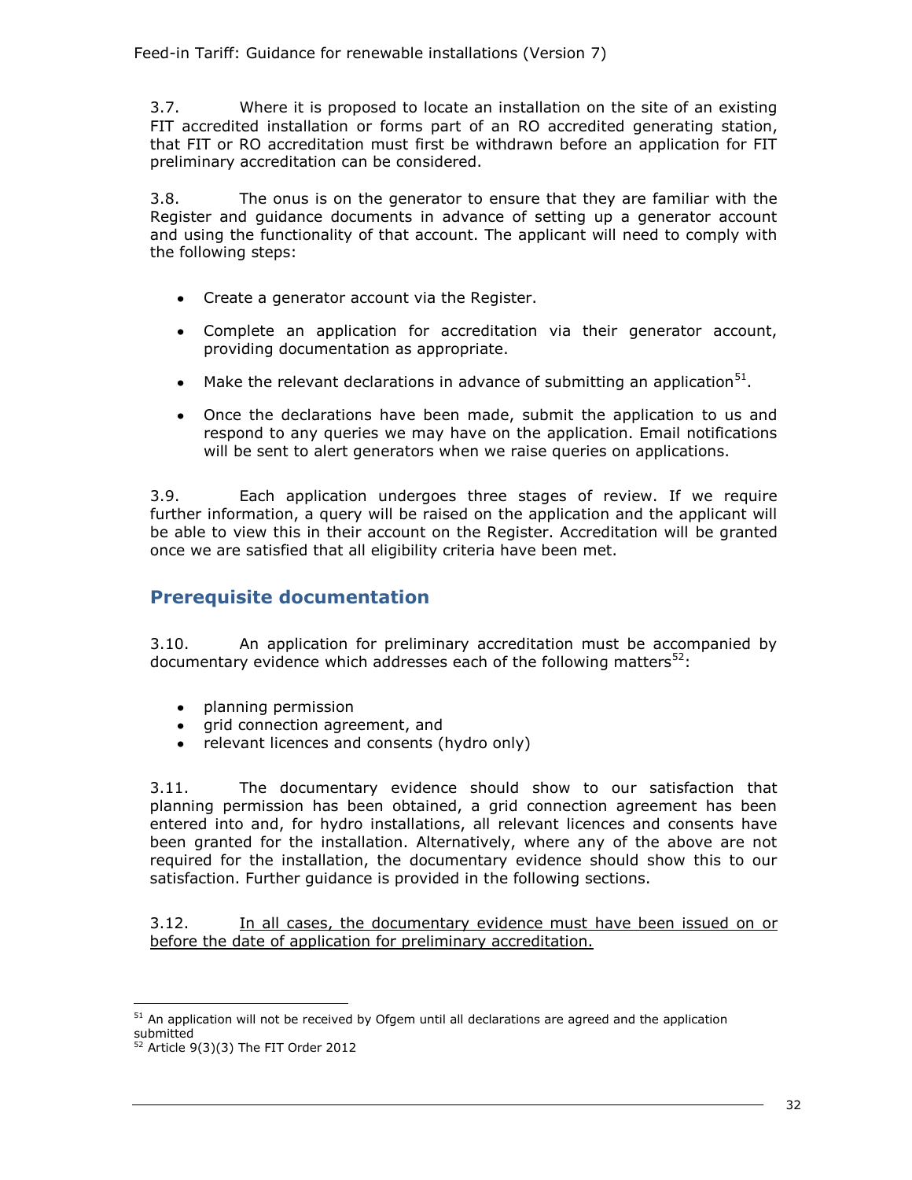3.7. Where it is proposed to locate an installation on the site of an existing FIT accredited installation or forms part of an RO accredited generating station, that FIT or RO accreditation must first be withdrawn before an application for FIT preliminary accreditation can be considered.

3.8. The onus is on the generator to ensure that they are familiar with the Register and guidance documents in advance of setting up a generator account and using the functionality of that account. The applicant will need to comply with the following steps:

- Create a generator account via the Register.
- Complete an application for accreditation via their generator account, providing documentation as appropriate.
- Make the relevant declarations in advance of submitting an application[51].
- Once the declarations have been made, submit the application to us and respond to any queries we may have on the application. Email notifications will be sent to alert generators when we raise queries on applications.

3.9. Each application undergoes three stages of review. If we require further information, a query will be raised on the application and the applicant will be able to view this in their account on the Register. Accreditation will be granted once we are satisfied that all eligibility criteria have been met.

## Prerequisite documentation

3.10. An application for preliminary accreditation must be accompanied by documentary evidence which addresses each of the following matters[52]:

- planning permission
- grid connection agreement, and
- relevant licences and consents (hydro only)

3.11. The documentary evidence should show to our satisfaction that planning permission has been obtained, a grid connection agreement has been entered into and, for hydro installations, all relevant licences and consents have been granted for the installation. Alternatively, where any of the above are not required for the installation, the documentary evidence should show this to our satisfaction. Further guidance is provided in the following sections.

3.12. <u>In all cases, the documentary evidence must have been issued on or before the date of application for preliminary accreditation.</u>

---

[51] An application will not be received by Ofgem until all declarations are agreed and the application submitted

[52] Article 9(3)(3) The FIT Order 2012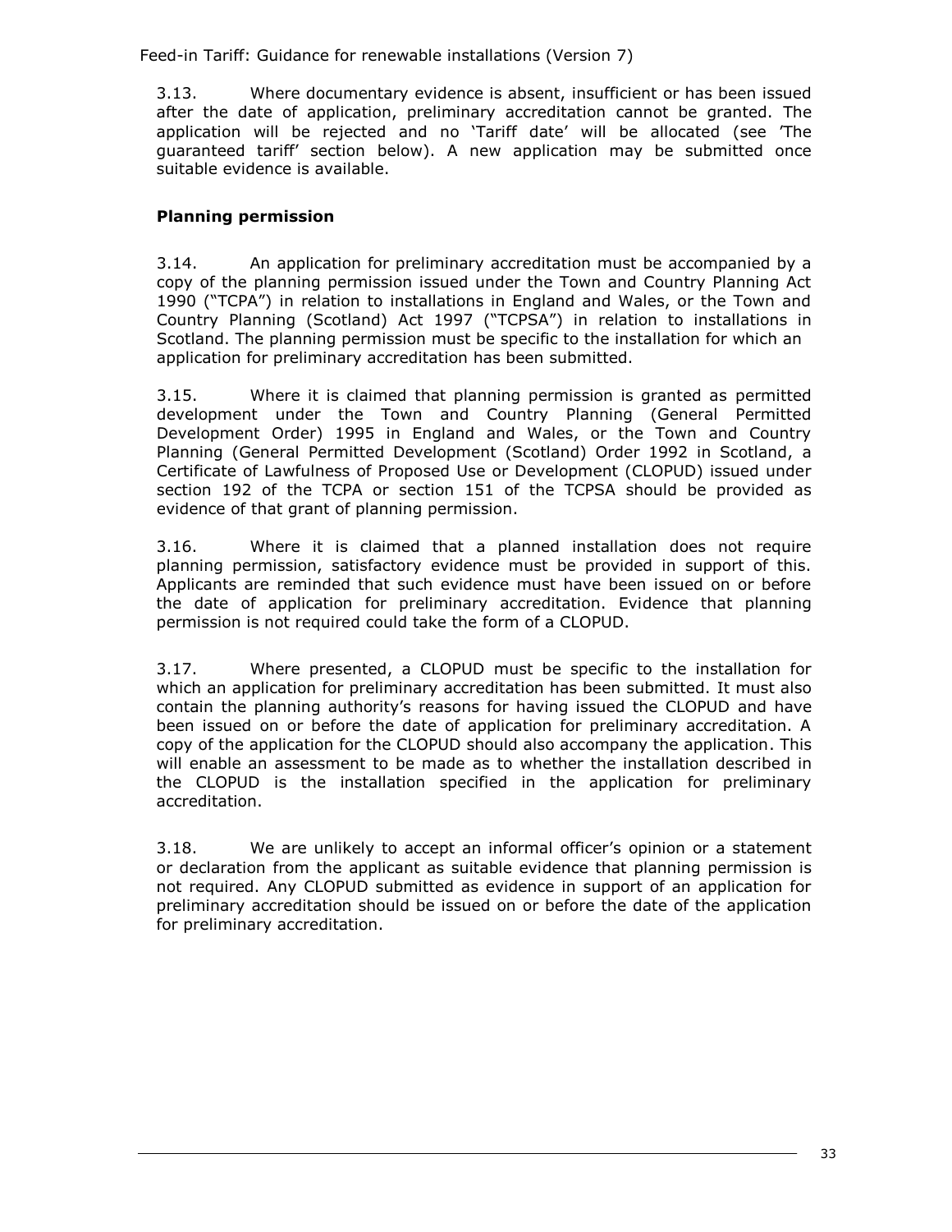3.13. Where documentary evidence is absent, insufficient or has been issued after the date of application, preliminary accreditation cannot be granted. The application will be rejected and no 'Tariff date' will be allocated (see 'The guaranteed tariff' section below). A new application may be submitted once suitable evidence is available.

### Planning permission

3.14. An application for preliminary accreditation must be accompanied by a copy of the planning permission issued under the Town and Country Planning Act 1990 ("TCPA") in relation to installations in England and Wales, or the Town and Country Planning (Scotland) Act 1997 ("TCPSA") in relation to installations in Scotland. The planning permission must be specific to the installation for which an application for preliminary accreditation has been submitted.

3.15. Where it is claimed that planning permission is granted as permitted development under the Town and Country Planning (General Permitted Development Order) 1995 in England and Wales, or the Town and Country Planning (General Permitted Development (Scotland) Order 1992 in Scotland, a Certificate of Lawfulness of Proposed Use or Development (CLOPUD) issued under section 192 of the TCPA or section 151 of the TCPSA should be provided as evidence of that grant of planning permission.

3.16. Where it is claimed that a planned installation does not require planning permission, satisfactory evidence must be provided in support of this. Applicants are reminded that such evidence must have been issued on or before the date of application for preliminary accreditation. Evidence that planning permission is not required could take the form of a CLOPUD.

3.17. Where presented, a CLOPUD must be specific to the installation for which an application for preliminary accreditation has been submitted. It must also contain the planning authority's reasons for having issued the CLOPUD and have been issued on or before the date of application for preliminary accreditation. A copy of the application for the CLOPUD should also accompany the application. This will enable an assessment to be made as to whether the installation described in the CLOPUD is the installation specified in the application for preliminary accreditation.

3.18. We are unlikely to accept an informal officer's opinion or a statement or declaration from the applicant as suitable evidence that planning permission is not required. Any CLOPUD submitted as evidence in support of an application for preliminary accreditation should be issued on or before the date of the application for preliminary accreditation.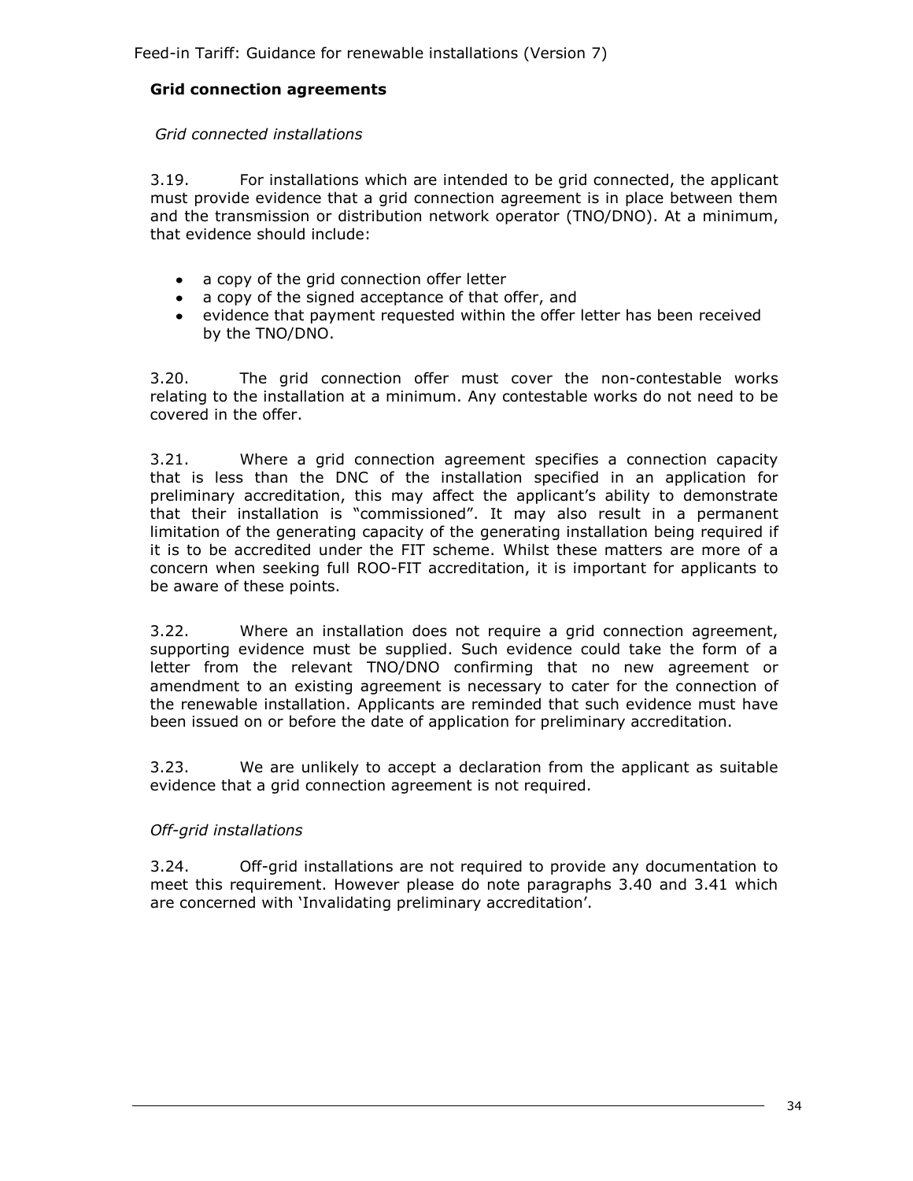## Grid connection agreements

*Grid connected installations*

3.19. For installations which are intended to be grid connected, the applicant must provide evidence that a grid connection agreement is in place between them and the transmission or distribution network operator (TNO/DNO). At a minimum, that evidence should include:

- a copy of the grid connection offer letter
- a copy of the signed acceptance of that offer, and
- evidence that payment requested within the offer letter has been received by the TNO/DNO.

3.20. The grid connection offer must cover the non-contestable works relating to the installation at a minimum. Any contestable works do not need to be covered in the offer.

3.21. Where a grid connection agreement specifies a connection capacity that is less than the DNC of the installation specified in an application for preliminary accreditation, this may affect the applicant's ability to demonstrate that their installation is "commissioned". It may also result in a permanent limitation of the generating capacity of the generating installation being required if it is to be accredited under the FIT scheme. Whilst these matters are more of a concern when seeking full ROO-FIT accreditation, it is important for applicants to be aware of these points.

3.22. Where an installation does not require a grid connection agreement, supporting evidence must be supplied. Such evidence could take the form of a letter from the relevant TNO/DNO confirming that no new agreement or amendment to an existing agreement is necessary to cater for the connection of the renewable installation. Applicants are reminded that such evidence must have been issued on or before the date of application for preliminary accreditation.

3.23. We are unlikely to accept a declaration from the applicant as suitable evidence that a grid connection agreement is not required.

*Off-grid installations*

3.24. Off-grid installations are not required to provide any documentation to meet this requirement. However please do note paragraphs 3.40 and 3.41 which are concerned with 'Invalidating preliminary accreditation'.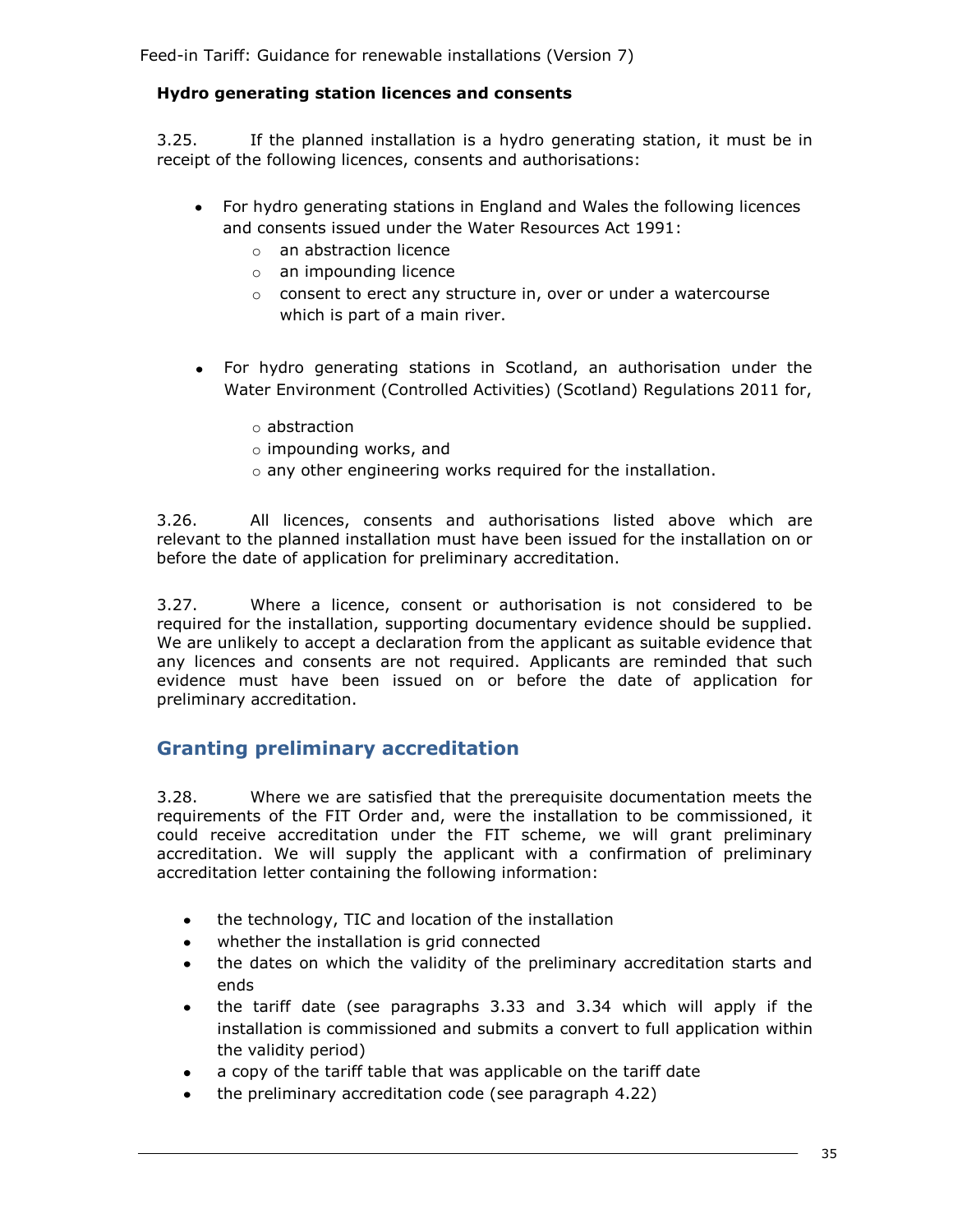### Hydro generating station licences and consents

3.25. If the planned installation is a hydro generating station, it must be in receipt of the following licences, consents and authorisations:

- For hydro generating stations in England and Wales the following licences and consents issued under the Water Resources Act 1991:
  - an abstraction licence
  - an impounding licence
  - consent to erect any structure in, over or under a watercourse which is part of a main river.

- For hydro generating stations in Scotland, an authorisation under the Water Environment (Controlled Activities) (Scotland) Regulations 2011 for,
  - abstraction
  - impounding works, and
  - any other engineering works required for the installation.

3.26. All licences, consents and authorisations listed above which are relevant to the planned installation must have been issued for the installation on or before the date of application for preliminary accreditation.

3.27. Where a licence, consent or authorisation is not considered to be required for the installation, supporting documentary evidence should be supplied. We are unlikely to accept a declaration from the applicant as suitable evidence that any licences and consents are not required. Applicants are reminded that such evidence must have been issued on or before the date of application for preliminary accreditation.

## Granting preliminary accreditation

3.28. Where we are satisfied that the prerequisite documentation meets the requirements of the FIT Order and, were the installation to be commissioned, it could receive accreditation under the FIT scheme, we will grant preliminary accreditation. We will supply the applicant with a confirmation of preliminary accreditation letter containing the following information:

- the technology, TIC and location of the installation
- whether the installation is grid connected
- the dates on which the validity of the preliminary accreditation starts and ends
- the tariff date (see paragraphs 3.33 and 3.34 which will apply if the installation is commissioned and submits a convert to full application within the validity period)
- a copy of the tariff table that was applicable on the tariff date
- the preliminary accreditation code (see paragraph 4.22)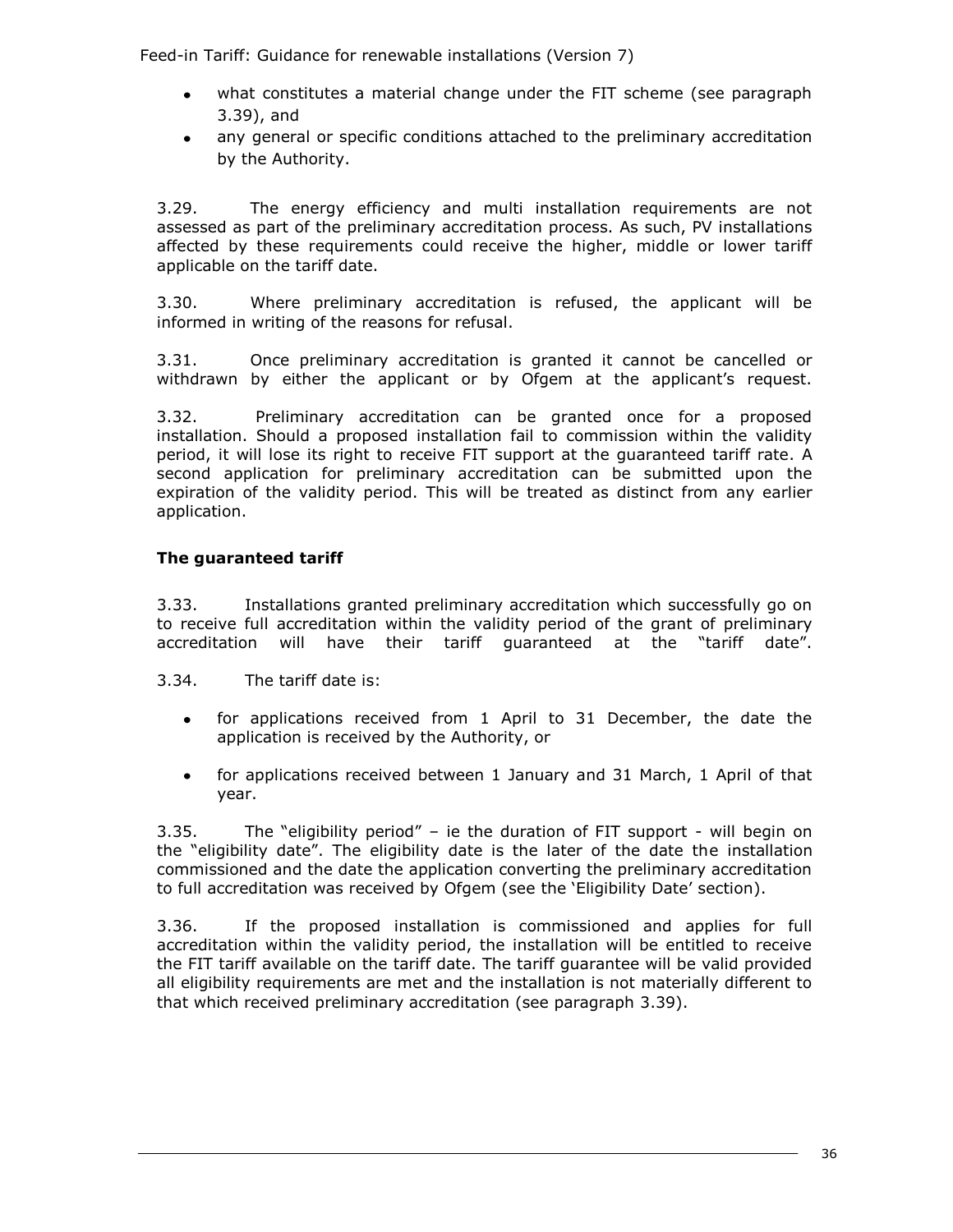- what constitutes a material change under the FIT scheme (see paragraph 3.39), and
- any general or specific conditions attached to the preliminary accreditation by the Authority.

3.29. The energy efficiency and multi installation requirements are not assessed as part of the preliminary accreditation process. As such, PV installations affected by these requirements could receive the higher, middle or lower tariff applicable on the tariff date.

3.30. Where preliminary accreditation is refused, the applicant will be informed in writing of the reasons for refusal.

3.31. Once preliminary accreditation is granted it cannot be cancelled or withdrawn by either the applicant or by Ofgem at the applicant's request.

3.32. Preliminary accreditation can be granted once for a proposed installation. Should a proposed installation fail to commission within the validity period, it will lose its right to receive FIT support at the guaranteed tariff rate. A second application for preliminary accreditation can be submitted upon the expiration of the validity period. This will be treated as distinct from any earlier application.

### The guaranteed tariff

3.33. Installations granted preliminary accreditation which successfully go on to receive full accreditation within the validity period of the grant of preliminary accreditation will have their tariff guaranteed at the "tariff date".

3.34. The tariff date is:

- for applications received from 1 April to 31 December, the date the application is received by the Authority, or
- for applications received between 1 January and 31 March, 1 April of that year.

3.35. The "eligibility period" – ie the duration of FIT support - will begin on the "eligibility date". The eligibility date is the later of the date the installation commissioned and the date the application converting the preliminary accreditation to full accreditation was received by Ofgem (see the 'Eligibility Date' section).

3.36. If the proposed installation is commissioned and applies for full accreditation within the validity period, the installation will be entitled to receive the FIT tariff available on the tariff date. The tariff guarantee will be valid provided all eligibility requirements are met and the installation is not materially different to that which received preliminary accreditation (see paragraph 3.39).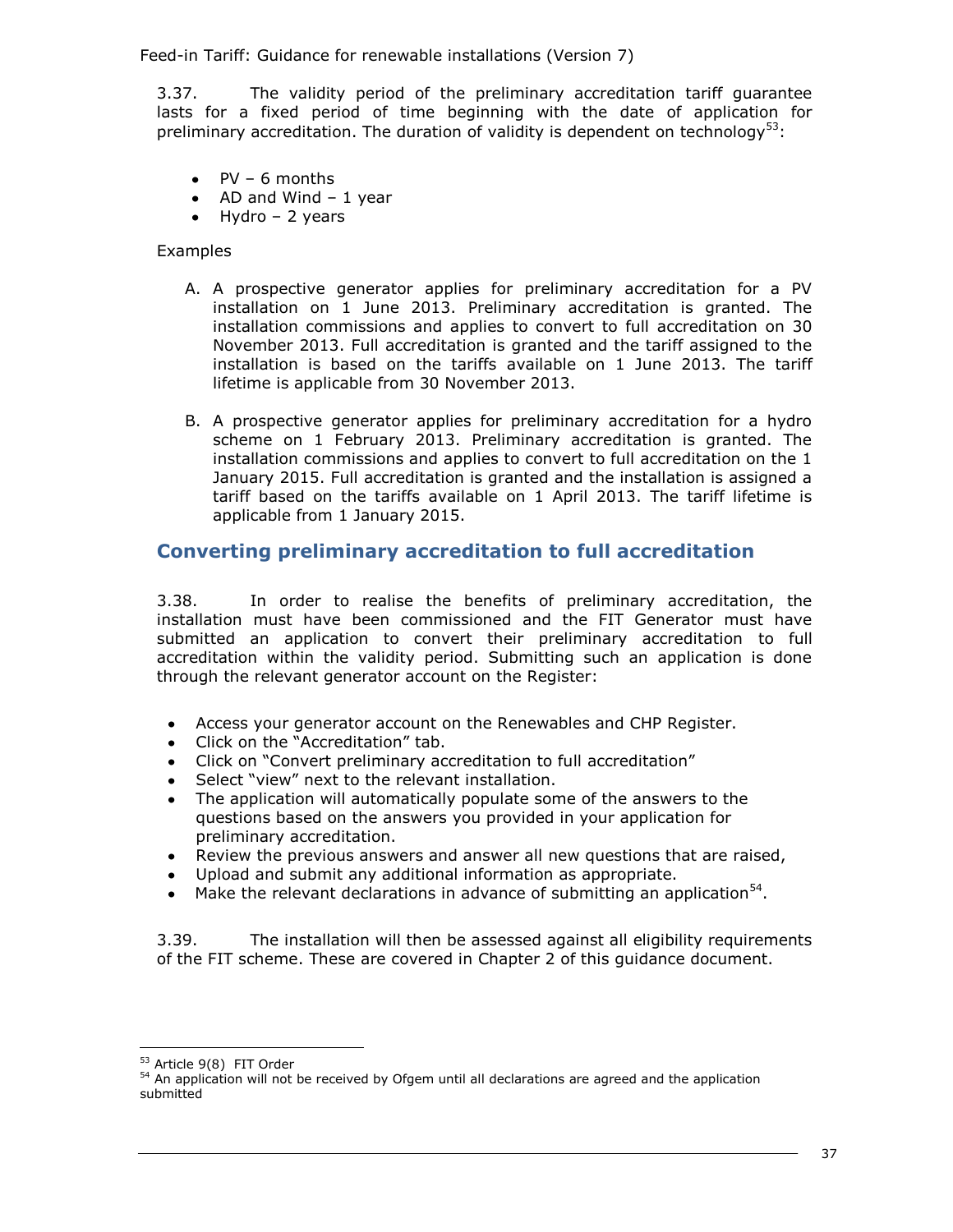3.37. The validity period of the preliminary accreditation tariff guarantee lasts for a fixed period of time beginning with the date of application for preliminary accreditation. The duration of validity is dependent on technology[53]:

- PV – 6 months
- AD and Wind – 1 year
- Hydro – 2 years

Examples

A. A prospective generator applies for preliminary accreditation for a PV installation on 1 June 2013. Preliminary accreditation is granted. The installation commissions and applies to convert to full accreditation on 30 November 2013. Full accreditation is granted and the tariff assigned to the installation is based on the tariffs available on 1 June 2013. The tariff lifetime is applicable from 30 November 2013.

B. A prospective generator applies for preliminary accreditation for a hydro scheme on 1 February 2013. Preliminary accreditation is granted. The installation commissions and applies to convert to full accreditation on the 1 January 2015. Full accreditation is granted and the installation is assigned a tariff based on the tariffs available on 1 April 2013. The tariff lifetime is applicable from 1 January 2015.

## Converting preliminary accreditation to full accreditation

3.38. In order to realise the benefits of preliminary accreditation, the installation must have been commissioned and the FIT Generator must have submitted an application to convert their preliminary accreditation to full accreditation within the validity period. Submitting such an application is done through the relevant generator account on the Register:

- Access your generator account on the Renewables and CHP Register.
- Click on the "Accreditation" tab.
- Click on "Convert preliminary accreditation to full accreditation"
- Select "view" next to the relevant installation.
- The application will automatically populate some of the answers to the questions based on the answers you provided in your application for preliminary accreditation.
- Review the previous answers and answer all new questions that are raised,
- Upload and submit any additional information as appropriate.
- Make the relevant declarations in advance of submitting an application[54].

3.39. The installation will then be assessed against all eligibility requirements of the FIT scheme. These are covered in Chapter 2 of this guidance document.

---

[53] Article 9(8) FIT Order

[54] An application will not be received by Ofgem until all declarations are agreed and the application submitted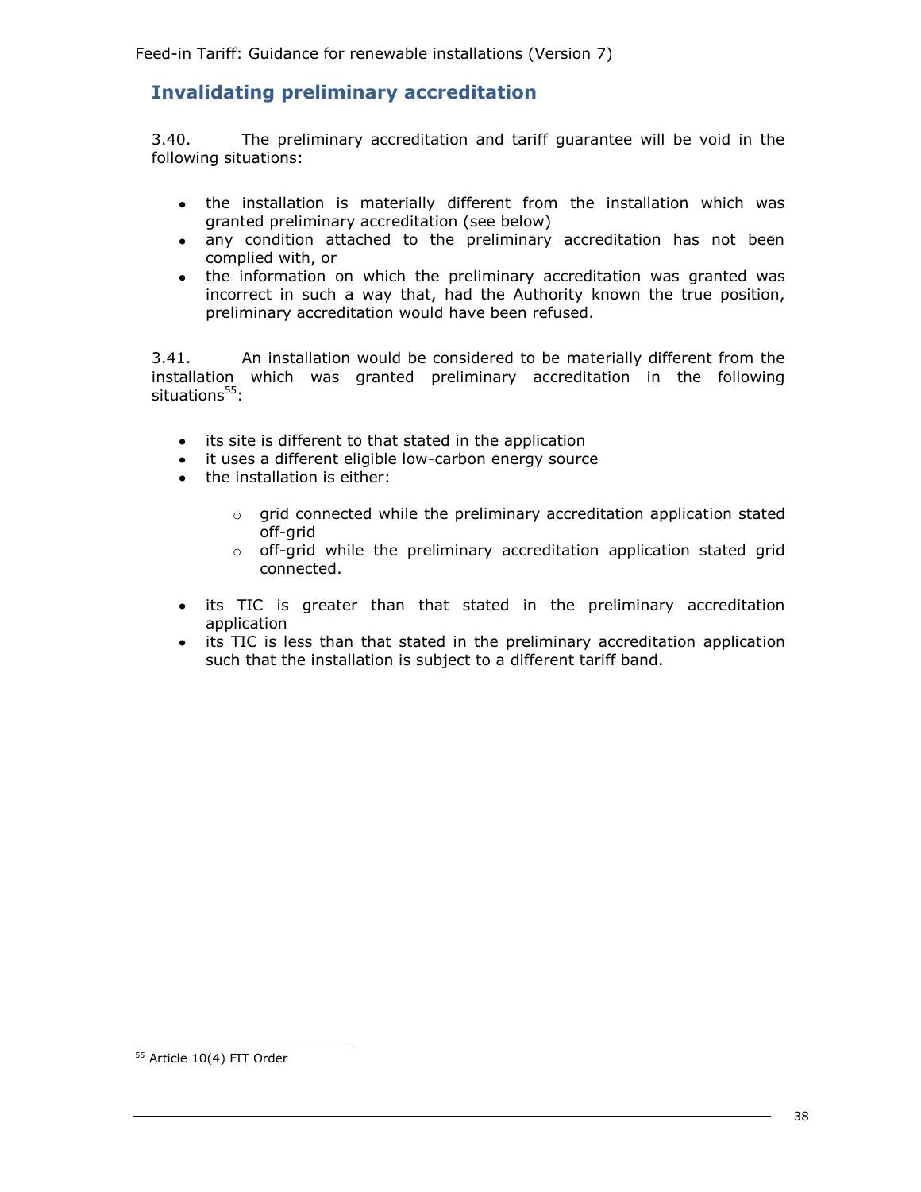## Invalidating preliminary accreditation

3.40. The preliminary accreditation and tariff guarantee will be void in the following situations:

- the installation is materially different from the installation which was granted preliminary accreditation (see below)
- any condition attached to the preliminary accreditation has not been complied with, or
- the information on which the preliminary accreditation was granted was incorrect in such a way that, had the Authority known the true position, preliminary accreditation would have been refused.

3.41. An installation would be considered to be materially different from the installation which was granted preliminary accreditation in the following situations[55]:

- its site is different to that stated in the application
- it uses a different eligible low-carbon energy source
- the installation is either:
  - grid connected while the preliminary accreditation application stated off-grid
  - off-grid while the preliminary accreditation application stated grid connected.
- its TIC is greater than that stated in the preliminary accreditation application
- its TIC is less than that stated in the preliminary accreditation application such that the installation is subject to a different tariff band.

---

[55] Article 10(4) FIT Order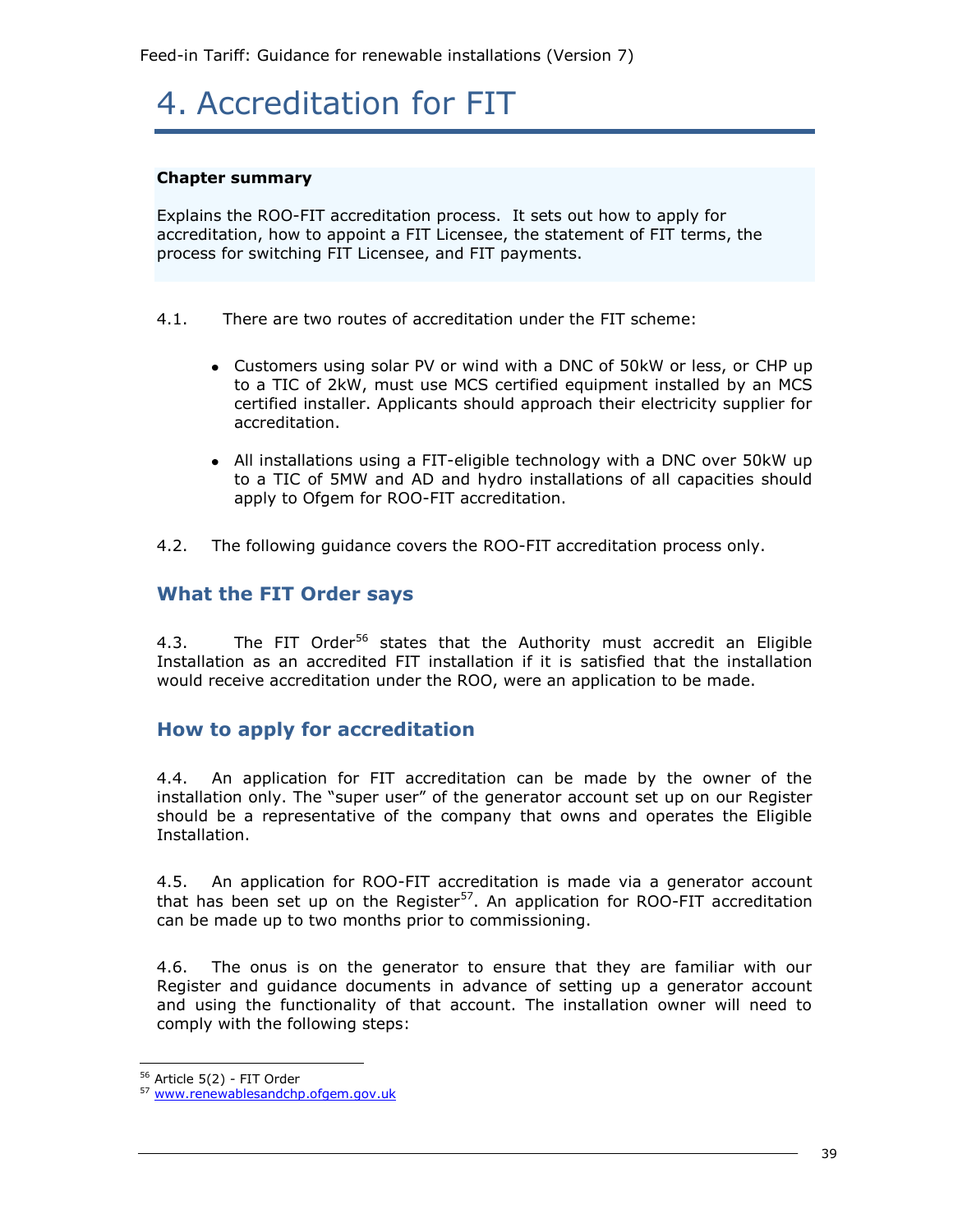# 4. Accreditation for FIT

**Chapter summary**

Explains the ROO-FIT accreditation process. It sets out how to apply for accreditation, how to appoint a FIT Licensee, the statement of FIT terms, the process for switching FIT Licensee, and FIT payments.

4.1. There are two routes of accreditation under the FIT scheme:

- Customers using solar PV or wind with a DNC of 50kW or less, or CHP up to a TIC of 2kW, must use MCS certified equipment installed by an MCS certified installer. Applicants should approach their electricity supplier for accreditation.
- All installations using a FIT-eligible technology with a DNC over 50kW up to a TIC of 5MW and AD and hydro installations of all capacities should apply to Ofgem for ROO-FIT accreditation.

4.2. The following guidance covers the ROO-FIT accreditation process only.

## What the FIT Order says

4.3. The FIT Order[56] states that the Authority must accredit an Eligible Installation as an accredited FIT installation if it is satisfied that the installation would receive accreditation under the ROO, were an application to be made.

## How to apply for accreditation

4.4. An application for FIT accreditation can be made by the owner of the installation only. The "super user" of the generator account set up on our Register should be a representative of the company that owns and operates the Eligible Installation.

4.5. An application for ROO-FIT accreditation is made via a generator account that has been set up on the Register[57]. An application for ROO-FIT accreditation can be made up to two months prior to commissioning.

4.6. The onus is on the generator to ensure that they are familiar with our Register and guidance documents in advance of setting up a generator account and using the functionality of that account. The installation owner will need to comply with the following steps:

[56] Article 5(2) - FIT Order

[57] www.renewablesandchp.ofgem.gov.uk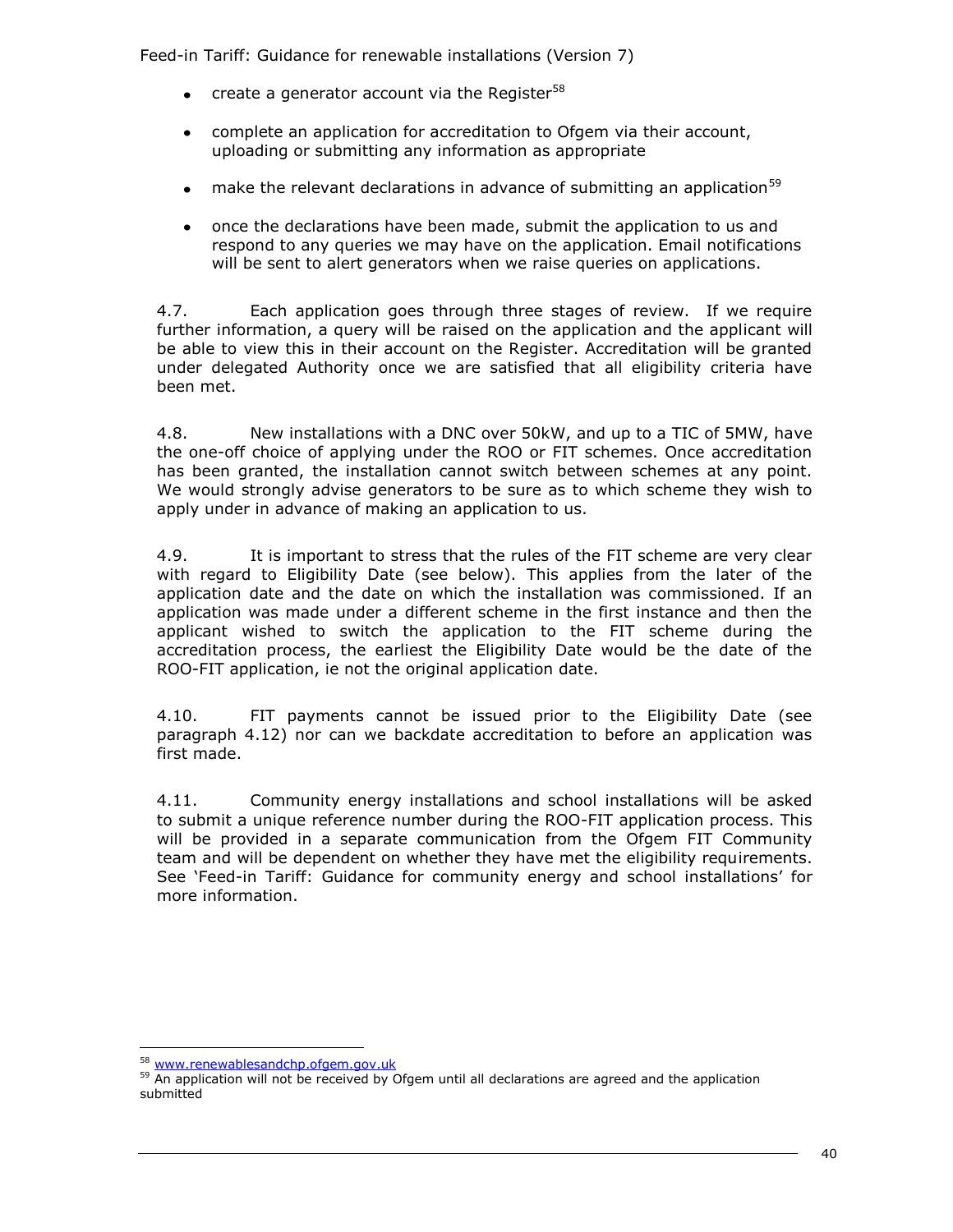- create a generator account via the Register[58]

- complete an application for accreditation to Ofgem via their account, uploading or submitting any information as appropriate

- make the relevant declarations in advance of submitting an application[59]

- once the declarations have been made, submit the application to us and respond to any queries we may have on the application. Email notifications will be sent to alert generators when we raise queries on applications.

4.7. Each application goes through three stages of review. If we require further information, a query will be raised on the application and the applicant will be able to view this in their account on the Register. Accreditation will be granted under delegated Authority once we are satisfied that all eligibility criteria have been met.

4.8. New installations with a DNC over 50kW, and up to a TIC of 5MW, have the one-off choice of applying under the ROO or FIT schemes. Once accreditation has been granted, the installation cannot switch between schemes at any point. We would strongly advise generators to be sure as to which scheme they wish to apply under in advance of making an application to us.

4.9. It is important to stress that the rules of the FIT scheme are very clear with regard to Eligibility Date (see below). This applies from the later of the application date and the date on which the installation was commissioned. If an application was made under a different scheme in the first instance and then the applicant wished to switch the application to the FIT scheme during the accreditation process, the earliest the Eligibility Date would be the date of the ROO-FIT application, ie not the original application date.

4.10. FIT payments cannot be issued prior to the Eligibility Date (see paragraph 4.12) nor can we backdate accreditation to before an application was first made.

4.11. Community energy installations and school installations will be asked to submit a unique reference number during the ROO-FIT application process. This will be provided in a separate communication from the Ofgem FIT Community team and will be dependent on whether they have met the eligibility requirements. See 'Feed-in Tariff: Guidance for community energy and school installations' for more information.

---

[58] www.renewablesandchp.ofgem.gov.uk

[59] An application will not be received by Ofgem until all declarations are agreed and the application submitted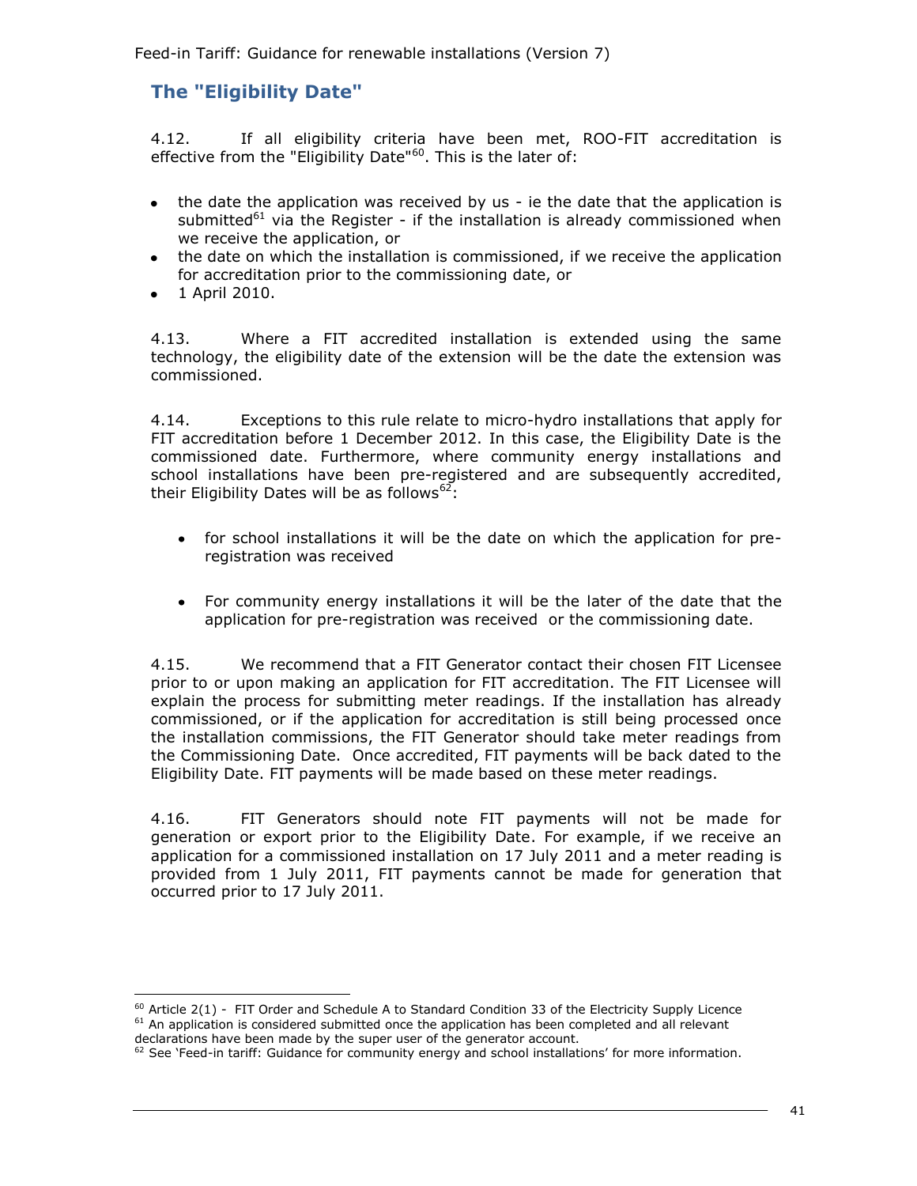## The "Eligibility Date"

4.12. If all eligibility criteria have been met, ROO-FIT accreditation is effective from the "Eligibility Date"[60]. This is the later of:

- the date the application was received by us - ie the date that the application is submitted[61] via the Register - if the installation is already commissioned when we receive the application, or
- the date on which the installation is commissioned, if we receive the application for accreditation prior to the commissioning date, or
- 1 April 2010.

4.13. Where a FIT accredited installation is extended using the same technology, the eligibility date of the extension will be the date the extension was commissioned.

4.14. Exceptions to this rule relate to micro-hydro installations that apply for FIT accreditation before 1 December 2012. In this case, the Eligibility Date is the commissioned date. Furthermore, where community energy installations and school installations have been pre-registered and are subsequently accredited, their Eligibility Dates will be as follows[62]:

- for school installations it will be the date on which the application for pre-registration was received
- For community energy installations it will be the later of the date that the application for pre-registration was received or the commissioning date.

4.15. We recommend that a FIT Generator contact their chosen FIT Licensee prior to or upon making an application for FIT accreditation. The FIT Licensee will explain the process for submitting meter readings. If the installation has already commissioned, or if the application for accreditation is still being processed once the installation commissions, the FIT Generator should take meter readings from the Commissioning Date. Once accredited, FIT payments will be back dated to the Eligibility Date. FIT payments will be made based on these meter readings.

4.16. FIT Generators should note FIT payments will not be made for generation or export prior to the Eligibility Date. For example, if we receive an application for a commissioned installation on 17 July 2011 and a meter reading is provided from 1 July 2011, FIT payments cannot be made for generation that occurred prior to 17 July 2011.

---

[60] Article 2(1) - FIT Order and Schedule A to Standard Condition 33 of the Electricity Supply Licence

[61] An application is considered submitted once the application has been completed and all relevant declarations have been made by the super user of the generator account.

[62] See 'Feed-in tariff: Guidance for community energy and school installations' for more information.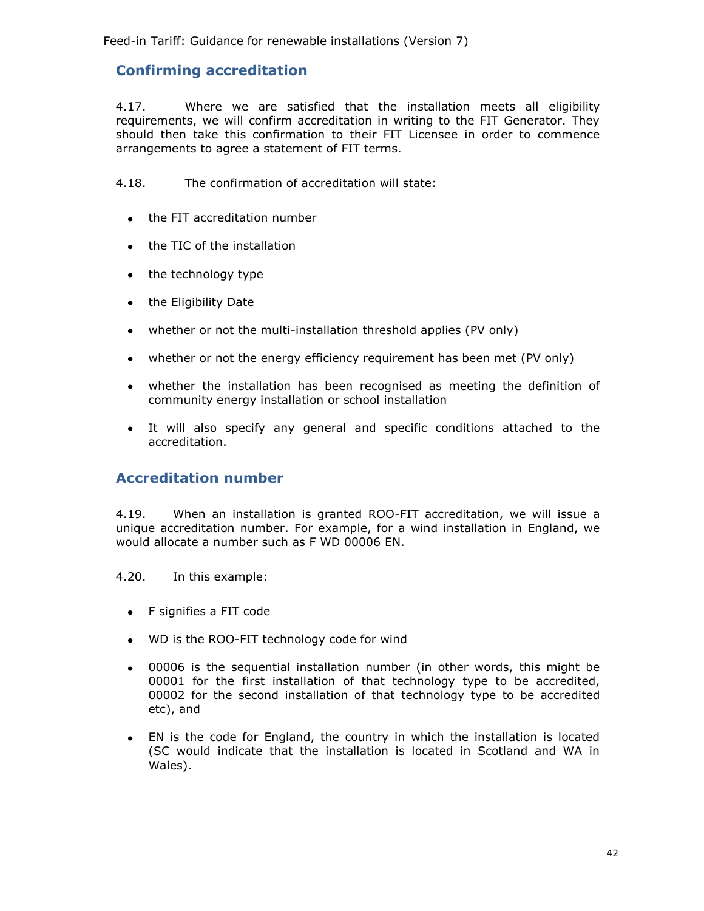## Confirming accreditation

4.17. Where we are satisfied that the installation meets all eligibility requirements, we will confirm accreditation in writing to the FIT Generator. They should then take this confirmation to their FIT Licensee in order to commence arrangements to agree a statement of FIT terms.

4.18. The confirmation of accreditation will state:

- the FIT accreditation number
- the TIC of the installation
- the technology type
- the Eligibility Date
- whether or not the multi-installation threshold applies (PV only)
- whether or not the energy efficiency requirement has been met (PV only)
- whether the installation has been recognised as meeting the definition of community energy installation or school installation
- It will also specify any general and specific conditions attached to the accreditation.

## Accreditation number

4.19. When an installation is granted ROO-FIT accreditation, we will issue a unique accreditation number. For example, for a wind installation in England, we would allocate a number such as F WD 00006 EN.

4.20. In this example:

- F signifies a FIT code
- WD is the ROO-FIT technology code for wind
- 00006 is the sequential installation number (in other words, this might be 00001 for the first installation of that technology type to be accredited, 00002 for the second installation of that technology type to be accredited etc), and
- EN is the code for England, the country in which the installation is located (SC would indicate that the installation is located in Scotland and WA in Wales).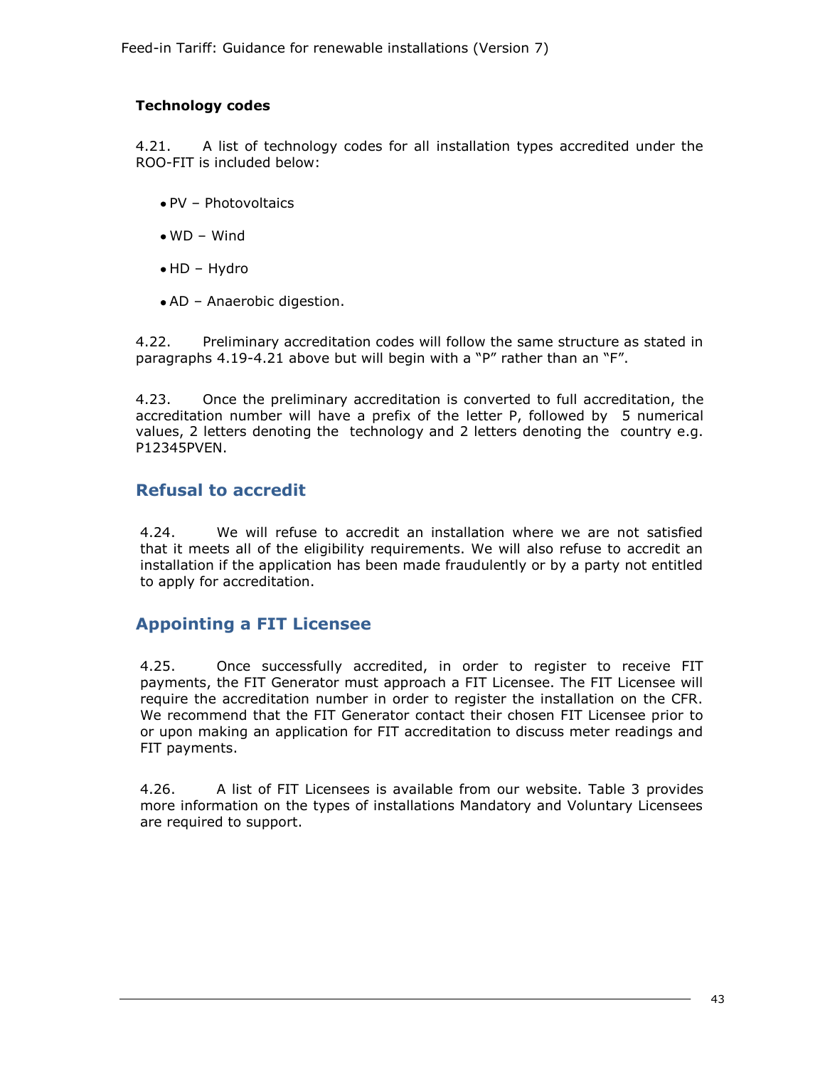### Technology codes

4.21. A list of technology codes for all installation types accredited under the ROO-FIT is included below:

- PV – Photovoltaics
- WD – Wind
- HD – Hydro
- AD – Anaerobic digestion.

4.22. Preliminary accreditation codes will follow the same structure as stated in paragraphs 4.19-4.21 above but will begin with a "P" rather than an "F".

4.23. Once the preliminary accreditation is converted to full accreditation, the accreditation number will have a prefix of the letter P, followed by 5 numerical values, 2 letters denoting the technology and 2 letters denoting the country e.g. P12345PVEN.

## Refusal to accredit

4.24. We will refuse to accredit an installation where we are not satisfied that it meets all of the eligibility requirements. We will also refuse to accredit an installation if the application has been made fraudulently or by a party not entitled to apply for accreditation.

## Appointing a FIT Licensee

4.25. Once successfully accredited, in order to register to receive FIT payments, the FIT Generator must approach a FIT Licensee. The FIT Licensee will require the accreditation number in order to register the installation on the CFR. We recommend that the FIT Generator contact their chosen FIT Licensee prior to or upon making an application for FIT accreditation to discuss meter readings and FIT payments.

4.26. A list of FIT Licensees is available from our website. Table 3 provides more information on the types of installations Mandatory and Voluntary Licensees are required to support.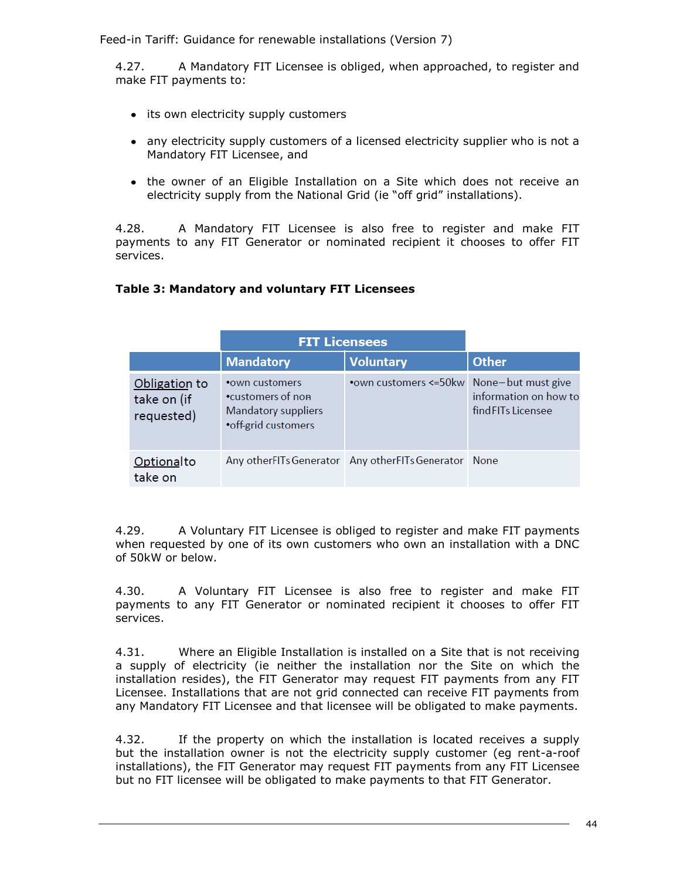4.27. A Mandatory FIT Licensee is obliged, when approached, to register and make FIT payments to:

- its own electricity supply customers
- any electricity supply customers of a licensed electricity supplier who is not a Mandatory FIT Licensee, and
- the owner of an Eligible Installation on a Site which does not receive an electricity supply from the National Grid (ie "off grid" installations).

4.28. A Mandatory FIT Licensee is also free to register and make FIT payments to any FIT Generator or nominated recipient it chooses to offer FIT services.

**Table 3: Mandatory and voluntary FIT Licensees**

| | FIT Licensees | | |
|---|---|---|---|
| | **Mandatory** | **Voluntary** | **Other** |
| Obligation to take on (if requested) | •own customers<br>•customers of non Mandatory suppliers<br>•off-grid customers | •own customers <=50kw | None – but must give information on how to find FITs Licensee |
| Optional to take on | Any other FITs Generator | Any other FITs Generator | None |

4.29. A Voluntary FIT Licensee is obliged to register and make FIT payments when requested by one of its own customers who own an installation with a DNC of 50kW or below.

4.30. A Voluntary FIT Licensee is also free to register and make FIT payments to any FIT Generator or nominated recipient it chooses to offer FIT services.

4.31. Where an Eligible Installation is installed on a Site that is not receiving a supply of electricity (ie neither the installation nor the Site on which the installation resides), the FIT Generator may request FIT payments from any FIT Licensee. Installations that are not grid connected can receive FIT payments from any Mandatory FIT Licensee and that licensee will be obligated to make payments.

4.32. If the property on which the installation is located receives a supply but the installation owner is not the electricity supply customer (eg rent-a-roof installations), the FIT Generator may request FIT payments from any FIT Licensee but no FIT licensee will be obligated to make payments to that FIT Generator.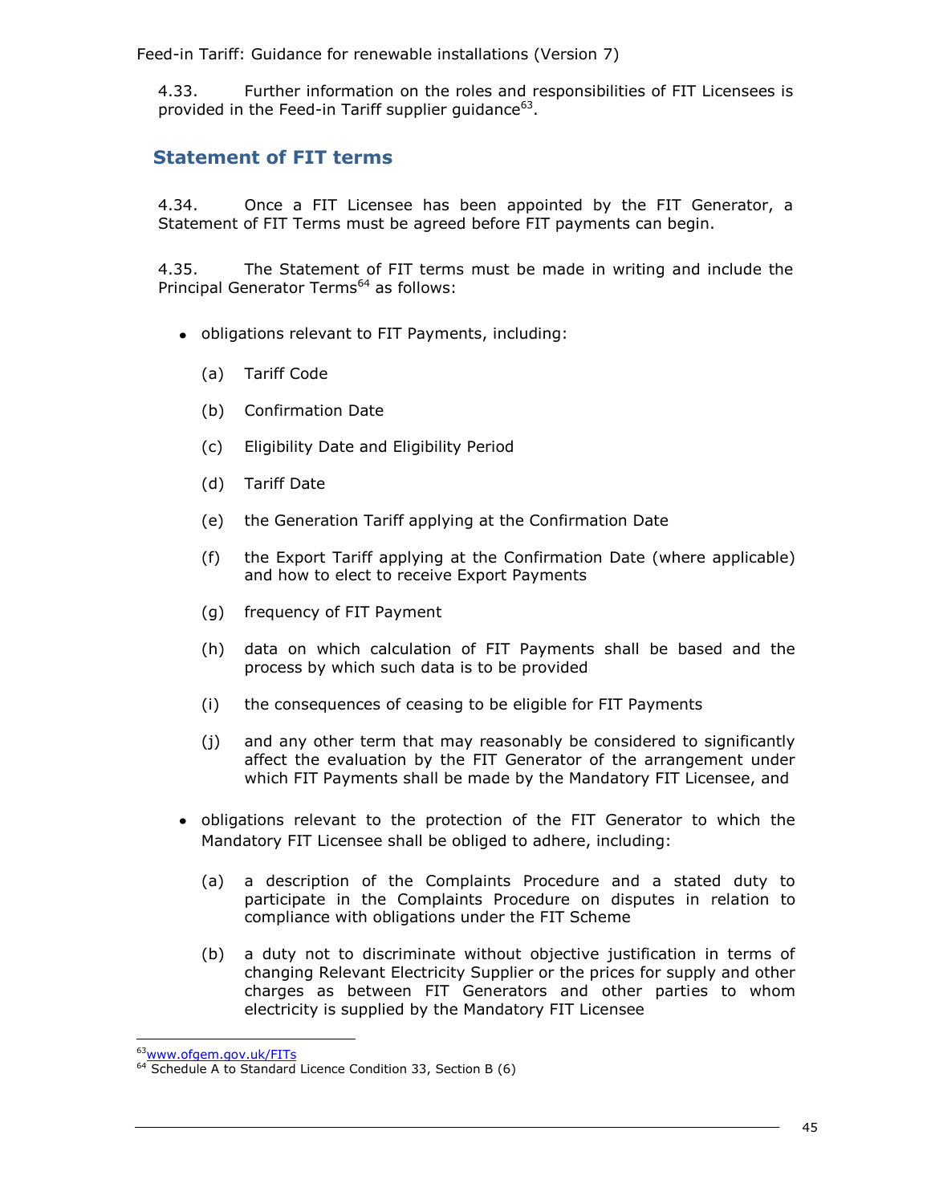4.33. Further information on the roles and responsibilities of FIT Licensees is provided in the Feed-in Tariff supplier guidance[63].

## Statement of FIT terms

4.34. Once a FIT Licensee has been appointed by the FIT Generator, a Statement of FIT Terms must be agreed before FIT payments can begin.

4.35. The Statement of FIT terms must be made in writing and include the Principal Generator Terms[64] as follows:

- obligations relevant to FIT Payments, including:
  - (a) Tariff Code
  - (b) Confirmation Date
  - (c) Eligibility Date and Eligibility Period
  - (d) Tariff Date
  - (e) the Generation Tariff applying at the Confirmation Date
  - (f) the Export Tariff applying at the Confirmation Date (where applicable) and how to elect to receive Export Payments
  - (g) frequency of FIT Payment
  - (h) data on which calculation of FIT Payments shall be based and the process by which such data is to be provided
  - (i) the consequences of ceasing to be eligible for FIT Payments
  - (j) and any other term that may reasonably be considered to significantly affect the evaluation by the FIT Generator of the arrangement under which FIT Payments shall be made by the Mandatory FIT Licensee, and
- obligations relevant to the protection of the FIT Generator to which the Mandatory FIT Licensee shall be obliged to adhere, including:
  - (a) a description of the Complaints Procedure and a stated duty to participate in the Complaints Procedure on disputes in relation to compliance with obligations under the FIT Scheme
  - (b) a duty not to discriminate without objective justification in terms of changing Relevant Electricity Supplier or the prices for supply and other charges as between FIT Generators and other parties to whom electricity is supplied by the Mandatory FIT Licensee

[63] www.ofgem.gov.uk/FITs

[64] Schedule A to Standard Licence Condition 33, Section B (6)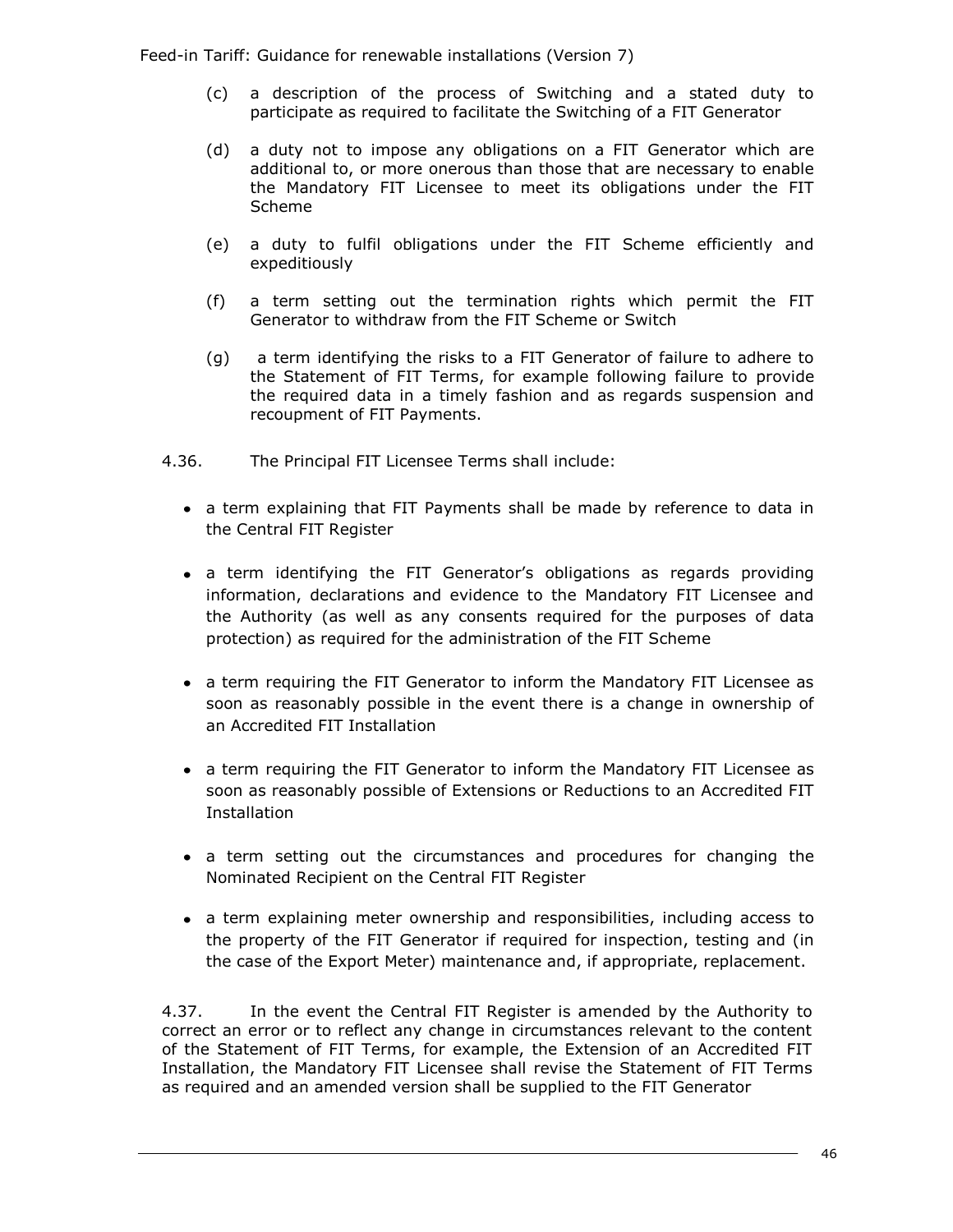(c) a description of the process of Switching and a stated duty to participate as required to facilitate the Switching of a FIT Generator

(d) a duty not to impose any obligations on a FIT Generator which are additional to, or more onerous than those that are necessary to enable the Mandatory FIT Licensee to meet its obligations under the FIT Scheme

(e) a duty to fulfil obligations under the FIT Scheme efficiently and expeditiously

(f) a term setting out the termination rights which permit the FIT Generator to withdraw from the FIT Scheme or Switch

(g) a term identifying the risks to a FIT Generator of failure to adhere to the Statement of FIT Terms, for example following failure to provide the required data in a timely fashion and as regards suspension and recoupment of FIT Payments.

4.36. The Principal FIT Licensee Terms shall include:

- a term explaining that FIT Payments shall be made by reference to data in the Central FIT Register
- a term identifying the FIT Generator's obligations as regards providing information, declarations and evidence to the Mandatory FIT Licensee and the Authority (as well as any consents required for the purposes of data protection) as required for the administration of the FIT Scheme
- a term requiring the FIT Generator to inform the Mandatory FIT Licensee as soon as reasonably possible in the event there is a change in ownership of an Accredited FIT Installation
- a term requiring the FIT Generator to inform the Mandatory FIT Licensee as soon as reasonably possible of Extensions or Reductions to an Accredited FIT Installation
- a term setting out the circumstances and procedures for changing the Nominated Recipient on the Central FIT Register
- a term explaining meter ownership and responsibilities, including access to the property of the FIT Generator if required for inspection, testing and (in the case of the Export Meter) maintenance and, if appropriate, replacement.

4.37. In the event the Central FIT Register is amended by the Authority to correct an error or to reflect any change in circumstances relevant to the content of the Statement of FIT Terms, for example, the Extension of an Accredited FIT Installation, the Mandatory FIT Licensee shall revise the Statement of FIT Terms as required and an amended version shall be supplied to the FIT Generator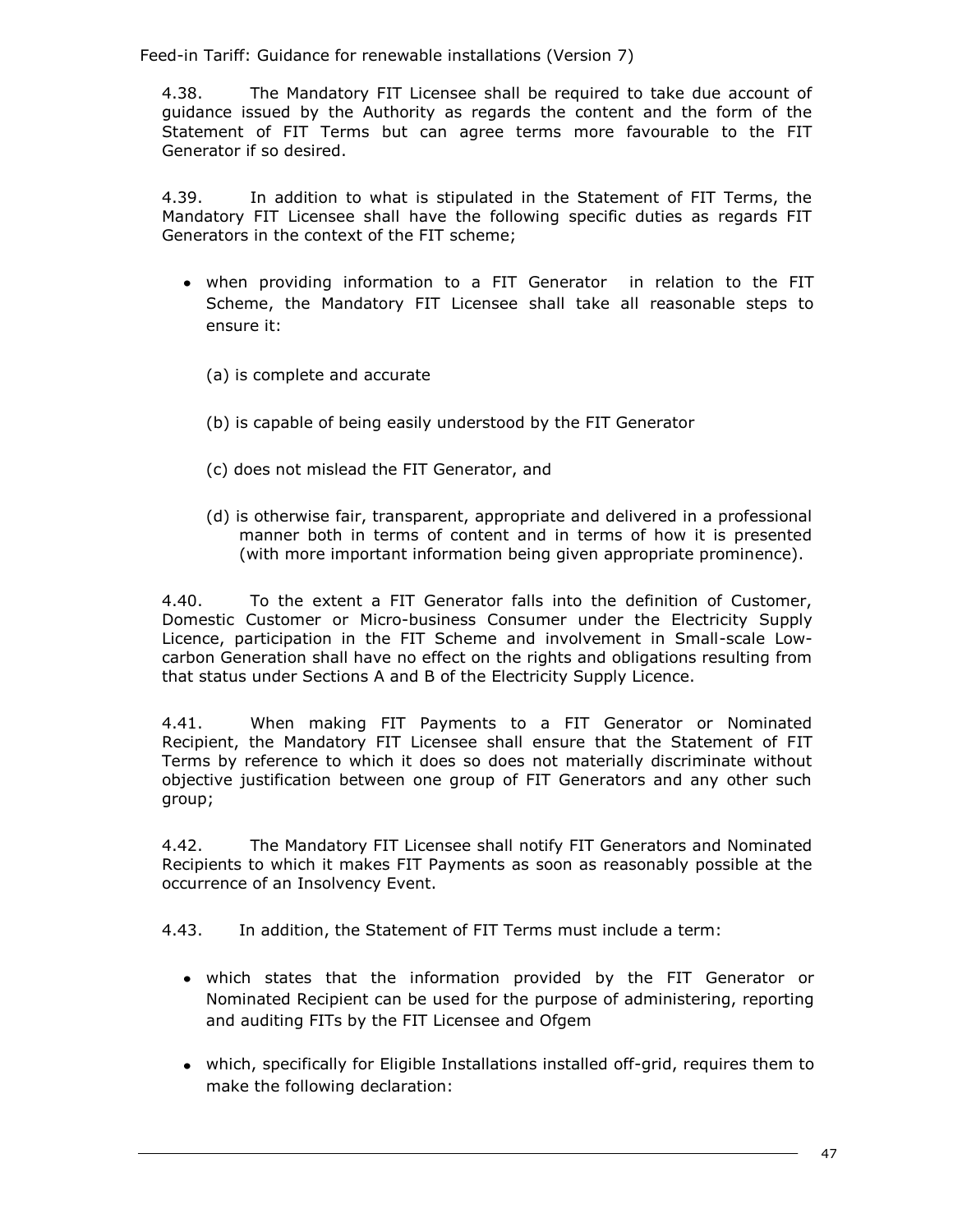4.38. The Mandatory FIT Licensee shall be required to take due account of guidance issued by the Authority as regards the content and the form of the Statement of FIT Terms but can agree terms more favourable to the FIT Generator if so desired.

4.39. In addition to what is stipulated in the Statement of FIT Terms, the Mandatory FIT Licensee shall have the following specific duties as regards FIT Generators in the context of the FIT scheme;

- when providing information to a FIT Generator in relation to the FIT Scheme, the Mandatory FIT Licensee shall take all reasonable steps to ensure it:

  (a) is complete and accurate

  (b) is capable of being easily understood by the FIT Generator

  (c) does not mislead the FIT Generator, and

  (d) is otherwise fair, transparent, appropriate and delivered in a professional manner both in terms of content and in terms of how it is presented (with more important information being given appropriate prominence).

4.40. To the extent a FIT Generator falls into the definition of Customer, Domestic Customer or Micro-business Consumer under the Electricity Supply Licence, participation in the FIT Scheme and involvement in Small-scale Low-carbon Generation shall have no effect on the rights and obligations resulting from that status under Sections A and B of the Electricity Supply Licence.

4.41. When making FIT Payments to a FIT Generator or Nominated Recipient, the Mandatory FIT Licensee shall ensure that the Statement of FIT Terms by reference to which it does so does not materially discriminate without objective justification between one group of FIT Generators and any other such group;

4.42. The Mandatory FIT Licensee shall notify FIT Generators and Nominated Recipients to which it makes FIT Payments as soon as reasonably possible at the occurrence of an Insolvency Event.

4.43. In addition, the Statement of FIT Terms must include a term:

- which states that the information provided by the FIT Generator or Nominated Recipient can be used for the purpose of administering, reporting and auditing FITs by the FIT Licensee and Ofgem

- which, specifically for Eligible Installations installed off-grid, requires them to make the following declaration: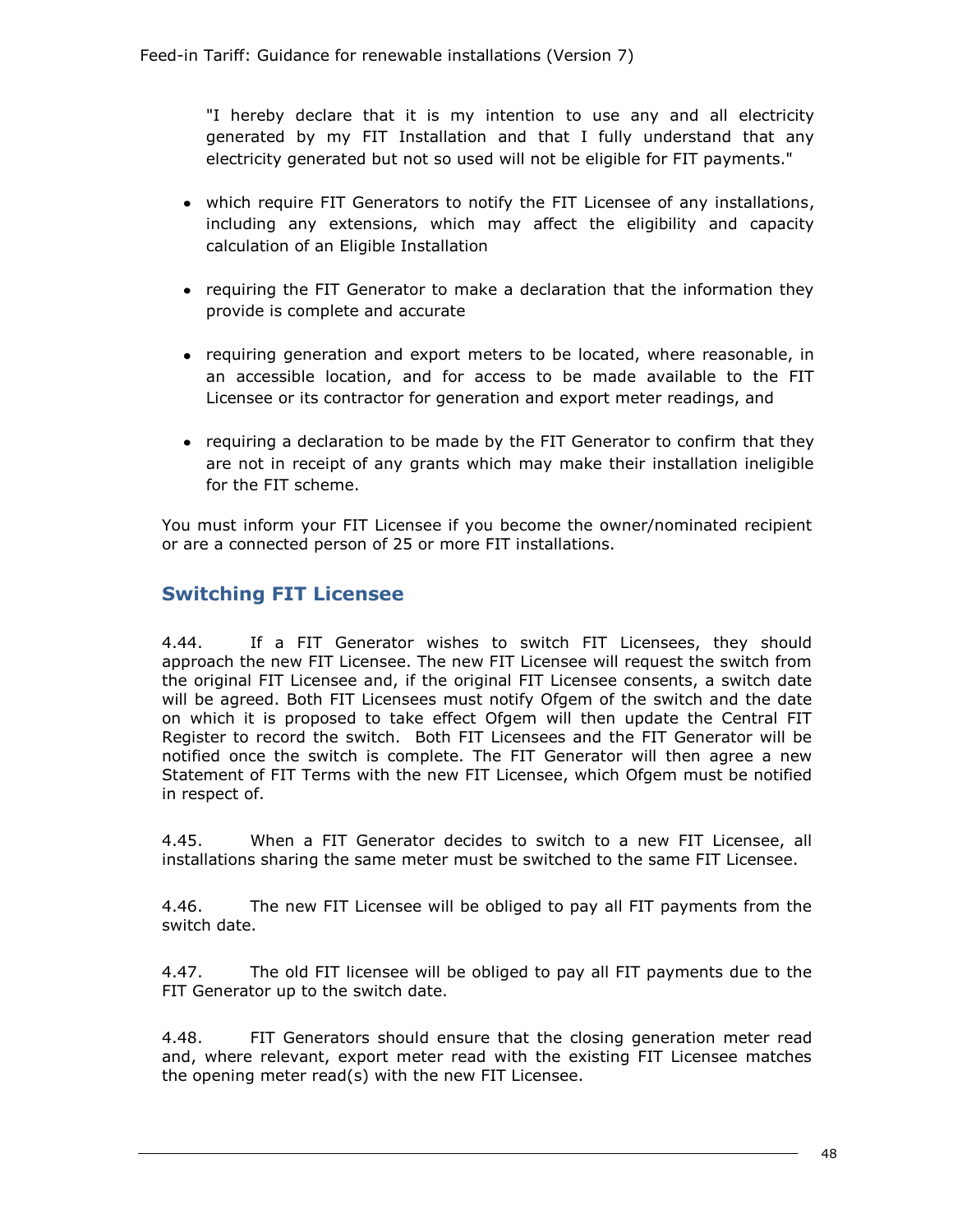"I hereby declare that it is my intention to use any and all electricity generated by my FIT Installation and that I fully understand that any electricity generated but not so used will not be eligible for FIT payments."

- which require FIT Generators to notify the FIT Licensee of any installations, including any extensions, which may affect the eligibility and capacity calculation of an Eligible Installation
- requiring the FIT Generator to make a declaration that the information they provide is complete and accurate
- requiring generation and export meters to be located, where reasonable, in an accessible location, and for access to be made available to the FIT Licensee or its contractor for generation and export meter readings, and
- requiring a declaration to be made by the FIT Generator to confirm that they are not in receipt of any grants which may make their installation ineligible for the FIT scheme.

You must inform your FIT Licensee if you become the owner/nominated recipient or are a connected person of 25 or more FIT installations.

## Switching FIT Licensee

4.44. If a FIT Generator wishes to switch FIT Licensees, they should approach the new FIT Licensee. The new FIT Licensee will request the switch from the original FIT Licensee and, if the original FIT Licensee consents, a switch date will be agreed. Both FIT Licensees must notify Ofgem of the switch and the date on which it is proposed to take effect Ofgem will then update the Central FIT Register to record the switch. Both FIT Licensees and the FIT Generator will be notified once the switch is complete. The FIT Generator will then agree a new Statement of FIT Terms with the new FIT Licensee, which Ofgem must be notified in respect of.

4.45. When a FIT Generator decides to switch to a new FIT Licensee, all installations sharing the same meter must be switched to the same FIT Licensee.

4.46. The new FIT Licensee will be obliged to pay all FIT payments from the switch date.

4.47. The old FIT licensee will be obliged to pay all FIT payments due to the FIT Generator up to the switch date.

4.48. FIT Generators should ensure that the closing generation meter read and, where relevant, export meter read with the existing FIT Licensee matches the opening meter read(s) with the new FIT Licensee.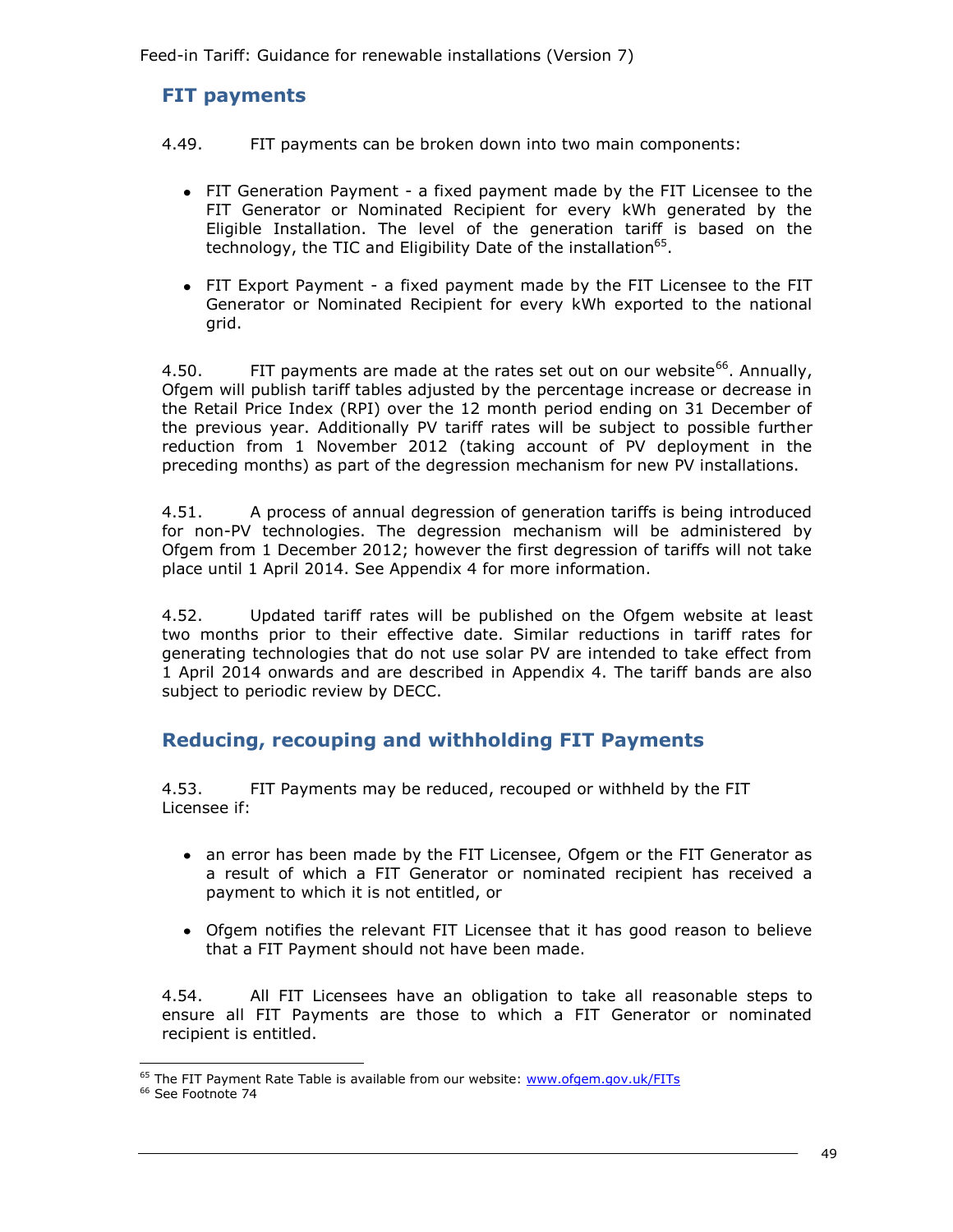## FIT payments

4.49. FIT payments can be broken down into two main components:

- FIT Generation Payment - a fixed payment made by the FIT Licensee to the FIT Generator or Nominated Recipient for every kWh generated by the Eligible Installation. The level of the generation tariff is based on the technology, the TIC and Eligibility Date of the installation[65].
- FIT Export Payment - a fixed payment made by the FIT Licensee to the FIT Generator or Nominated Recipient for every kWh exported to the national grid.

4.50. FIT payments are made at the rates set out on our website[66]. Annually, Ofgem will publish tariff tables adjusted by the percentage increase or decrease in the Retail Price Index (RPI) over the 12 month period ending on 31 December of the previous year. Additionally PV tariff rates will be subject to possible further reduction from 1 November 2012 (taking account of PV deployment in the preceding months) as part of the degression mechanism for new PV installations.

4.51. A process of annual degression of generation tariffs is being introduced for non-PV technologies. The degression mechanism will be administered by Ofgem from 1 December 2012; however the first degression of tariffs will not take place until 1 April 2014. See Appendix 4 for more information.

4.52. Updated tariff rates will be published on the Ofgem website at least two months prior to their effective date. Similar reductions in tariff rates for generating technologies that do not use solar PV are intended to take effect from 1 April 2014 onwards and are described in Appendix 4. The tariff bands are also subject to periodic review by DECC.

## Reducing, recouping and withholding FIT Payments

4.53. FIT Payments may be reduced, recouped or withheld by the FIT Licensee if:

- an error has been made by the FIT Licensee, Ofgem or the FIT Generator as a result of which a FIT Generator or nominated recipient has received a payment to which it is not entitled, or
- Ofgem notifies the relevant FIT Licensee that it has good reason to believe that a FIT Payment should not have been made.

4.54. All FIT Licensees have an obligation to take all reasonable steps to ensure all FIT Payments are those to which a FIT Generator or nominated recipient is entitled.

---

[65] The FIT Payment Rate Table is available from our website: www.ofgem.gov.uk/FITs

[66] See Footnote 74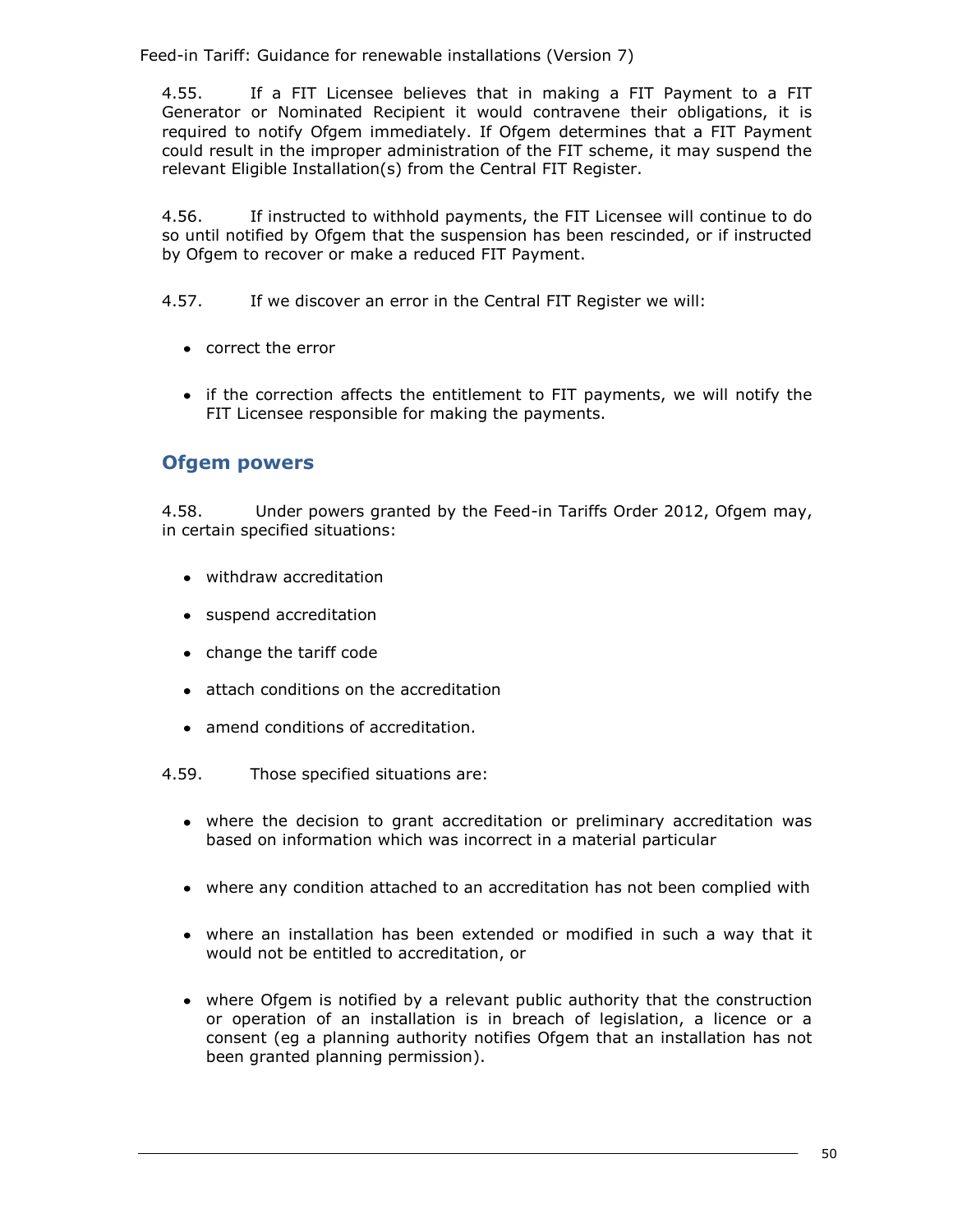4.55. If a FIT Licensee believes that in making a FIT Payment to a FIT Generator or Nominated Recipient it would contravene their obligations, it is required to notify Ofgem immediately. If Ofgem determines that a FIT Payment could result in the improper administration of the FIT scheme, it may suspend the relevant Eligible Installation(s) from the Central FIT Register.

4.56. If instructed to withhold payments, the FIT Licensee will continue to do so until notified by Ofgem that the suspension has been rescinded, or if instructed by Ofgem to recover or make a reduced FIT Payment.

4.57. If we discover an error in the Central FIT Register we will:

- correct the error
- if the correction affects the entitlement to FIT payments, we will notify the FIT Licensee responsible for making the payments.

## Ofgem powers

4.58. Under powers granted by the Feed-in Tariffs Order 2012, Ofgem may, in certain specified situations:

- withdraw accreditation
- suspend accreditation
- change the tariff code
- attach conditions on the accreditation
- amend conditions of accreditation.

4.59. Those specified situations are:

- where the decision to grant accreditation or preliminary accreditation was based on information which was incorrect in a material particular
- where any condition attached to an accreditation has not been complied with
- where an installation has been extended or modified in such a way that it would not be entitled to accreditation, or
- where Ofgem is notified by a relevant public authority that the construction or operation of an installation is in breach of legislation, a licence or a consent (eg a planning authority notifies Ofgem that an installation has not been granted planning permission).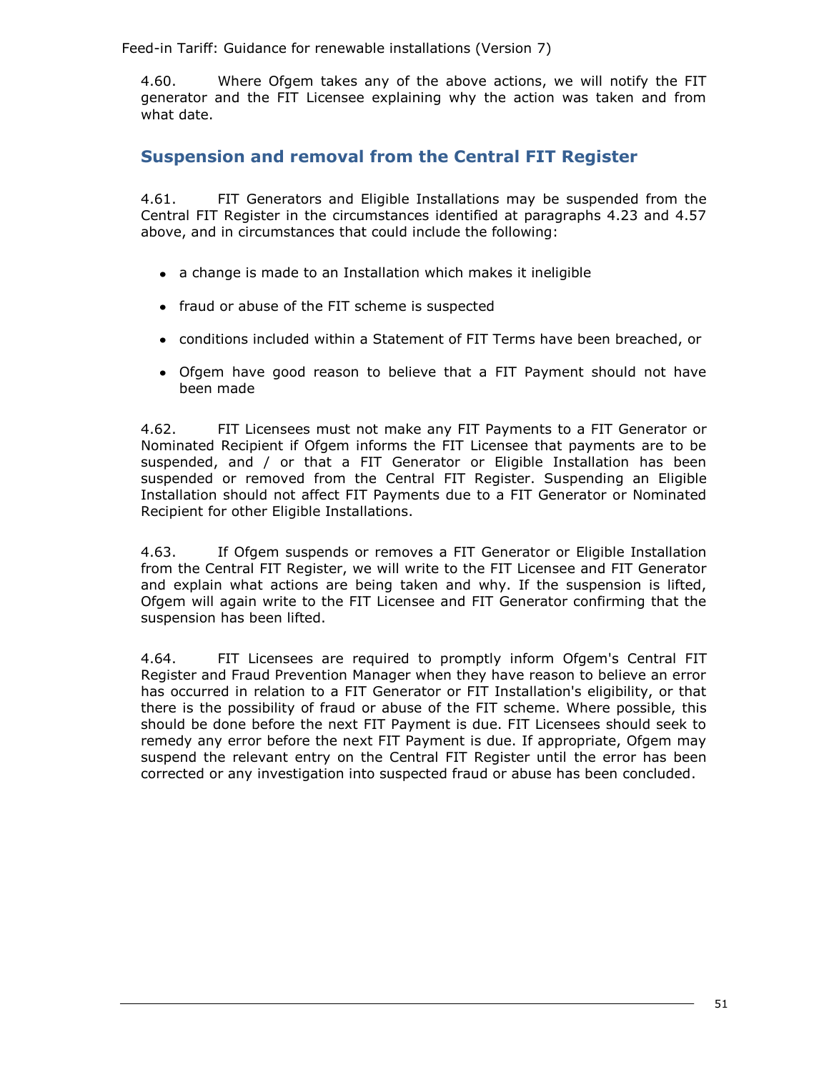4.60. Where Ofgem takes any of the above actions, we will notify the FIT generator and the FIT Licensee explaining why the action was taken and from what date.

## Suspension and removal from the Central FIT Register

4.61. FIT Generators and Eligible Installations may be suspended from the Central FIT Register in the circumstances identified at paragraphs 4.23 and 4.57 above, and in circumstances that could include the following:

- a change is made to an Installation which makes it ineligible
- fraud or abuse of the FIT scheme is suspected
- conditions included within a Statement of FIT Terms have been breached, or
- Ofgem have good reason to believe that a FIT Payment should not have been made

4.62. FIT Licensees must not make any FIT Payments to a FIT Generator or Nominated Recipient if Ofgem informs the FIT Licensee that payments are to be suspended, and / or that a FIT Generator or Eligible Installation has been suspended or removed from the Central FIT Register. Suspending an Eligible Installation should not affect FIT Payments due to a FIT Generator or Nominated Recipient for other Eligible Installations.

4.63. If Ofgem suspends or removes a FIT Generator or Eligible Installation from the Central FIT Register, we will write to the FIT Licensee and FIT Generator and explain what actions are being taken and why. If the suspension is lifted, Ofgem will again write to the FIT Licensee and FIT Generator confirming that the suspension has been lifted.

4.64. FIT Licensees are required to promptly inform Ofgem's Central FIT Register and Fraud Prevention Manager when they have reason to believe an error has occurred in relation to a FIT Generator or FIT Installation's eligibility, or that there is the possibility of fraud or abuse of the FIT scheme. Where possible, this should be done before the next FIT Payment is due. FIT Licensees should seek to remedy any error before the next FIT Payment is due. If appropriate, Ofgem may suspend the relevant entry on the Central FIT Register until the error has been corrected or any investigation into suspected fraud or abuse has been concluded.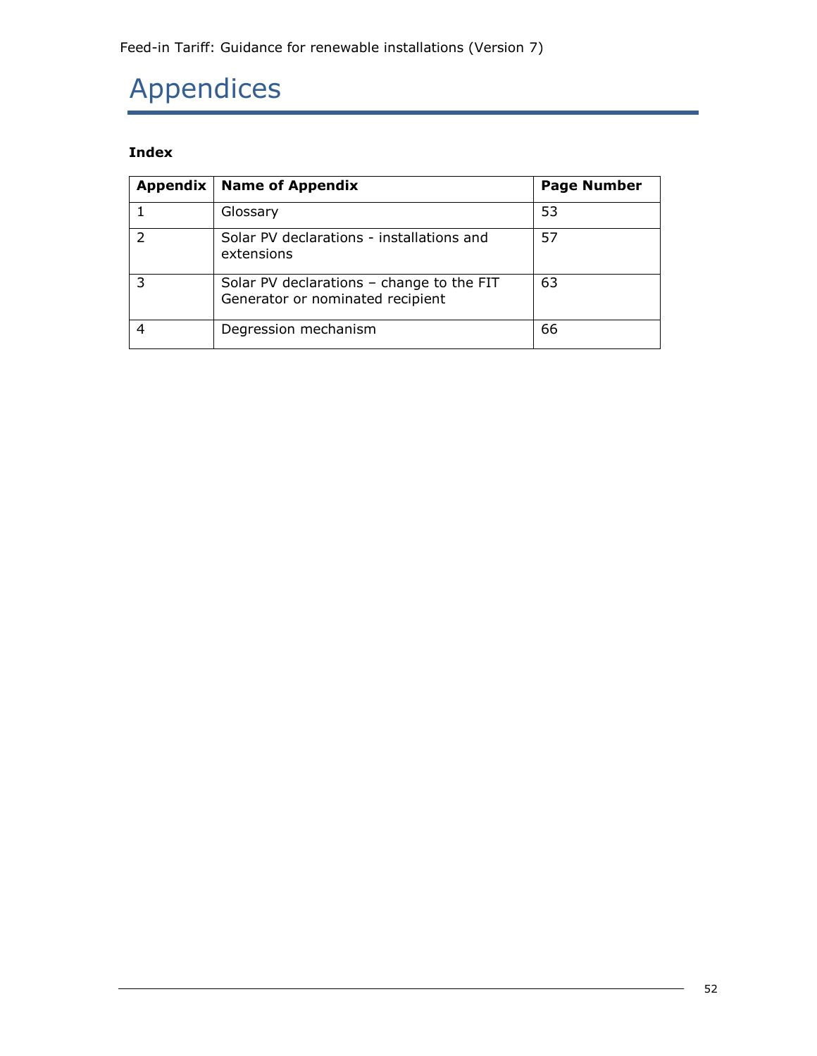# Appendices

**Index**

| Appendix | Name of Appendix | Page Number |
|---|---|---|
| 1 | Glossary | 53 |
| 2 | Solar PV declarations - installations and extensions | 57 |
| 3 | Solar PV declarations – change to the FIT Generator or nominated recipient | 63 |
| 4 | Degression mechanism | 66 |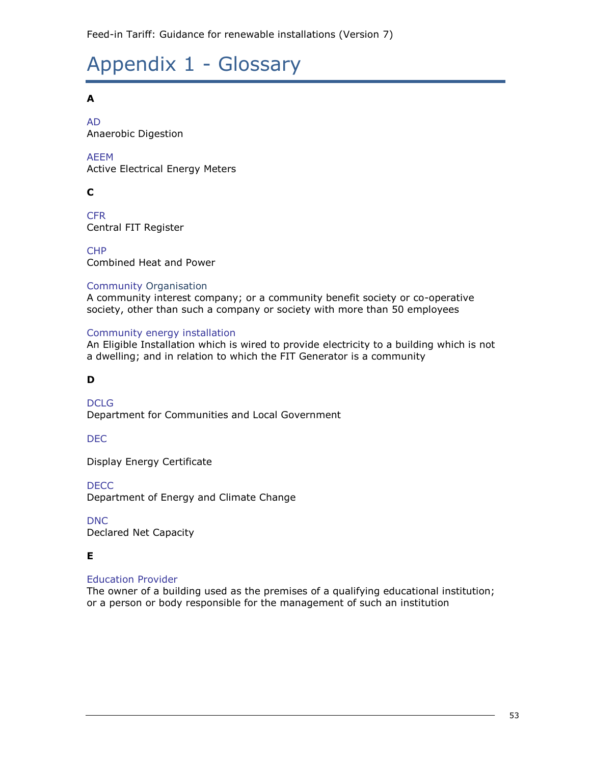# Appendix 1 - Glossary

**A**

AD
Anaerobic Digestion

AEEM
Active Electrical Energy Meters

**C**

CFR
Central FIT Register

CHP
Combined Heat and Power

Community Organisation
A community interest company; or a community benefit society or co-operative society, other than such a company or society with more than 50 employees

Community energy installation
An Eligible Installation which is wired to provide electricity to a building which is not a dwelling; and in relation to which the FIT Generator is a community

**D**

DCLG
Department for Communities and Local Government

DEC

Display Energy Certificate

DECC
Department of Energy and Climate Change

DNC
Declared Net Capacity

**E**

Education Provider
The owner of a building used as the premises of a qualifying educational institution; or a person or body responsible for the management of such an institution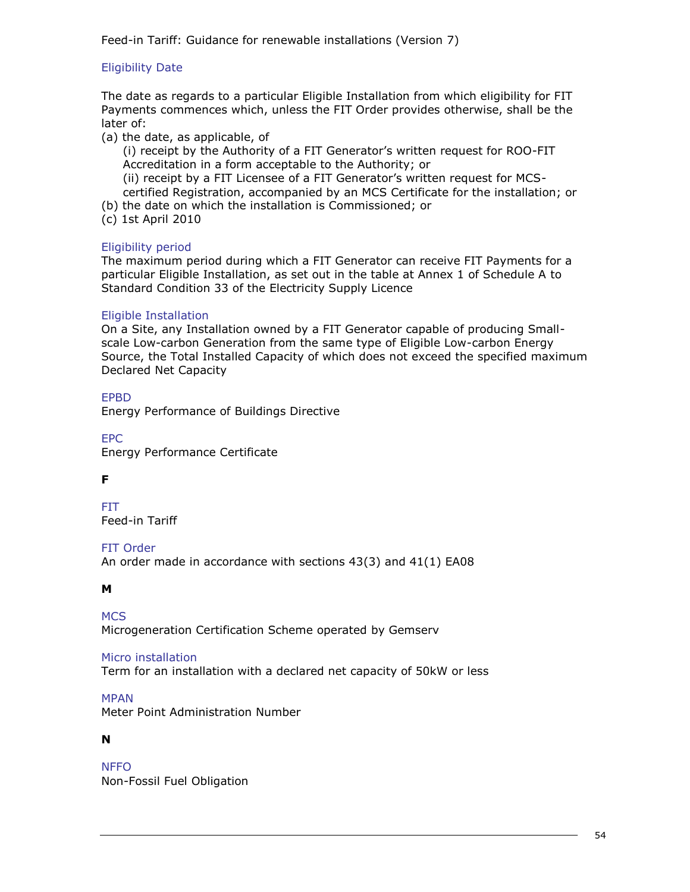### Eligibility Date

The date as regards to a particular Eligible Installation from which eligibility for FIT Payments commences which, unless the FIT Order provides otherwise, shall be the later of:

(a) the date, as applicable, of
  (i) receipt by the Authority of a FIT Generator's written request for ROO-FIT Accreditation in a form acceptable to the Authority; or
  (ii) receipt by a FIT Licensee of a FIT Generator's written request for MCS-certified Registration, accompanied by an MCS Certificate for the installation; or
(b) the date on which the installation is Commissioned; or
(c) 1st April 2010

### Eligibility period

The maximum period during which a FIT Generator can receive FIT Payments for a particular Eligible Installation, as set out in the table at Annex 1 of Schedule A to Standard Condition 33 of the Electricity Supply Licence

### Eligible Installation

On a Site, any Installation owned by a FIT Generator capable of producing Small-scale Low-carbon Generation from the same type of Eligible Low-carbon Energy Source, the Total Installed Capacity of which does not exceed the specified maximum Declared Net Capacity

### EPBD

Energy Performance of Buildings Directive

### EPC

Energy Performance Certificate

## F

### FIT

Feed-in Tariff

### FIT Order

An order made in accordance with sections 43(3) and 41(1) EA08

## M

### MCS

Microgeneration Certification Scheme operated by Gemserv

### Micro installation

Term for an installation with a declared net capacity of 50kW or less

### MPAN

Meter Point Administration Number

## N

### NFFO

Non-Fossil Fuel Obligation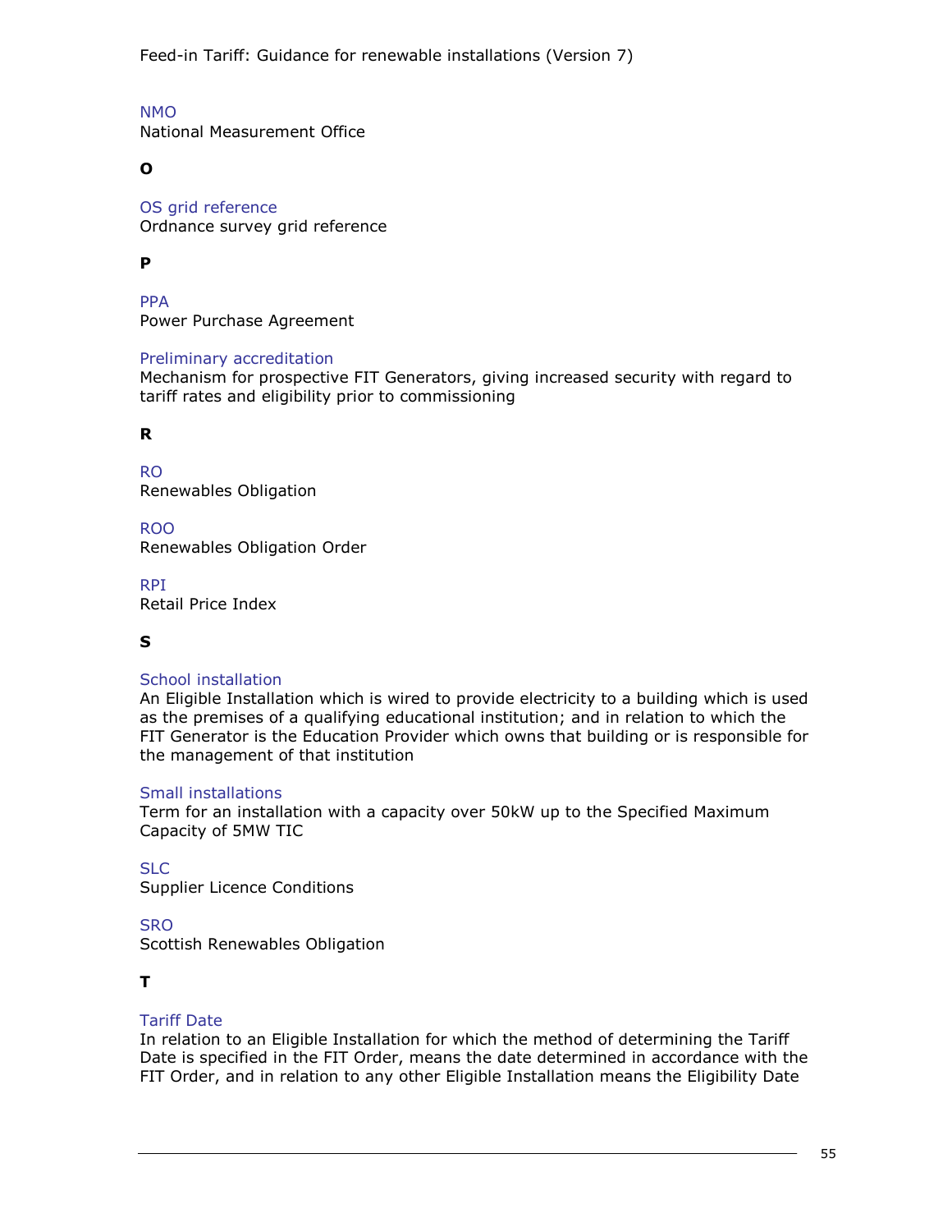NMO
National Measurement Office

**O**

OS grid reference
Ordnance survey grid reference

**P**

PPA
Power Purchase Agreement

Preliminary accreditation
Mechanism for prospective FIT Generators, giving increased security with regard to tariff rates and eligibility prior to commissioning

**R**

RO
Renewables Obligation

ROO
Renewables Obligation Order

RPI
Retail Price Index

**S**

School installation
An Eligible Installation which is wired to provide electricity to a building which is used as the premises of a qualifying educational institution; and in relation to which the FIT Generator is the Education Provider which owns that building or is responsible for the management of that institution

Small installations
Term for an installation with a capacity over 50kW up to the Specified Maximum Capacity of 5MW TIC

SLC
Supplier Licence Conditions

SRO
Scottish Renewables Obligation

**T**

Tariff Date
In relation to an Eligible Installation for which the method of determining the Tariff Date is specified in the FIT Order, means the date determined in accordance with the FIT Order, and in relation to any other Eligible Installation means the Eligibility Date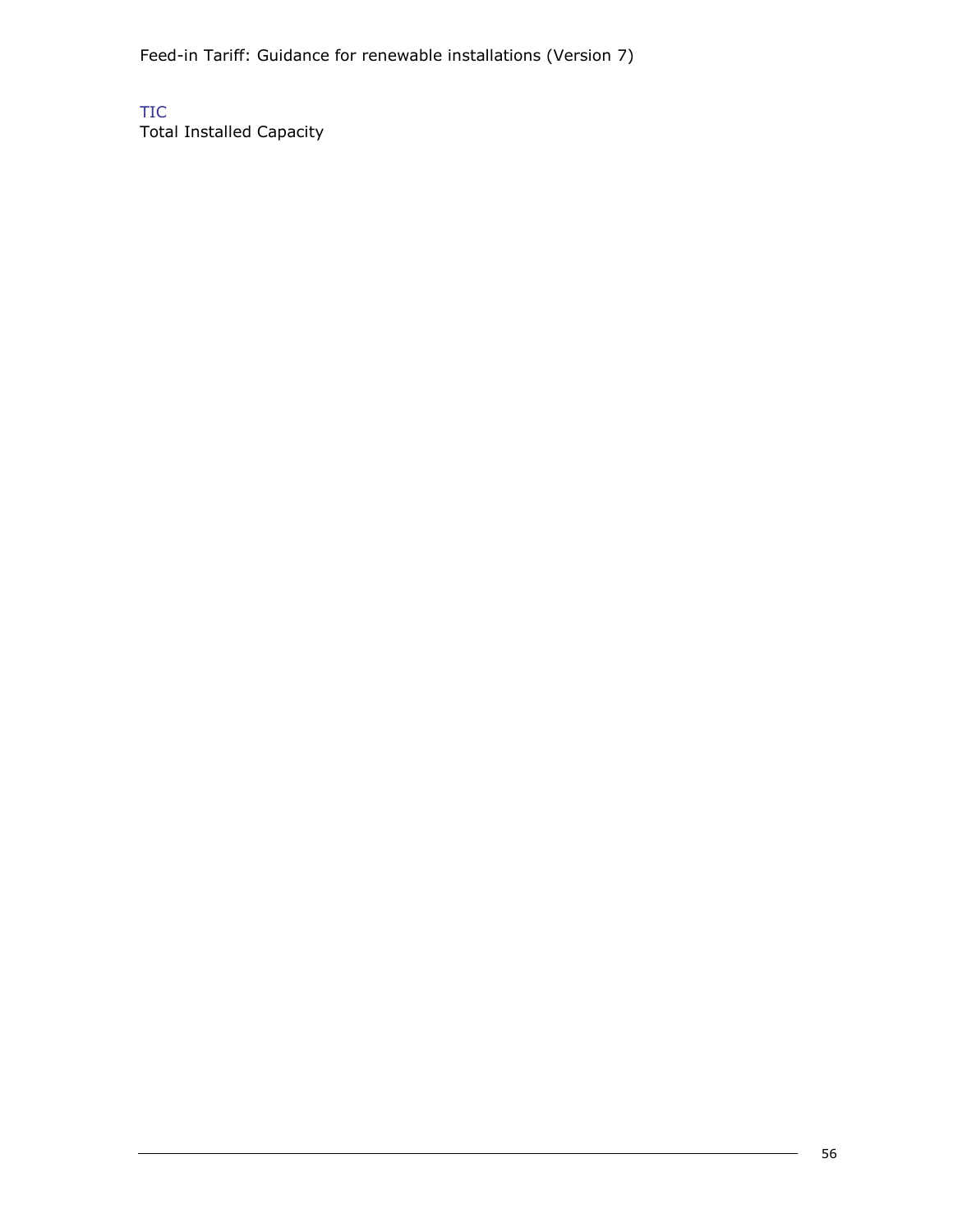TIC
Total Installed Capacity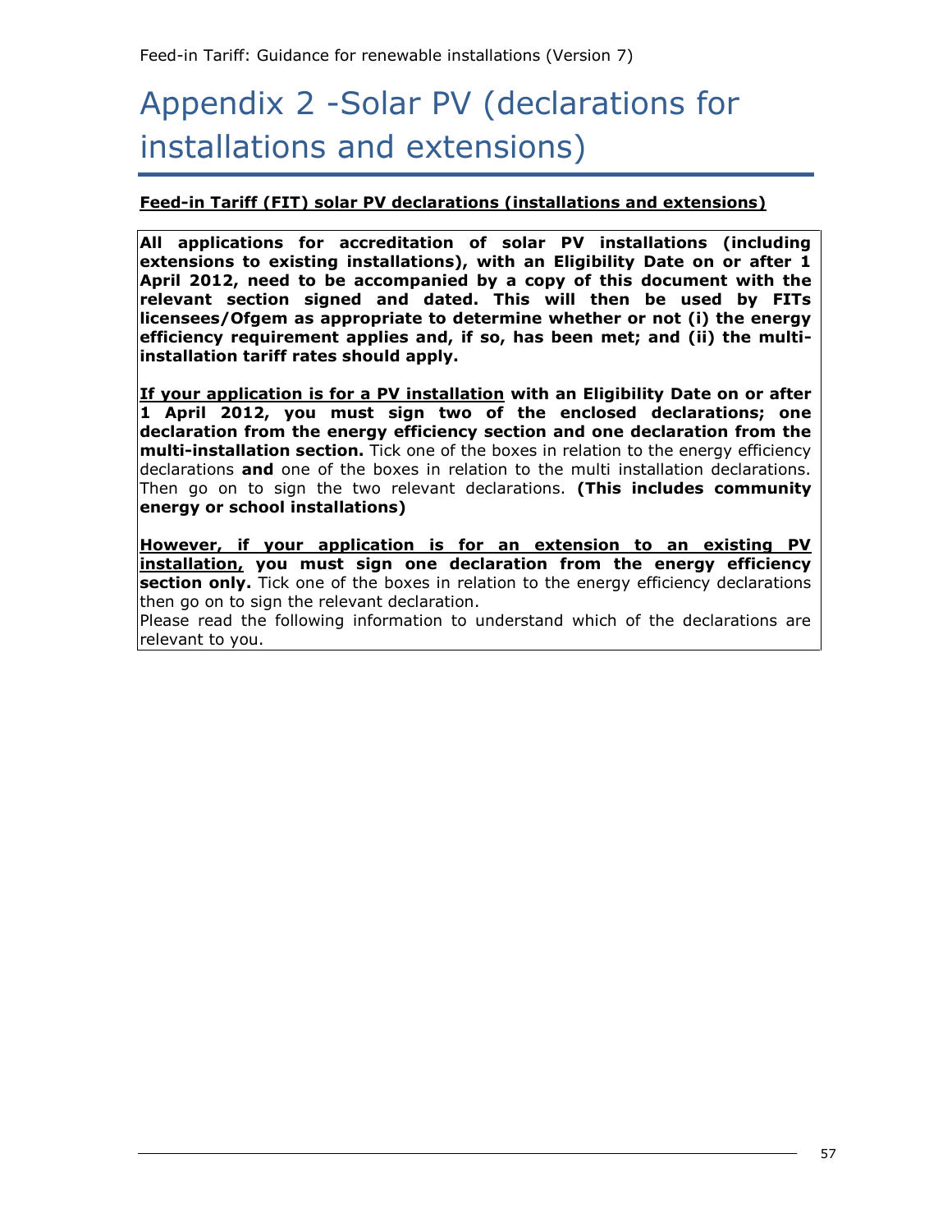# Appendix 2 -Solar PV (declarations for installations and extensions)

**<u>Feed-in Tariff (FIT) solar PV declarations (installations and extensions)</u>**

**All applications for accreditation of solar PV installations (including extensions to existing installations), with an Eligibility Date on or after 1 April 2012, need to be accompanied by a copy of this document with the relevant section signed and dated. This will then be used by FITs licensees/Ofgem as appropriate to determine whether or not (i) the energy efficiency requirement applies and, if so, has been met; and (ii) the multi-installation tariff rates should apply.**

**<u>If your application is for a PV installation</u> with an Eligibility Date on or after 1 April 2012, you must sign two of the enclosed declarations; one declaration from the energy efficiency section and one declaration from the multi-installation section.** Tick one of the boxes in relation to the energy efficiency declarations **and** one of the boxes in relation to the multi installation declarations. Then go on to sign the two relevant declarations. **(This includes community energy or school installations)**

**<u>However, if your application is for an extension to an existing PV installation,</u> you must sign one declaration from the energy efficiency section only.** Tick one of the boxes in relation to the energy efficiency declarations then go on to sign the relevant declaration.

Please read the following information to understand which of the declarations are relevant to you.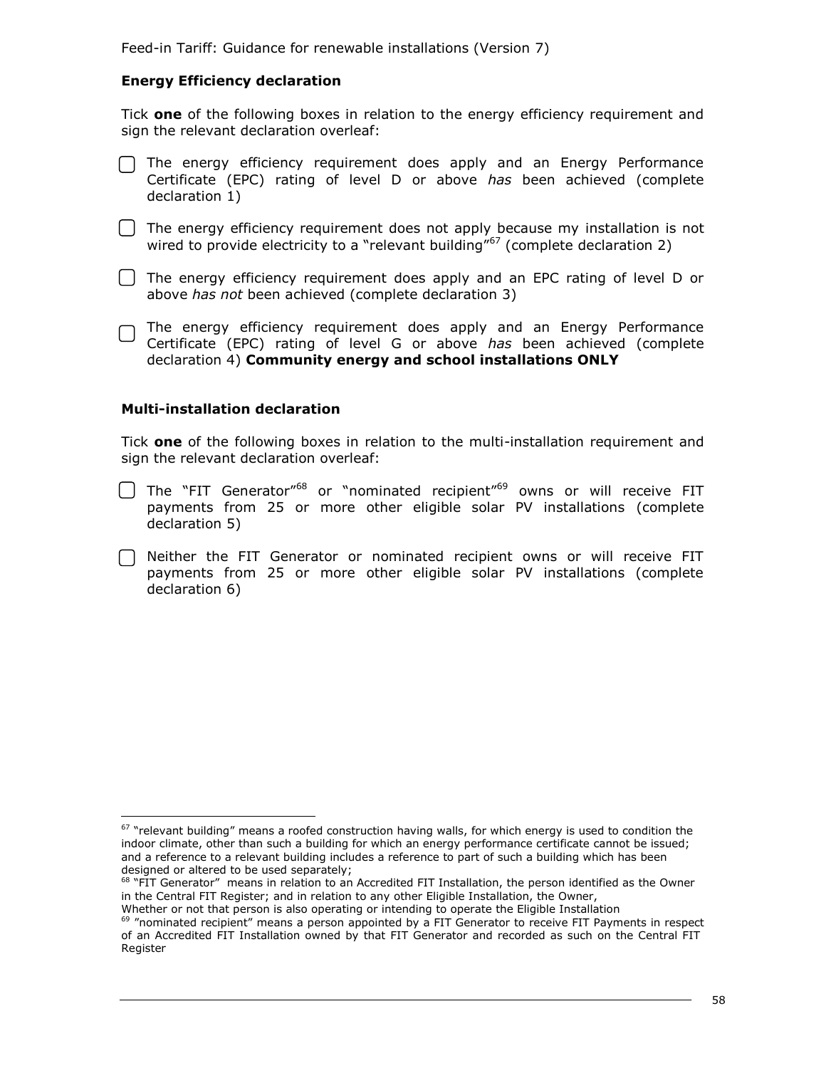**Energy Efficiency declaration**

Tick **one** of the following boxes in relation to the energy efficiency requirement and sign the relevant declaration overleaf:

- ☐ The energy efficiency requirement does apply and an Energy Performance Certificate (EPC) rating of level D or above *has* been achieved (complete declaration 1)
- ☐ The energy efficiency requirement does not apply because my installation is not wired to provide electricity to a "relevant building"[67] (complete declaration 2)
- ☐ The energy efficiency requirement does apply and an EPC rating of level D or above *has not* been achieved (complete declaration 3)
- ☐ The energy efficiency requirement does apply and an Energy Performance Certificate (EPC) rating of level G or above *has* been achieved (complete declaration 4) **Community energy and school installations ONLY**

**Multi-installation declaration**

Tick **one** of the following boxes in relation to the multi-installation requirement and sign the relevant declaration overleaf:

- ☐ The "FIT Generator"[68] or "nominated recipient"[69] owns or will receive FIT payments from 25 or more other eligible solar PV installations (complete declaration 5)
- ☐ Neither the FIT Generator or nominated recipient owns or will receive FIT payments from 25 or more other eligible solar PV installations (complete declaration 6)

---

[67] "relevant building" means a roofed construction having walls, for which energy is used to condition the indoor climate, other than such a building for which an energy performance certificate cannot be issued; and a reference to a relevant building includes a reference to part of such a building which has been designed or altered to be used separately;

[68] "FIT Generator" means in relation to an Accredited FIT Installation, the person identified as the Owner in the Central FIT Register; and in relation to any other Eligible Installation, the Owner, Whether or not that person is also operating or intending to operate the Eligible Installation

[69] "nominated recipient" means a person appointed by a FIT Generator to receive FIT Payments in respect of an Accredited FIT Installation owned by that FIT Generator and recorded as such on the Central FIT Register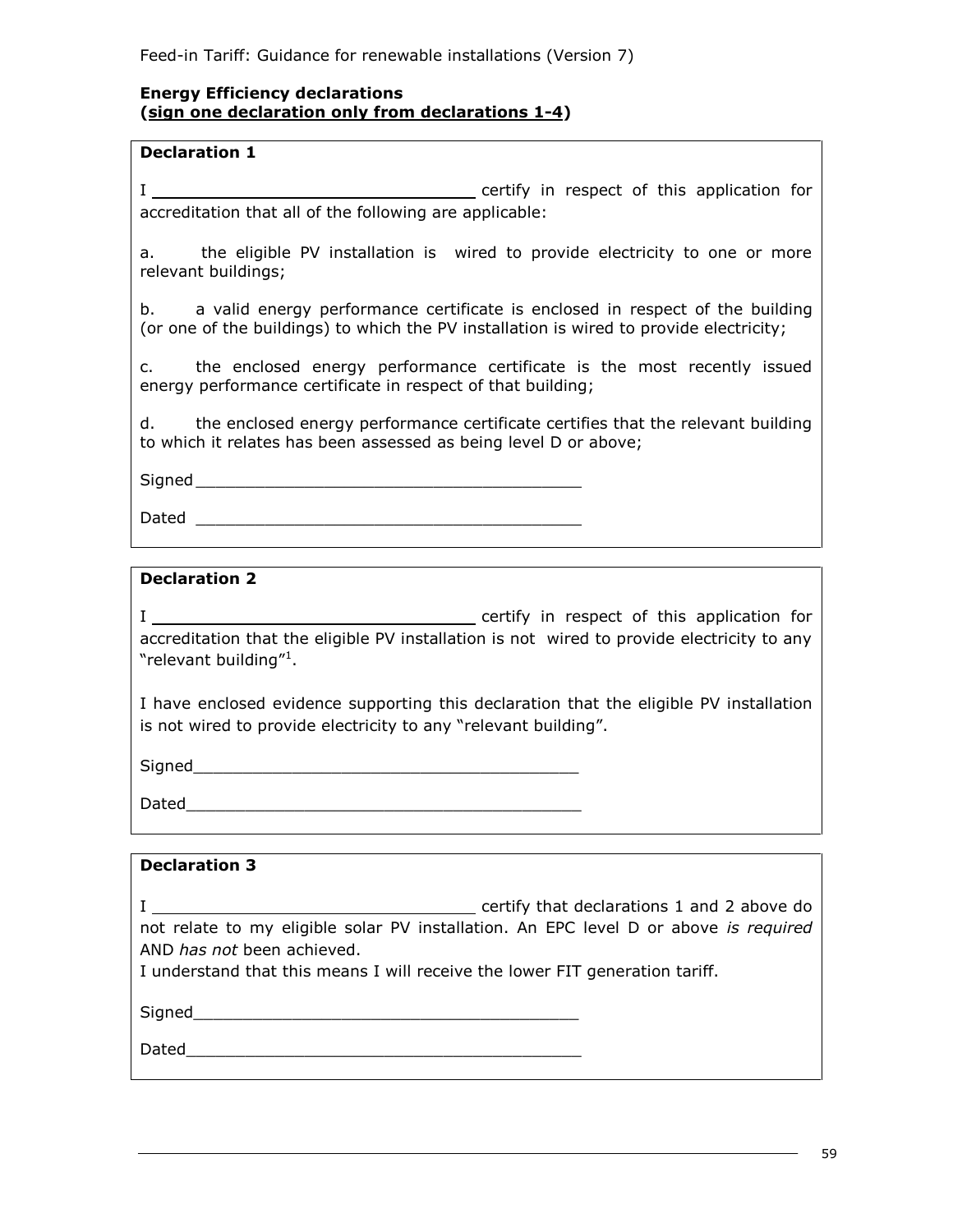**Energy Efficiency declarations**
**(sign one declaration only from declarations 1-4)**

**Declaration 1**

I ________________________________ certify in respect of this application for accreditation that all of the following are applicable:

a. the eligible PV installation is wired to provide electricity to one or more relevant buildings;

b. a valid energy performance certificate is enclosed in respect of the building (or one of the buildings) to which the PV installation is wired to provide electricity;

c. the enclosed energy performance certificate is the most recently issued energy performance certificate in respect of that building;

d. the enclosed energy performance certificate certifies that the relevant building to which it relates has been assessed as being level D or above;

Signed________________________________________

Dated ________________________________________

**Declaration 2**

I ________________________________ certify in respect of this application for accreditation that the eligible PV installation is not wired to provide electricity to any "relevant building"[1].

I have enclosed evidence supporting this declaration that the eligible PV installation is not wired to provide electricity to any "relevant building".

Signed________________________________________

Dated________________________________________

**Declaration 3**

I ________________________________ certify that declarations 1 and 2 above do not relate to my eligible solar PV installation. An EPC level D or above *is required* AND *has not* been achieved.

I understand that this means I will receive the lower FIT generation tariff.

Signed________________________________________

Dated________________________________________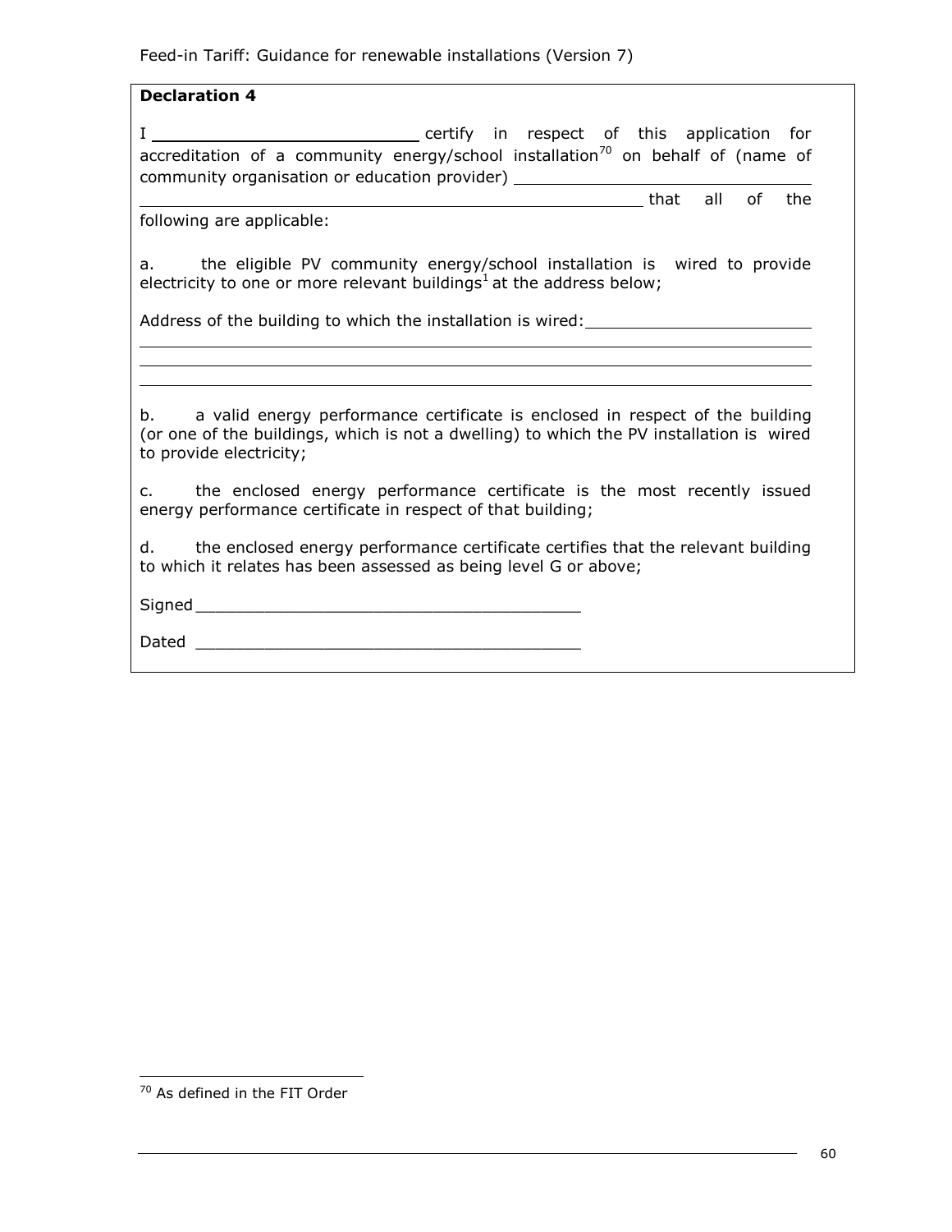**Declaration 4**

I \_\_\_\_\_\_\_\_\_\_\_\_\_\_\_\_\_\_\_\_\_\_\_\_\_\_\_\_\_\_ certify in respect of this application for accreditation of a community energy/school installation[70] on behalf of (name of community organisation or education provider) \_\_\_\_\_\_\_\_\_\_\_\_\_\_\_\_\_\_\_\_\_\_\_\_\_\_\_\_\_\_\_\_\_\_\_\_\_\_\_\_\_\_\_\_\_\_\_\_\_\_\_\_\_\_\_\_\_\_\_\_\_\_\_\_\_\_\_\_\_\_\_\_\_\_\_\_\_\_\_\_\_\_\_\_\_\_\_\_\_\_\_\_ that all of the following are applicable:

a. the eligible PV community energy/school installation is wired to provide electricity to one or more relevant buildings[1] at the address below;

Address of the building to which the installation is wired: \_\_\_\_\_\_\_\_\_\_\_\_\_\_\_\_\_\_\_\_\_\_\_\_\_\_\_\_\_\_

\_\_\_\_\_\_\_\_\_\_\_\_\_\_\_\_\_\_\_\_\_\_\_\_\_\_\_\_\_\_\_\_\_\_\_\_\_\_\_\_\_\_\_\_\_\_\_\_\_\_\_\_\_\_\_\_\_\_\_\_\_\_\_\_\_\_\_\_\_\_\_\_\_\_\_\_\_\_\_\_\_\_\_\_\_\_\_\_\_\_\_\_

\_\_\_\_\_\_\_\_\_\_\_\_\_\_\_\_\_\_\_\_\_\_\_\_\_\_\_\_\_\_\_\_\_\_\_\_\_\_\_\_\_\_\_\_\_\_\_\_\_\_\_\_\_\_\_\_\_\_\_\_\_\_\_\_\_\_\_\_\_\_\_\_\_\_\_\_\_\_\_\_\_\_\_\_\_\_\_\_\_\_\_\_

\_\_\_\_\_\_\_\_\_\_\_\_\_\_\_\_\_\_\_\_\_\_\_\_\_\_\_\_\_\_\_\_\_\_\_\_\_\_\_\_\_\_\_\_\_\_\_\_\_\_\_\_\_\_\_\_\_\_\_\_\_\_\_\_\_\_\_\_\_\_\_\_\_\_\_\_\_\_\_\_\_\_\_\_\_\_\_\_\_\_\_\_

b. a valid energy performance certificate is enclosed in respect of the building (or one of the buildings, which is not a dwelling) to which the PV installation is wired to provide electricity;

c. the enclosed energy performance certificate is the most recently issued energy performance certificate in respect of that building;

d. the enclosed energy performance certificate certifies that the relevant building to which it relates has been assessed as being level G or above;

Signed\_\_\_\_\_\_\_\_\_\_\_\_\_\_\_\_\_\_\_\_\_\_\_\_\_\_\_\_\_\_\_\_\_\_\_\_\_\_\_\_

Dated \_\_\_\_\_\_\_\_\_\_\_\_\_\_\_\_\_\_\_\_\_\_\_\_\_\_\_\_\_\_\_\_\_\_\_\_\_\_\_\_

---

[70] As defined in the FIT Order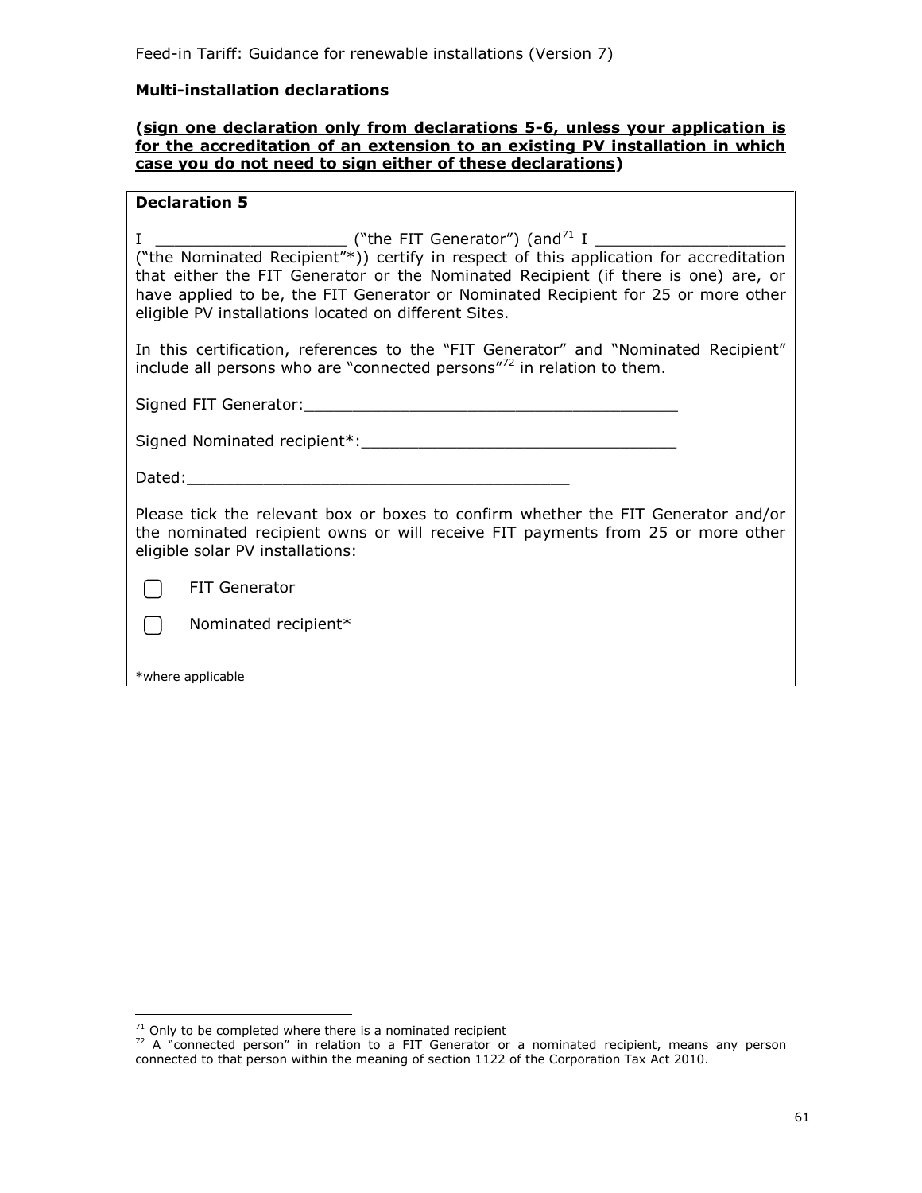**Multi-installation declarations**

**(<u>sign one declaration only from declarations 5-6, unless your application is for the accreditation of an extension to an existing PV installation in which case you do not need to sign either of these declarations</u>)**

**Declaration 5**

I ____________________ ("the FIT Generator") (and[71] I ____________________ ("the Nominated Recipient"*)) certify in respect of this application for accreditation that either the FIT Generator or the Nominated Recipient (if there is one) are, or have applied to be, the FIT Generator or Nominated Recipient for 25 or more other eligible PV installations located on different Sites.

In this certification, references to the "FIT Generator" and "Nominated Recipient" include all persons who are "connected persons"[72] in relation to them.

Signed FIT Generator:________________________________________

Signed Nominated recipient*:_________________________________

Dated:__________________________________________

Please tick the relevant box or boxes to confirm whether the FIT Generator and/or the nominated recipient owns or will receive FIT payments from 25 or more other eligible solar PV installations:

☐ FIT Generator

☐ Nominated recipient*

*where applicable

---

[71] Only to be completed where there is a nominated recipient

[72] A "connected person" in relation to a FIT Generator or a nominated recipient, means any person connected to that person within the meaning of section 1122 of the Corporation Tax Act 2010.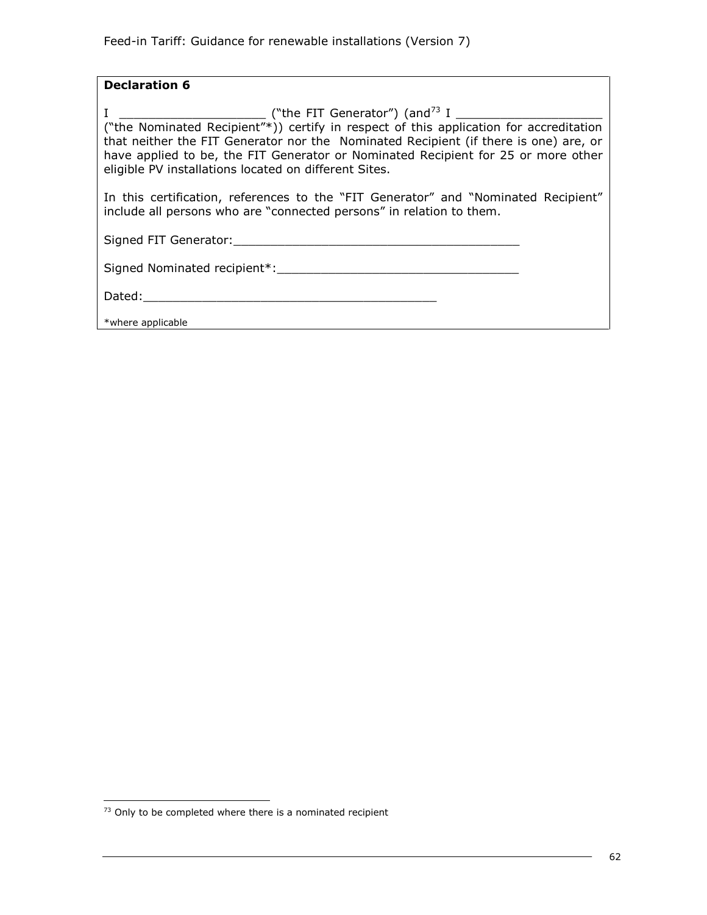**Declaration 6**

I ____________________ ("the FIT Generator") (and[73] I ____________________ ("the Nominated Recipient"*)) certify in respect of this application for accreditation that neither the FIT Generator nor the Nominated Recipient (if there is one) are, or have applied to be, the FIT Generator or Nominated Recipient for 25 or more other eligible PV installations located on different Sites.

In this certification, references to the "FIT Generator" and "Nominated Recipient" include all persons who are "connected persons" in relation to them.

Signed FIT Generator:________________________________________

Signed Nominated recipient*:_________________________________

Dated:_________________________________________

*where applicable

[73] Only to be completed where there is a nominated recipient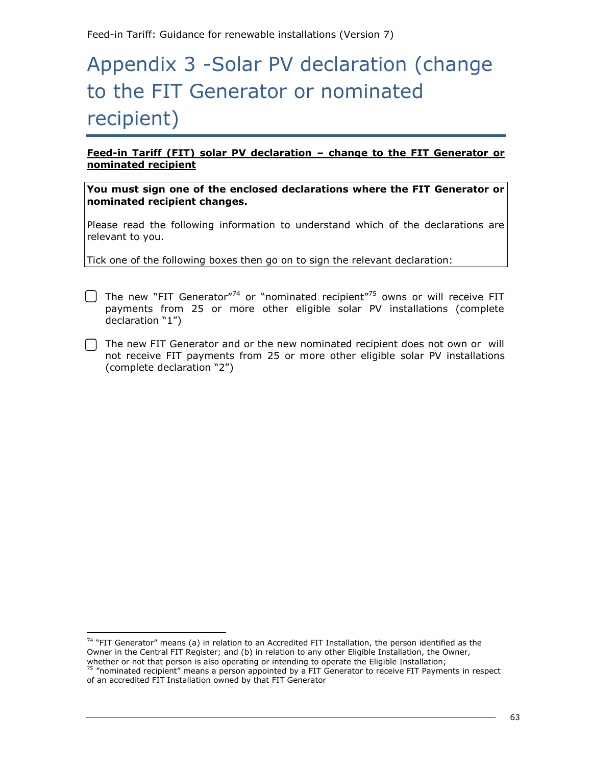# Appendix 3 -Solar PV declaration (change to the FIT Generator or nominated recipient)

**Feed-in Tariff (FIT) solar PV declaration – change to the FIT Generator or nominated recipient**

**You must sign one of the enclosed declarations where the FIT Generator or nominated recipient changes.**

Please read the following information to understand which of the declarations are relevant to you.

Tick one of the following boxes then go on to sign the relevant declaration:

- ☐ The new "FIT Generator"[74] or "nominated recipient"[75] owns or will receive FIT payments from 25 or more other eligible solar PV installations (complete declaration "1")

- ☐ The new FIT Generator and or the new nominated recipient does not own or will not receive FIT payments from 25 or more other eligible solar PV installations (complete declaration "2")

---

[74] "FIT Generator" means (a) in relation to an Accredited FIT Installation, the person identified as the Owner in the Central FIT Register; and (b) in relation to any other Eligible Installation, the Owner, whether or not that person is also operating or intending to operate the Eligible Installation;

[75] "nominated recipient" means a person appointed by a FIT Generator to receive FIT Payments in respect of an accredited FIT Installation owned by that FIT Generator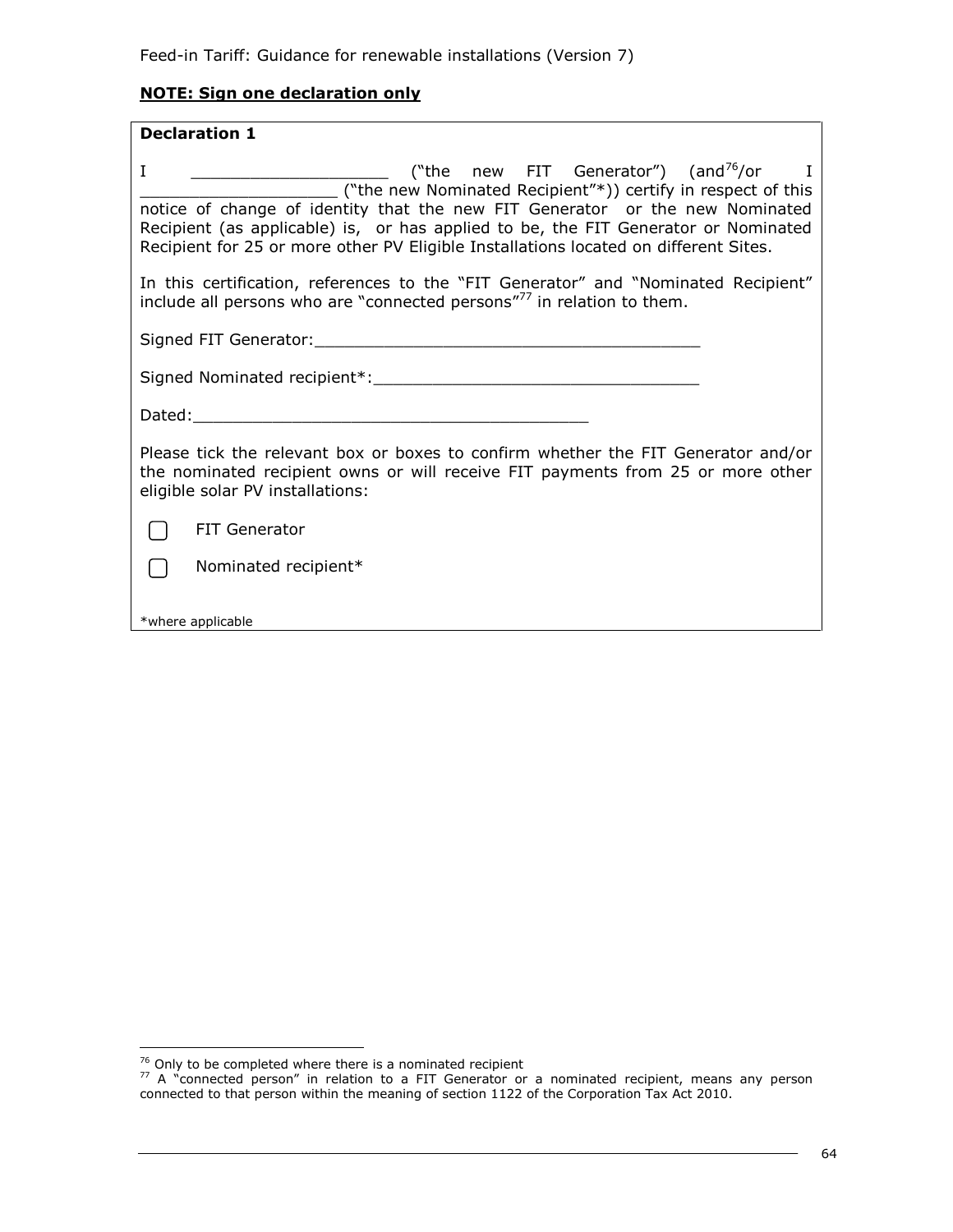**NOTE: Sign one declaration only**

**Declaration 1**

I ____________________ ("the new FIT Generator") (and[76]/or I ____________________ ("the new Nominated Recipient"*)) certify in respect of this notice of change of identity that the new FIT Generator or the new Nominated Recipient (as applicable) is, or has applied to be, the FIT Generator or Nominated Recipient for 25 or more other PV Eligible Installations located on different Sites.

In this certification, references to the "FIT Generator" and "Nominated Recipient" include all persons who are "connected persons"[77] in relation to them.

Signed FIT Generator:________________________________________

Signed Nominated recipient*:_________________________________

Dated:________________________________________

Please tick the relevant box or boxes to confirm whether the FIT Generator and/or the nominated recipient owns or will receive FIT payments from 25 or more other eligible solar PV installations:

☐ FIT Generator

☐ Nominated recipient*

*where applicable

---

[76] Only to be completed where there is a nominated recipient

[77] A "connected person" in relation to a FIT Generator or a nominated recipient, means any person connected to that person within the meaning of section 1122 of the Corporation Tax Act 2010.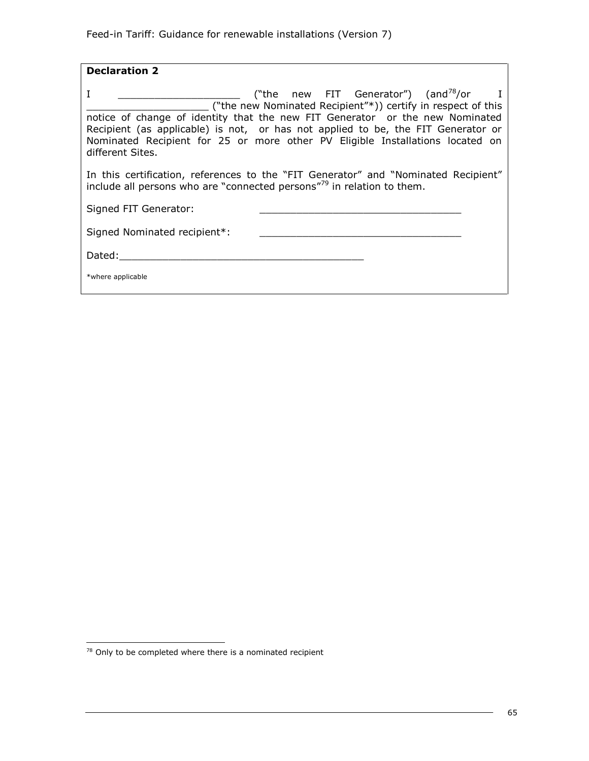**Declaration 2**

I ____________________ ("the new FIT Generator") (and[78]/or I ____________________ ("the new Nominated Recipient"*)) certify in respect of this notice of change of identity that the new FIT Generator or the new Nominated Recipient (as applicable) is not, or has not applied to be, the FIT Generator or Nominated Recipient for 25 or more other PV Eligible Installations located on different Sites.

In this certification, references to the "FIT Generator" and "Nominated Recipient" include all persons who are "connected persons"[79] in relation to them.

Signed FIT Generator: ____________________________________

Signed Nominated recipient*: ____________________________________

Dated:__________________________________________

*where applicable

---

[78] Only to be completed where there is a nominated recipient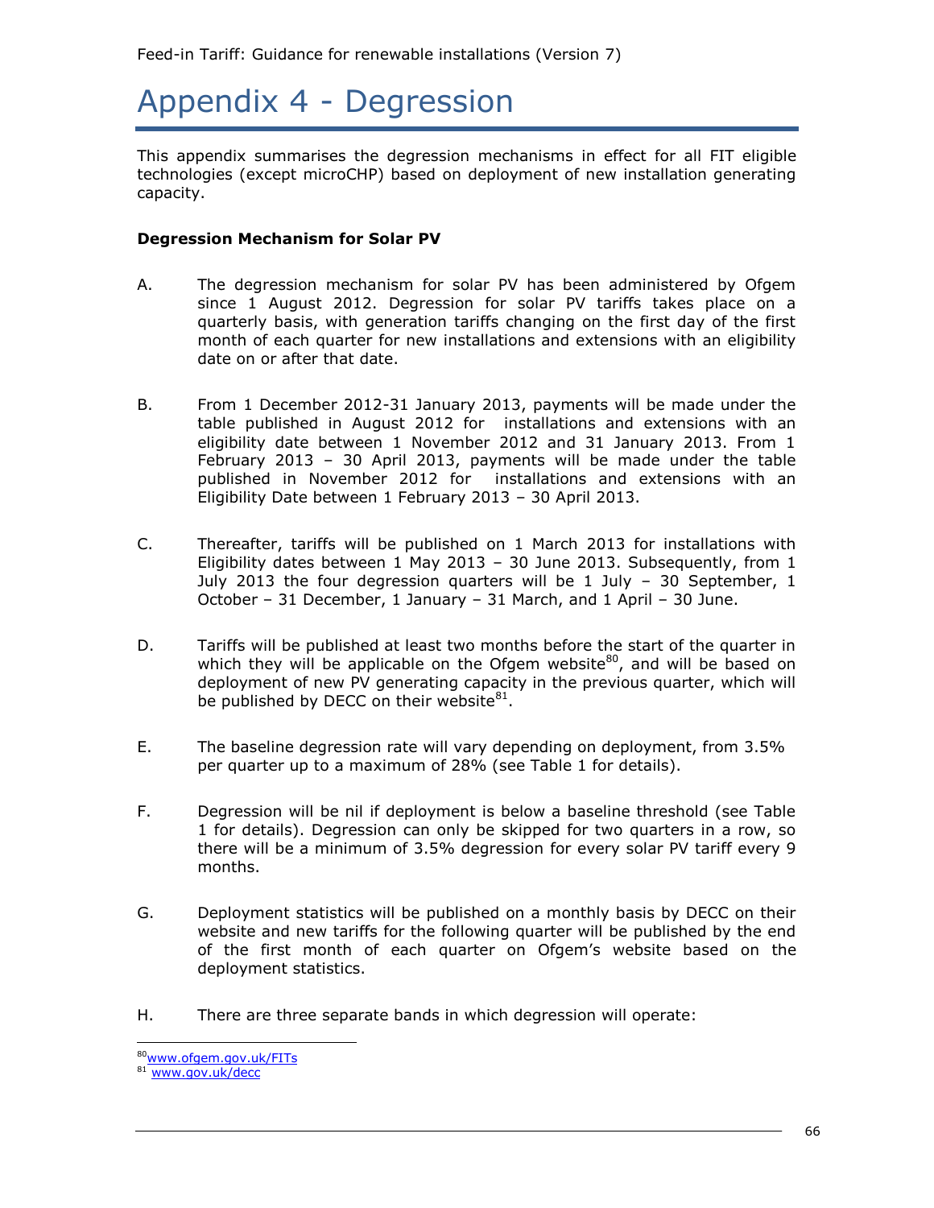# Appendix 4 - Degression

This appendix summarises the degression mechanisms in effect for all FIT eligible technologies (except microCHP) based on deployment of new installation generating capacity.

**Degression Mechanism for Solar PV**

A. The degression mechanism for solar PV has been administered by Ofgem since 1 August 2012. Degression for solar PV tariffs takes place on a quarterly basis, with generation tariffs changing on the first day of the first month of each quarter for new installations and extensions with an eligibility date on or after that date.

B. From 1 December 2012-31 January 2013, payments will be made under the table published in August 2012 for installations and extensions with an eligibility date between 1 November 2012 and 31 January 2013. From 1 February 2013 – 30 April 2013, payments will be made under the table published in November 2012 for installations and extensions with an Eligibility Date between 1 February 2013 – 30 April 2013.

C. Thereafter, tariffs will be published on 1 March 2013 for installations with Eligibility dates between 1 May 2013 – 30 June 2013. Subsequently, from 1 July 2013 the four degression quarters will be 1 July – 30 September, 1 October – 31 December, 1 January – 31 March, and 1 April – 30 June.

D. Tariffs will be published at least two months before the start of the quarter in which they will be applicable on the Ofgem website[80], and will be based on deployment of new PV generating capacity in the previous quarter, which will be published by DECC on their website[81].

E. The baseline degression rate will vary depending on deployment, from 3.5% per quarter up to a maximum of 28% (see Table 1 for details).

F. Degression will be nil if deployment is below a baseline threshold (see Table 1 for details). Degression can only be skipped for two quarters in a row, so there will be a minimum of 3.5% degression for every solar PV tariff every 9 months.

G. Deployment statistics will be published on a monthly basis by DECC on their website and new tariffs for the following quarter will be published by the end of the first month of each quarter on Ofgem's website based on the deployment statistics.

H. There are three separate bands in which degression will operate:

[80] www.ofgem.gov.uk/FITs

[81] www.gov.uk/decc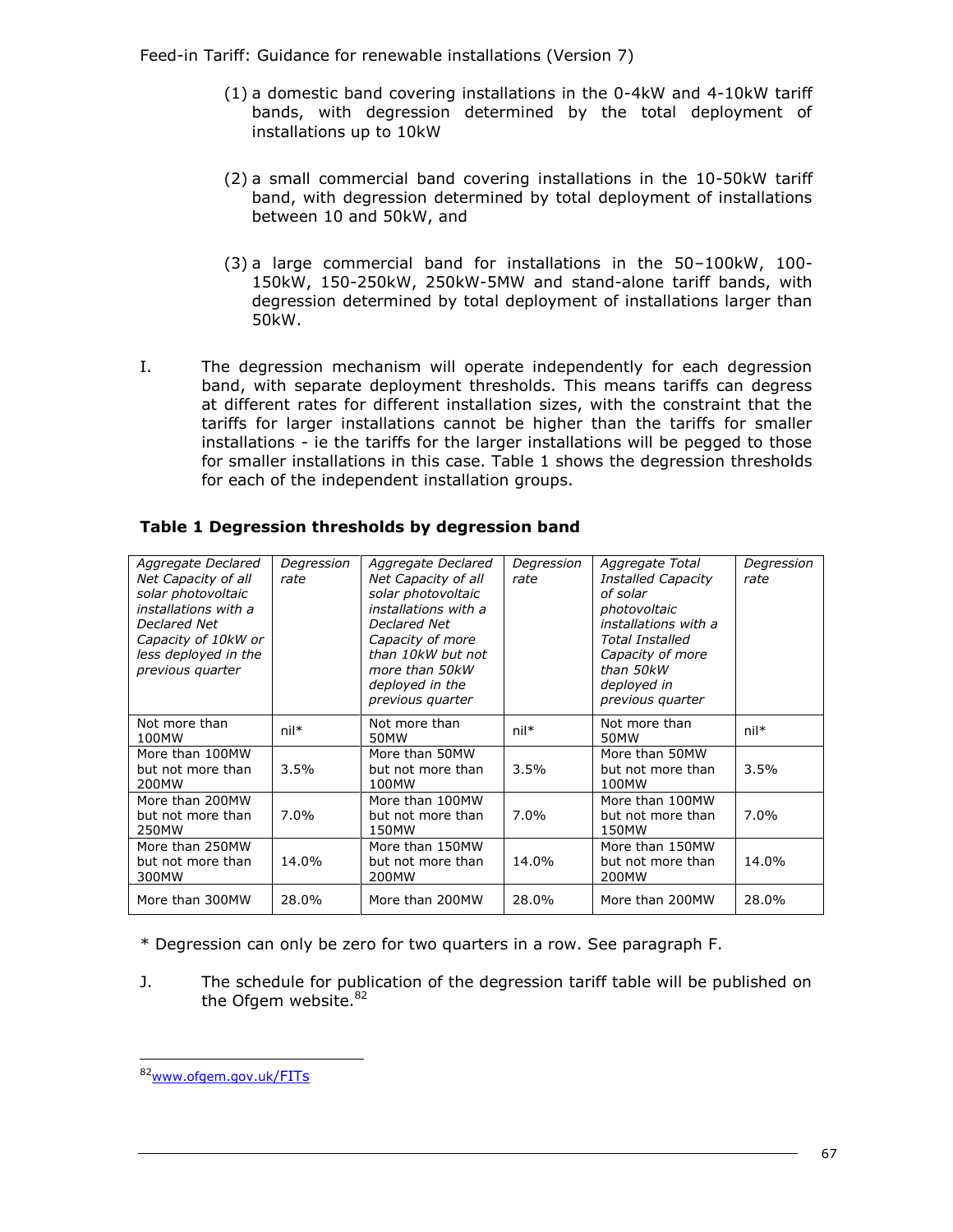(1) a domestic band covering installations in the 0-4kW and 4-10kW tariff bands, with degression determined by the total deployment of installations up to 10kW

(2) a small commercial band covering installations in the 10-50kW tariff band, with degression determined by total deployment of installations between 10 and 50kW, and

(3) a large commercial band for installations in the 50–100kW, 100-150kW, 150-250kW, 250kW-5MW and stand-alone tariff bands, with degression determined by total deployment of installations larger than 50kW.

I. The degression mechanism will operate independently for each degression band, with separate deployment thresholds. This means tariffs can degress at different rates for different installation sizes, with the constraint that the tariffs for larger installations cannot be higher than the tariffs for smaller installations - ie the tariffs for the larger installations will be pegged to those for smaller installations in this case. Table 1 shows the degression thresholds for each of the independent installation groups.

**Table 1 Degression thresholds by degression band**

| *Aggregate Declared Net Capacity of all solar photovoltaic installations with a Declared Net Capacity of 10kW or less deployed in the previous quarter* | *Degression rate* | *Aggregate Declared Net Capacity of all solar photovoltaic installations with a Declared Net Capacity of more than 10kW but not more than 50kW deployed in the previous quarter* | *Degression rate* | *Aggregate Total Installed Capacity of solar photovoltaic installations with a Total Installed Capacity of more than 50kW deployed in previous quarter* | *Degression rate* |
|---|---|---|---|---|---|
| Not more than 100MW | nil* | Not more than 50MW | nil* | Not more than 50MW | nil* |
| More than 100MW but not more than 200MW | 3.5% | More than 50MW but not more than 100MW | 3.5% | More than 50MW but not more than 100MW | 3.5% |
| More than 200MW but not more than 250MW | 7.0% | More than 100MW but not more than 150MW | 7.0% | More than 100MW but not more than 150MW | 7.0% |
| More than 250MW but not more than 300MW | 14.0% | More than 150MW but not more than 200MW | 14.0% | More than 150MW but not more than 200MW | 14.0% |
| More than 300MW | 28.0% | More than 200MW | 28.0% | More than 200MW | 28.0% |

* Degression can only be zero for two quarters in a row. See paragraph F.

J. The schedule for publication of the degression tariff table will be published on the Ofgem website.[82]

[82] www.ofgem.gov.uk/FITs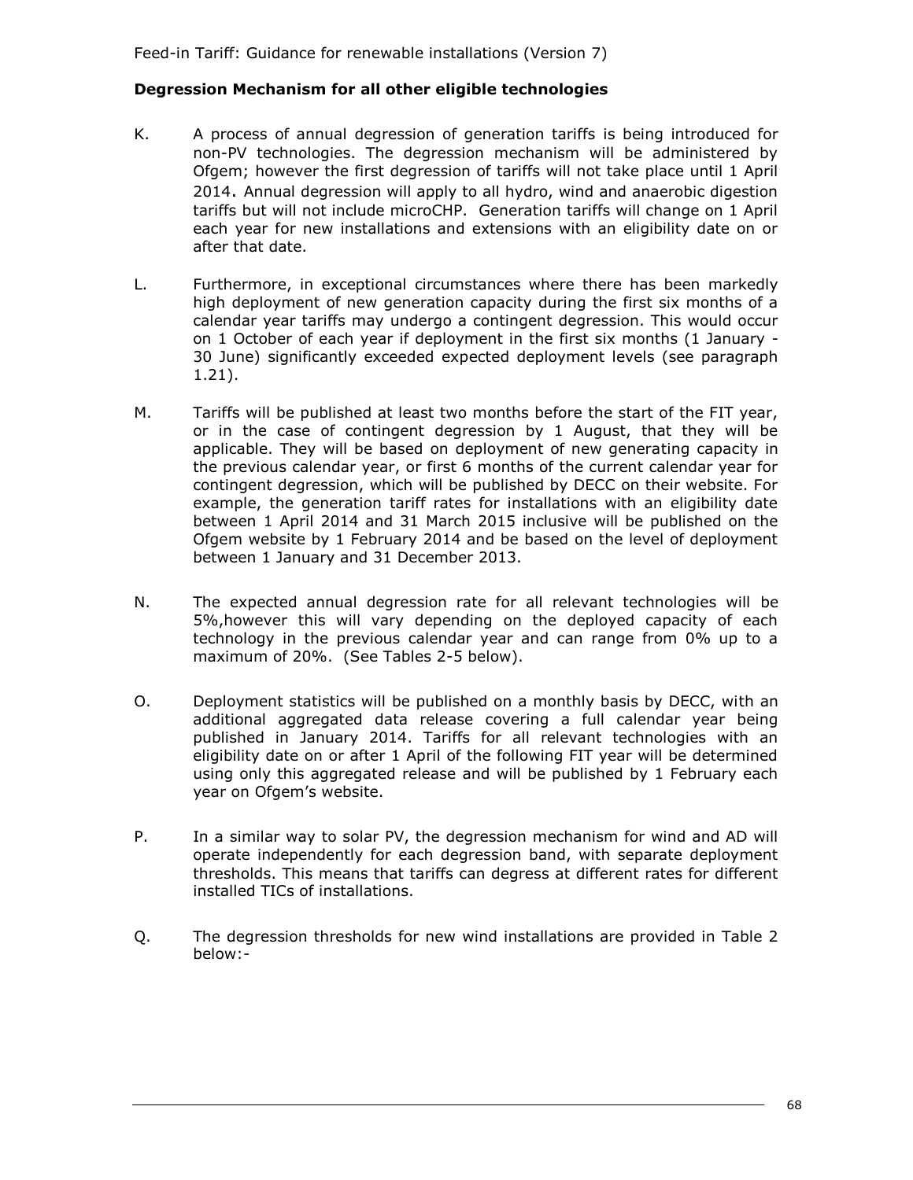### Degression Mechanism for all other eligible technologies

K. A process of annual degression of generation tariffs is being introduced for non-PV technologies. The degression mechanism will be administered by Ofgem; however the first degression of tariffs will not take place until 1 April 2014. Annual degression will apply to all hydro, wind and anaerobic digestion tariffs but will not include microCHP. Generation tariffs will change on 1 April each year for new installations and extensions with an eligibility date on or after that date.

L. Furthermore, in exceptional circumstances where there has been markedly high deployment of new generation capacity during the first six months of a calendar year tariffs may undergo a contingent degression. This would occur on 1 October of each year if deployment in the first six months (1 January - 30 June) significantly exceeded expected deployment levels (see paragraph 1.21).

M. Tariffs will be published at least two months before the start of the FIT year, or in the case of contingent degression by 1 August, that they will be applicable. They will be based on deployment of new generating capacity in the previous calendar year, or first 6 months of the current calendar year for contingent degression, which will be published by DECC on their website. For example, the generation tariff rates for installations with an eligibility date between 1 April 2014 and 31 March 2015 inclusive will be published on the Ofgem website by 1 February 2014 and be based on the level of deployment between 1 January and 31 December 2013.

N. The expected annual degression rate for all relevant technologies will be 5%,however this will vary depending on the deployed capacity of each technology in the previous calendar year and can range from 0% up to a maximum of 20%. (See Tables 2-5 below).

O. Deployment statistics will be published on a monthly basis by DECC, with an additional aggregated data release covering a full calendar year being published in January 2014. Tariffs for all relevant technologies with an eligibility date on or after 1 April of the following FIT year will be determined using only this aggregated release and will be published by 1 February each year on Ofgem's website.

P. In a similar way to solar PV, the degression mechanism for wind and AD will operate independently for each degression band, with separate deployment thresholds. This means that tariffs can degress at different rates for different installed TICs of installations.

Q. The degression thresholds for new wind installations are provided in Table 2 below:-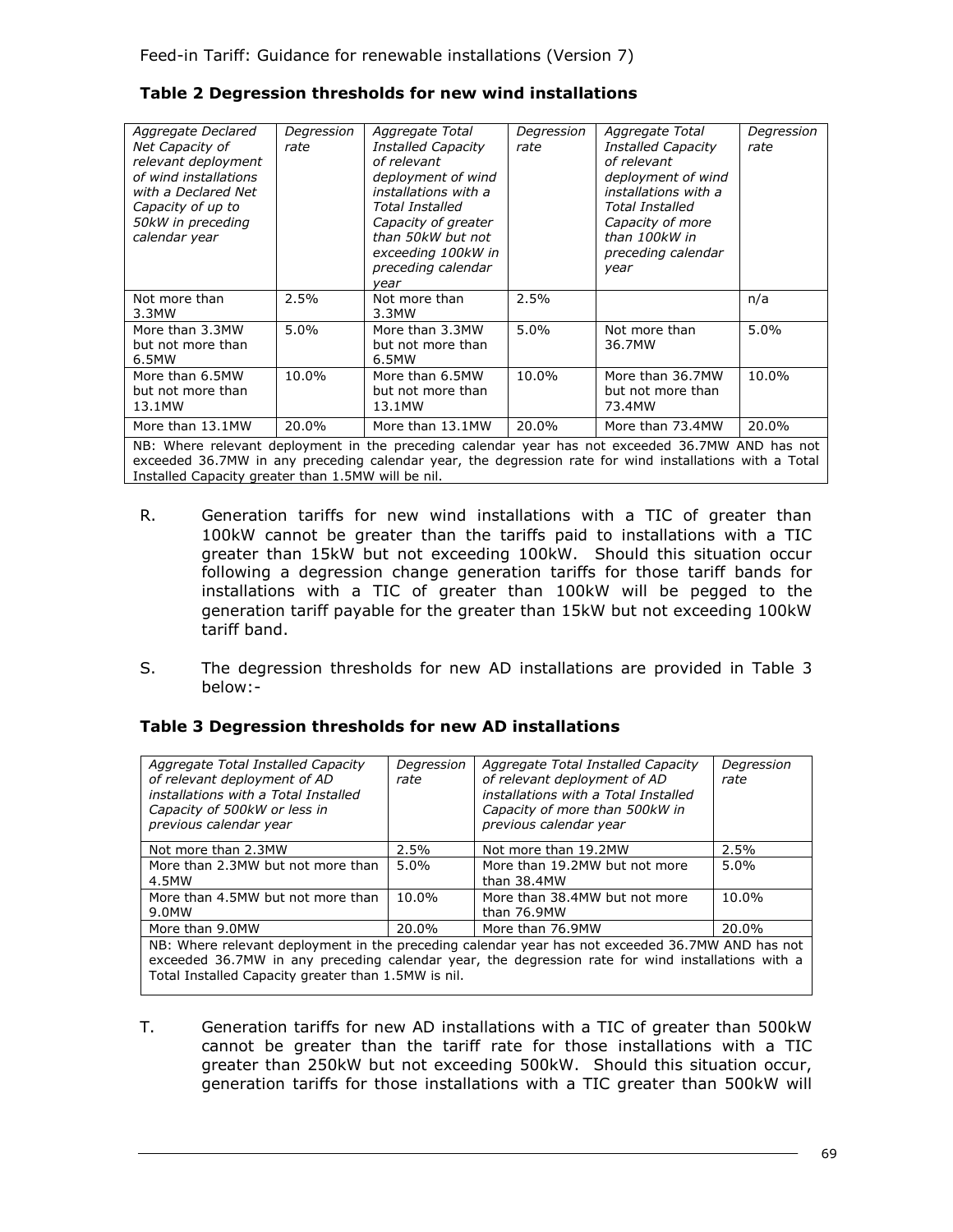**Table 2 Degression thresholds for new wind installations**

| *Aggregate Declared Net Capacity of relevant deployment of wind installations with a Declared Net Capacity of up to 50kW in preceding calendar year* | *Degression rate* | *Aggregate Total Installed Capacity of relevant deployment of wind installations with a Total Installed Capacity of greater than 50kW but not exceeding 100kW in preceding calendar year* | *Degression rate* | *Aggregate Total Installed Capacity of relevant deployment of wind installations with a Total Installed Capacity of more than 100kW in preceding calendar year* | *Degression rate* |
|---|---|---|---|---|---|
| Not more than 3.3MW | 2.5% | Not more than 3.3MW | 2.5% | | n/a |
| More than 3.3MW but not more than 6.5MW | 5.0% | More than 3.3MW but not more than 6.5MW | 5.0% | Not more than 36.7MW | 5.0% |
| More than 6.5MW but not more than 13.1MW | 10.0% | More than 6.5MW but not more than 13.1MW | 10.0% | More than 36.7MW but not more than 73.4MW | 10.0% |
| More than 13.1MW | 20.0% | More than 13.1MW | 20.0% | More than 73.4MW | 20.0% |
| NB: Where relevant deployment in the preceding calendar year has not exceeded 36.7MW AND has not exceeded 36.7MW in any preceding calendar year, the degression rate for wind installations with a Total Installed Capacity greater than 1.5MW will be nil. | | | | | |

R. Generation tariffs for new wind installations with a TIC of greater than 100kW cannot be greater than the tariffs paid to installations with a TIC greater than 15kW but not exceeding 100kW. Should this situation occur following a degression change generation tariffs for those tariff bands for installations with a TIC of greater than 100kW will be pegged to the generation tariff payable for the greater than 15kW but not exceeding 100kW tariff band.

S. The degression thresholds for new AD installations are provided in Table 3 below:-

**Table 3 Degression thresholds for new AD installations**

| *Aggregate Total Installed Capacity of relevant deployment of AD installations with a Total Installed Capacity of 500kW or less in previous calendar year* | *Degression rate* | *Aggregate Total Installed Capacity of relevant deployment of AD installations with a Total Installed Capacity of more than 500kW in previous calendar year* | *Degression rate* |
|---|---|---|---|
| Not more than 2.3MW | 2.5% | Not more than 19.2MW | 2.5% |
| More than 2.3MW but not more than 4.5MW | 5.0% | More than 19.2MW but not more than 38.4MW | 5.0% |
| More than 4.5MW but not more than 9.0MW | 10.0% | More than 38.4MW but not more than 76.9MW | 10.0% |
| More than 9.0MW | 20.0% | More than 76.9MW | 20.0% |
| NB: Where relevant deployment in the preceding calendar year has not exceeded 36.7MW AND has not exceeded 36.7MW in any preceding calendar year, the degression rate for wind installations with a Total Installed Capacity greater than 1.5MW is nil. | | | |

T. Generation tariffs for new AD installations with a TIC of greater than 500kW cannot be greater than the tariff rate for those installations with a TIC greater than 250kW but not exceeding 500kW. Should this situation occur, generation tariffs for those installations with a TIC greater than 500kW will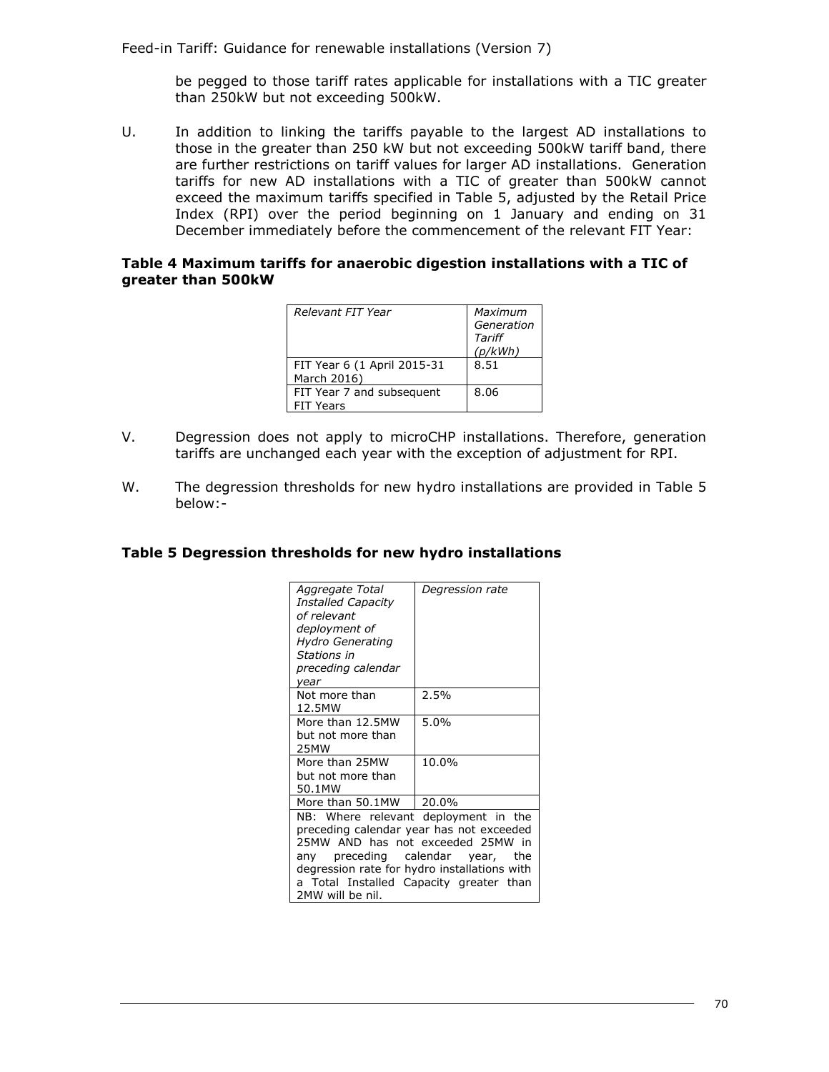be pegged to those tariff rates applicable for installations with a TIC greater than 250kW but not exceeding 500kW.

U. In addition to linking the tariffs payable to the largest AD installations to those in the greater than 250 kW but not exceeding 500kW tariff band, there are further restrictions on tariff values for larger AD installations. Generation tariffs for new AD installations with a TIC of greater than 500kW cannot exceed the maximum tariffs specified in Table 5, adjusted by the Retail Price Index (RPI) over the period beginning on 1 January and ending on 31 December immediately before the commencement of the relevant FIT Year:

**Table 4 Maximum tariffs for anaerobic digestion installations with a TIC of greater than 500kW**

| *Relevant FIT Year* | *Maximum Generation Tariff (p/kWh)* |
|---|---|
| FIT Year 6 (1 April 2015-31 March 2016) | 8.51 |
| FIT Year 7 and subsequent FIT Years | 8.06 |

V. Degression does not apply to microCHP installations. Therefore, generation tariffs are unchanged each year with the exception of adjustment for RPI.

W. The degression thresholds for new hydro installations are provided in Table 5 below:-

**Table 5 Degression thresholds for new hydro installations**

| *Aggregate Total Installed Capacity of relevant deployment of Hydro Generating Stations in preceding calendar year* | *Degression rate* |
|---|---|
| Not more than 12.5MW | 2.5% |
| More than 12.5MW but not more than 25MW | 5.0% |
| More than 25MW but not more than 50.1MW | 10.0% |
| More than 50.1MW | 20.0% |
| NB: Where relevant deployment in the preceding calendar year has not exceeded 25MW AND has not exceeded 25MW in any preceding calendar year, the degression rate for hydro installations with a Total Installed Capacity greater than 2MW will be nil. | |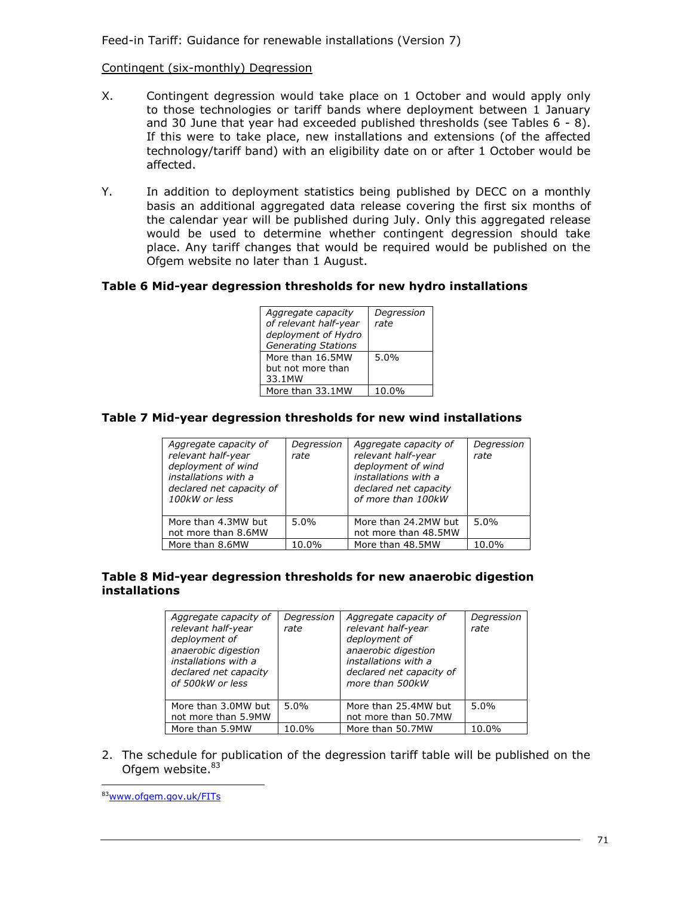Contingent (six-monthly) Degression

X. Contingent degression would take place on 1 October and would apply only to those technologies or tariff bands where deployment between 1 January and 30 June that year had exceeded published thresholds (see Tables 6 - 8). If this were to take place, new installations and extensions (of the affected technology/tariff band) with an eligibility date on or after 1 October would be affected.

Y. In addition to deployment statistics being published by DECC on a monthly basis an additional aggregated data release covering the first six months of the calendar year will be published during July. Only this aggregated release would be used to determine whether contingent degression should take place. Any tariff changes that would be required would be published on the Ofgem website no later than 1 August.

**Table 6 Mid-year degression thresholds for new hydro installations**

| *Aggregate capacity of relevant half-year deployment of Hydro Generating Stations* | *Degression rate* |
|---|---|
| More than 16.5MW but not more than 33.1MW | 5.0% |
| More than 33.1MW | 10.0% |

**Table 7 Mid-year degression thresholds for new wind installations**

| *Aggregate capacity of relevant half-year deployment of wind installations with a declared net capacity of 100kW or less* | *Degression rate* | *Aggregate capacity of relevant half-year deployment of wind installations with a declared net capacity of more than 100kW* | *Degression rate* |
|---|---|---|---|
| More than 4.3MW but not more than 8.6MW | 5.0% | More than 24.2MW but not more than 48.5MW | 5.0% |
| More than 8.6MW | 10.0% | More than 48.5MW | 10.0% |

**Table 8 Mid-year degression thresholds for new anaerobic digestion installations**

| *Aggregate capacity of relevant half-year deployment of anaerobic digestion installations with a declared net capacity of 500kW or less* | *Degression rate* | *Aggregate capacity of relevant half-year deployment of anaerobic digestion installations with a declared net capacity of more than 500kW* | *Degression rate* |
|---|---|---|---|
| More than 3.0MW but not more than 5.9MW | 5.0% | More than 25.4MW but not more than 50.7MW | 5.0% |
| More than 5.9MW | 10.0% | More than 50.7MW | 10.0% |

2. The schedule for publication of the degression tariff table will be published on the Ofgem website.[83]

[83] www.ofgem.gov.uk/FITs